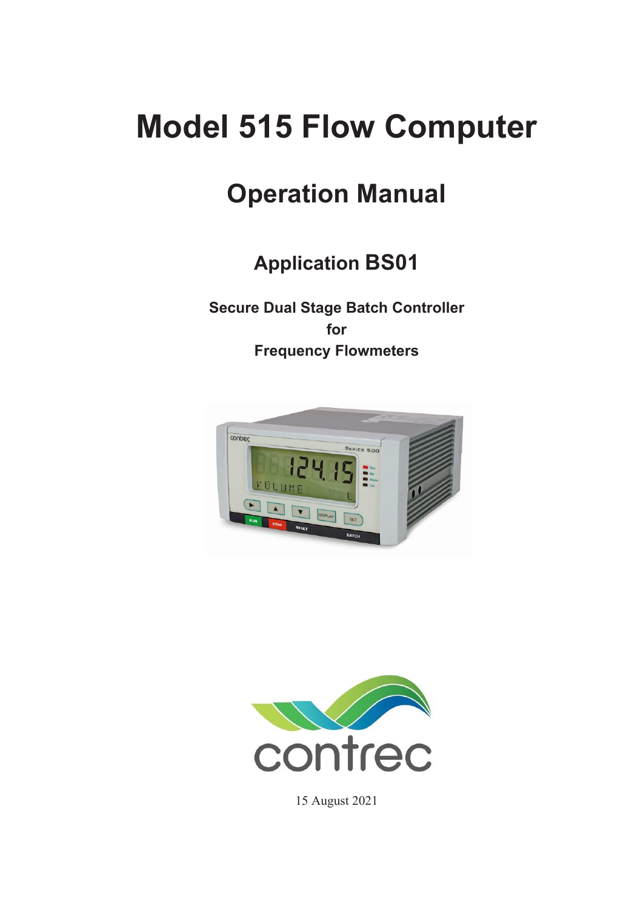# Model 515 Flow Computer

## Operation Manual

### Application BS01

**Secure Dual Stage Batch Controller**
**for**
**Frequency Flowmeters**

contrec

15 August 2021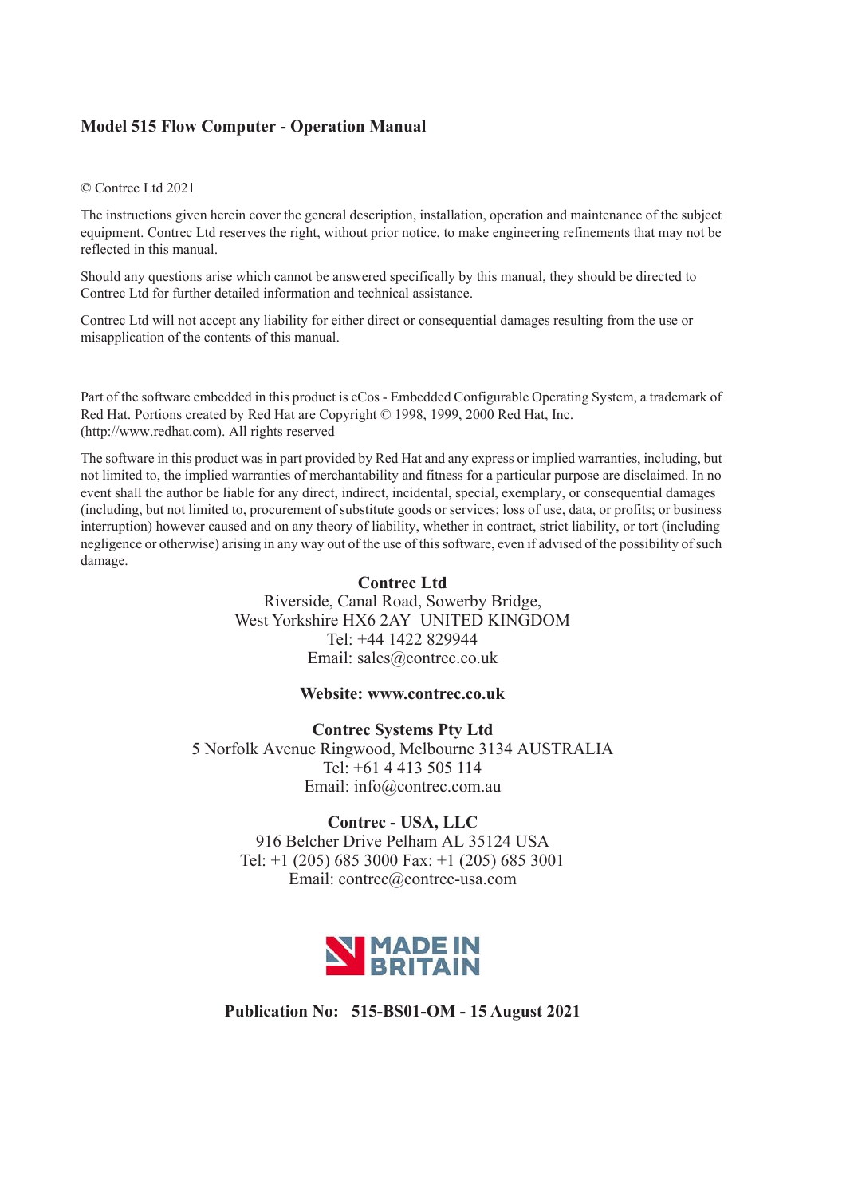**Model 515 Flow Computer - Operation Manual**

© Contrec Ltd 2021

The instructions given herein cover the general description, installation, operation and maintenance of the subject equipment. Contrec Ltd reserves the right, without prior notice, to make engineering refinements that may not be reflected in this manual.

Should any questions arise which cannot be answered specifically by this manual, they should be directed to Contrec Ltd for further detailed information and technical assistance.

Contrec Ltd will not accept any liability for either direct or consequential damages resulting from the use or misapplication of the contents of this manual.

Part of the software embedded in this product is eCos - Embedded Configurable Operating System, a trademark of Red Hat. Portions created by Red Hat are Copyright © 1998, 1999, 2000 Red Hat, Inc. (http://www.redhat.com). All rights reserved

The software in this product was in part provided by Red Hat and any express or implied warranties, including, but not limited to, the implied warranties of merchantability and fitness for a particular purpose are disclaimed. In no event shall the author be liable for any direct, indirect, incidental, special, exemplary, or consequential damages (including, but not limited to, procurement of substitute goods or services; loss of use, data, or profits; or business interruption) however caused and on any theory of liability, whether in contract, strict liability, or tort (including negligence or otherwise) arising in any way out of the use of this software, even if advised of the possibility of such damage.

**Contrec Ltd**
Riverside, Canal Road, Sowerby Bridge,
West Yorkshire HX6 2AY UNITED KINGDOM
Tel: +44 1422 829944
Email: sales@contrec.co.uk

**Website: www.contrec.co.uk**

**Contrec Systems Pty Ltd**
5 Norfolk Avenue Ringwood, Melbourne 3134 AUSTRALIA
Tel: +61 4 413 505 114
Email: info@contrec.com.au

**Contrec - USA, LLC**
916 Belcher Drive Pelham AL 35124 USA
Tel: +1 (205) 685 3000 Fax: +1 (205) 685 3001
Email: contrec@contrec-usa.com

MADE IN BRITAIN

**Publication No: 515-BS01-OM - 15 August 2021**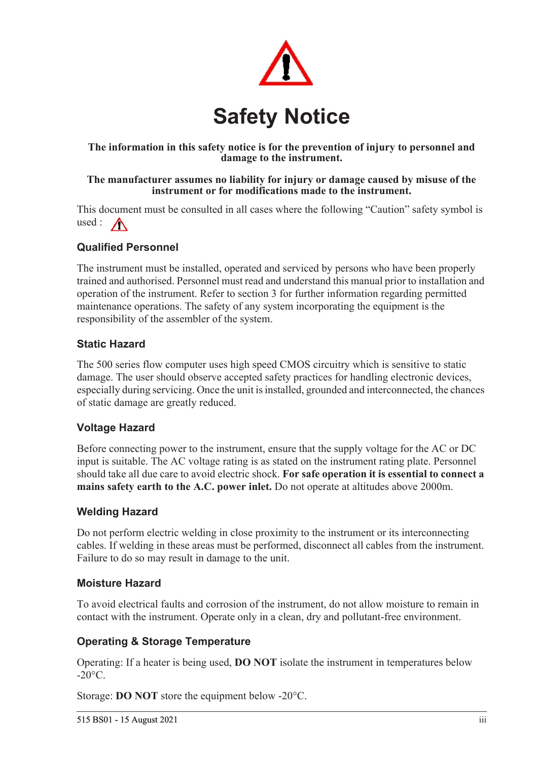# Safety Notice

**The information in this safety notice is for the prevention of injury to personnel and damage to the instrument.**

**The manufacturer assumes no liability for injury or damage caused by misuse of the instrument or for modifications made to the instrument.**

This document must be consulted in all cases where the following “Caution” safety symbol is used :

### Qualified Personnel

The instrument must be installed, operated and serviced by persons who have been properly trained and authorised. Personnel must read and understand this manual prior to installation and operation of the instrument. Refer to section 3 for further information regarding permitted maintenance operations. The safety of any system incorporating the equipment is the responsibility of the assembler of the system.

### Static Hazard

The 500 series flow computer uses high speed CMOS circuitry which is sensitive to static damage. The user should observe accepted safety practices for handling electronic devices, especially during servicing. Once the unit is installed, grounded and interconnected, the chances of static damage are greatly reduced.

### Voltage Hazard

Before connecting power to the instrument, ensure that the supply voltage for the AC or DC input is suitable. The AC voltage rating is as stated on the instrument rating plate. Personnel should take all due care to avoid electric shock. **For safe operation it is essential to connect a mains safety earth to the A.C. power inlet.** Do not operate at altitudes above 2000m.

### Welding Hazard

Do not perform electric welding in close proximity to the instrument or its interconnecting cables. If welding in these areas must be performed, disconnect all cables from the instrument. Failure to do so may result in damage to the unit.

### Moisture Hazard

To avoid electrical faults and corrosion of the instrument, do not allow moisture to remain in contact with the instrument. Operate only in a clean, dry and pollutant-free environment.

### Operating & Storage Temperature

Operating: If a heater is being used, **DO NOT** isolate the instrument in temperatures below -20°C.

Storage: **DO NOT** store the equipment below -20°C.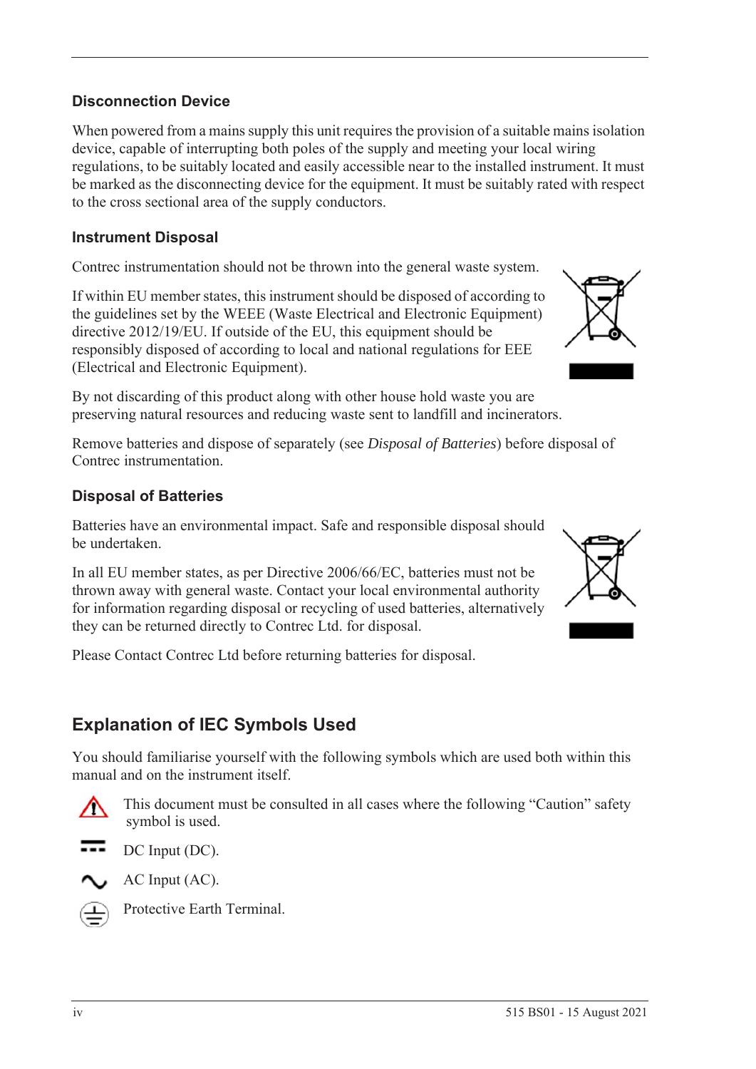### Disconnection Device

When powered from a mains supply this unit requires the provision of a suitable mains isolation device, capable of interrupting both poles of the supply and meeting your local wiring regulations, to be suitably located and easily accessible near to the installed instrument. It must be marked as the disconnecting device for the equipment. It must be suitably rated with respect to the cross sectional area of the supply conductors.

### Instrument Disposal

Contrec instrumentation should not be thrown into the general waste system.

If within EU member states, this instrument should be disposed of according to the guidelines set by the WEEE (Waste Electrical and Electronic Equipment) directive 2012/19/EU. If outside of the EU, this equipment should be responsibly disposed of according to local and national regulations for EEE (Electrical and Electronic Equipment).

By not discarding of this product along with other house hold waste you are preserving natural resources and reducing waste sent to landfill and incinerators.

Remove batteries and dispose of separately (see *Disposal of Batteries*) before disposal of Contrec instrumentation.

### Disposal of Batteries

Batteries have an environmental impact. Safe and responsible disposal should be undertaken.

In all EU member states, as per Directive 2006/66/EC, batteries must not be thrown away with general waste. Contact your local environmental authority for information regarding disposal or recycling of used batteries, alternatively they can be returned directly to Contrec Ltd. for disposal.

Please Contact Contrec Ltd before returning batteries for disposal.

## Explanation of IEC Symbols Used

You should familiarise yourself with the following symbols which are used both within this manual and on the instrument itself.

This document must be consulted in all cases where the following “Caution” safety symbol is used.

DC Input (DC).

AC Input (AC).

Protective Earth Terminal.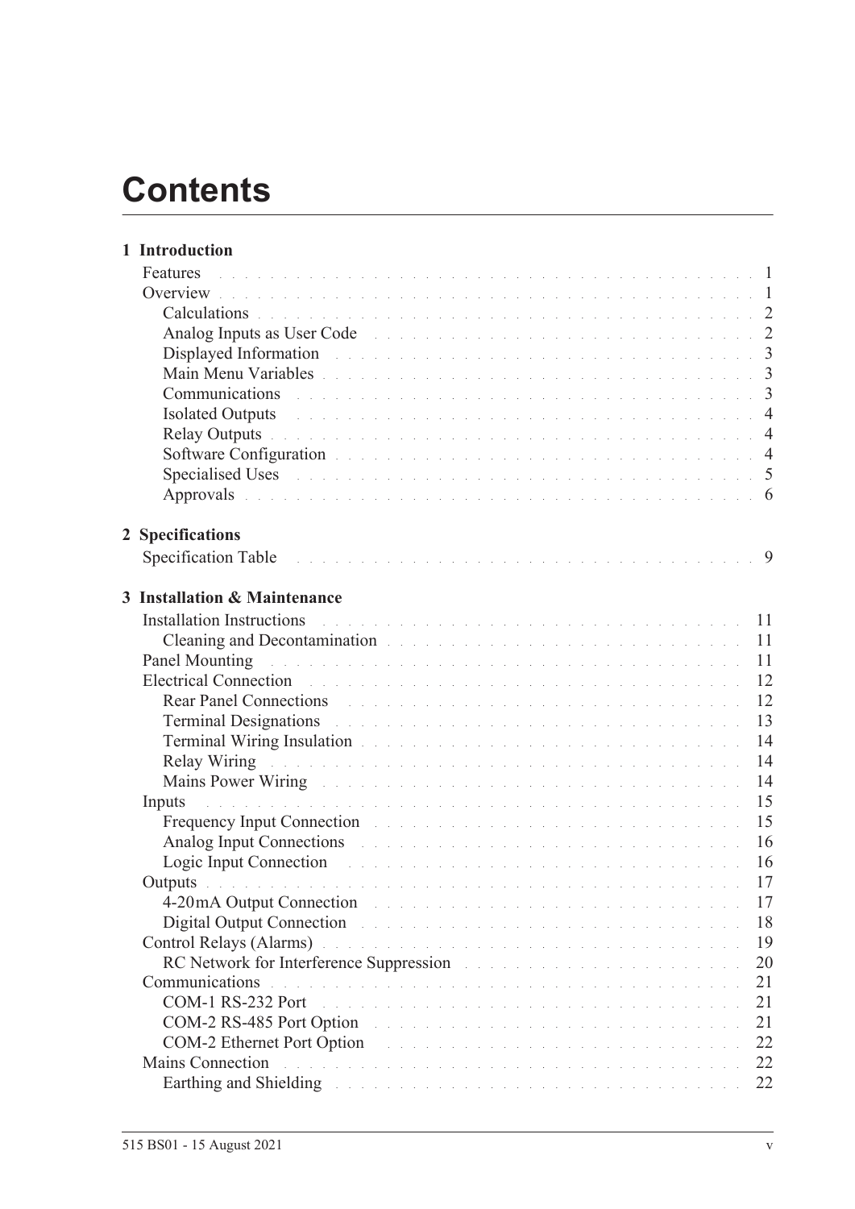# Contents

**1 Introduction**

Features . . . 1
Overview . . . 1
  Calculations . . . 2
  Analog Inputs as User Code . . . 2
  Displayed Information . . . 3
  Main Menu Variables . . . 3
  Communications . . . 3
  Isolated Outputs . . . 4
  Relay Outputs . . . 4
  Software Configuration . . . 4
  Specialised Uses . . . 5
  Approvals . . . 6

**2 Specifications**

Specification Table . . . 9

**3 Installation & Maintenance**

Installation Instructions . . . 11
  Cleaning and Decontamination . . . 11
Panel Mounting . . . 11
Electrical Connection . . . 12
  Rear Panel Connections . . . 12
  Terminal Designations . . . 13
  Terminal Wiring Insulation . . . 14
  Relay Wiring . . . 14
  Mains Power Wiring . . . 14
Inputs . . . 15
  Frequency Input Connection . . . 15
  Analog Input Connections . . . 16
  Logic Input Connection . . . 16
Outputs . . . 17
  4-20mA Output Connection . . . 17
  Digital Output Connection . . . 18
Control Relays (Alarms) . . . 19
  RC Network for Interference Suppression . . . 20
Communications . . . 21
  COM-1 RS-232 Port . . . 21
  COM-2 RS-485 Port Option . . . 21
  COM-2 Ethernet Port Option . . . 22
Mains Connection . . . 22
  Earthing and Shielding . . . 22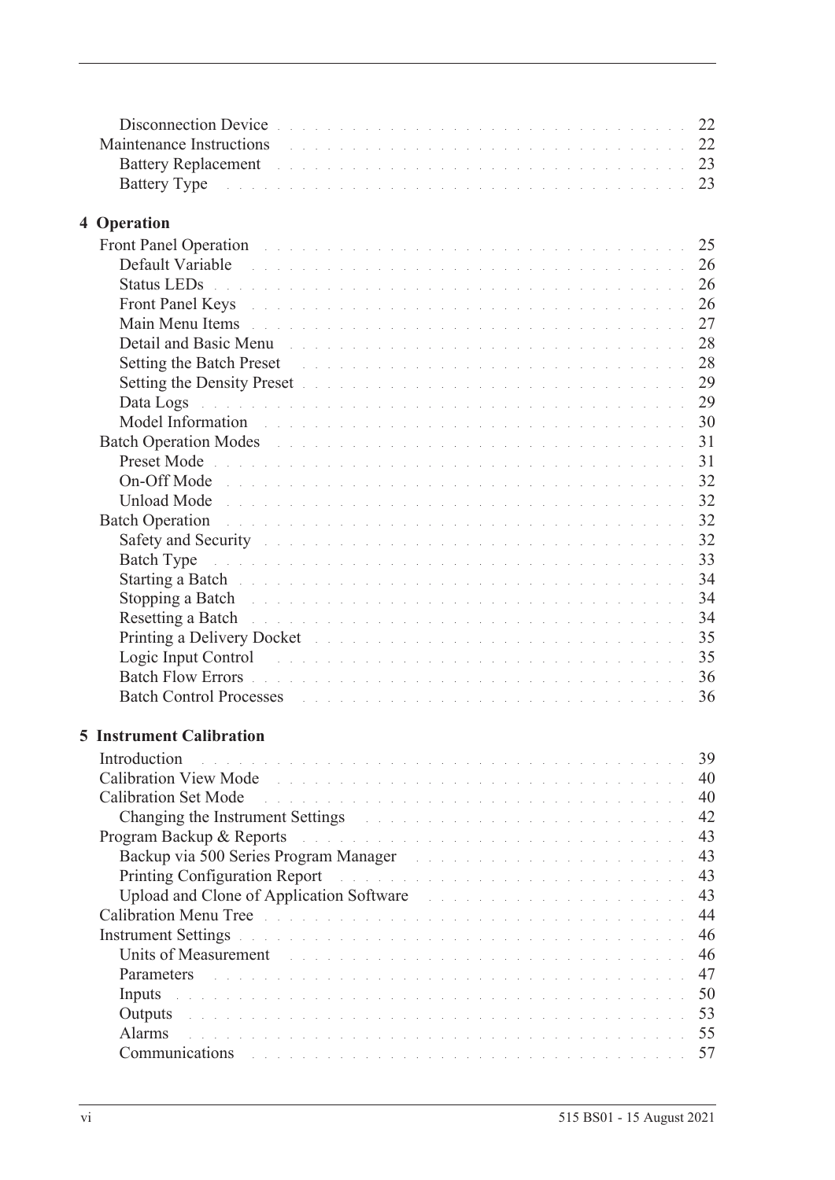Disconnection Device . . . . . . . . . . . . . . . . . . . . . . . . . . . . . . . 22
Maintenance Instructions . . . . . . . . . . . . . . . . . . . . . . . . . . . . . . . 22
Battery Replacement . . . . . . . . . . . . . . . . . . . . . . . . . . . . . . . 23
Battery Type . . . . . . . . . . . . . . . . . . . . . . . . . . . . . . . 23

## 4 Operation

Front Panel Operation . . . . . . . . . . . . . . . . . . . . . . . . . . . . . . . 25
Default Variable . . . . . . . . . . . . . . . . . . . . . . . . . . . . . . . 26
Status LEDs . . . . . . . . . . . . . . . . . . . . . . . . . . . . . . . 26
Front Panel Keys . . . . . . . . . . . . . . . . . . . . . . . . . . . . . . . 26
Main Menu Items . . . . . . . . . . . . . . . . . . . . . . . . . . . . . . . 27
Detail and Basic Menu . . . . . . . . . . . . . . . . . . . . . . . . . . . . . . . 28
Setting the Batch Preset . . . . . . . . . . . . . . . . . . . . . . . . . . . . . . . 28
Setting the Density Preset . . . . . . . . . . . . . . . . . . . . . . . . . . . . . . . 29
Data Logs . . . . . . . . . . . . . . . . . . . . . . . . . . . . . . . 29
Model Information . . . . . . . . . . . . . . . . . . . . . . . . . . . . . . . 30
Batch Operation Modes . . . . . . . . . . . . . . . . . . . . . . . . . . . . . . . 31
Preset Mode . . . . . . . . . . . . . . . . . . . . . . . . . . . . . . . 31
On-Off Mode . . . . . . . . . . . . . . . . . . . . . . . . . . . . . . . 32
Unload Mode . . . . . . . . . . . . . . . . . . . . . . . . . . . . . . . 32
Batch Operation . . . . . . . . . . . . . . . . . . . . . . . . . . . . . . . 32
Safety and Security . . . . . . . . . . . . . . . . . . . . . . . . . . . . . . . 32
Batch Type . . . . . . . . . . . . . . . . . . . . . . . . . . . . . . . 33
Starting a Batch . . . . . . . . . . . . . . . . . . . . . . . . . . . . . . . 34
Stopping a Batch . . . . . . . . . . . . . . . . . . . . . . . . . . . . . . . 34
Resetting a Batch . . . . . . . . . . . . . . . . . . . . . . . . . . . . . . . 34
Printing a Delivery Docket . . . . . . . . . . . . . . . . . . . . . . . . . . . . . . . 35
Logic Input Control . . . . . . . . . . . . . . . . . . . . . . . . . . . . . . . 35
Batch Flow Errors . . . . . . . . . . . . . . . . . . . . . . . . . . . . . . . 36
Batch Control Processes . . . . . . . . . . . . . . . . . . . . . . . . . . . . . . . 36

## 5 Instrument Calibration

Introduction . . . . . . . . . . . . . . . . . . . . . . . . . . . . . . . 39
Calibration View Mode . . . . . . . . . . . . . . . . . . . . . . . . . . . . . . . 40
Calibration Set Mode . . . . . . . . . . . . . . . . . . . . . . . . . . . . . . . 40
Changing the Instrument Settings . . . . . . . . . . . . . . . . . . . . . . . . . . . . . . . 42
Program Backup & Reports . . . . . . . . . . . . . . . . . . . . . . . . . . . . . . . 43
Backup via 500 Series Program Manager . . . . . . . . . . . . . . . . . . . . . . . . . . . . . . . 43
Printing Configuration Report . . . . . . . . . . . . . . . . . . . . . . . . . . . . . . . 43
Upload and Clone of Application Software . . . . . . . . . . . . . . . . . . . . . . . . . . . . . . . 43
Calibration Menu Tree . . . . . . . . . . . . . . . . . . . . . . . . . . . . . . . 44
Instrument Settings . . . . . . . . . . . . . . . . . . . . . . . . . . . . . . . 46
Units of Measurement . . . . . . . . . . . . . . . . . . . . . . . . . . . . . . . 46
Parameters . . . . . . . . . . . . . . . . . . . . . . . . . . . . . . . 47
Inputs . . . . . . . . . . . . . . . . . . . . . . . . . . . . . . . 50
Outputs . . . . . . . . . . . . . . . . . . . . . . . . . . . . . . . 53
Alarms . . . . . . . . . . . . . . . . . . . . . . . . . . . . . . . 55
Communications . . . . . . . . . . . . . . . . . . . . . . . . . . . . . . . 57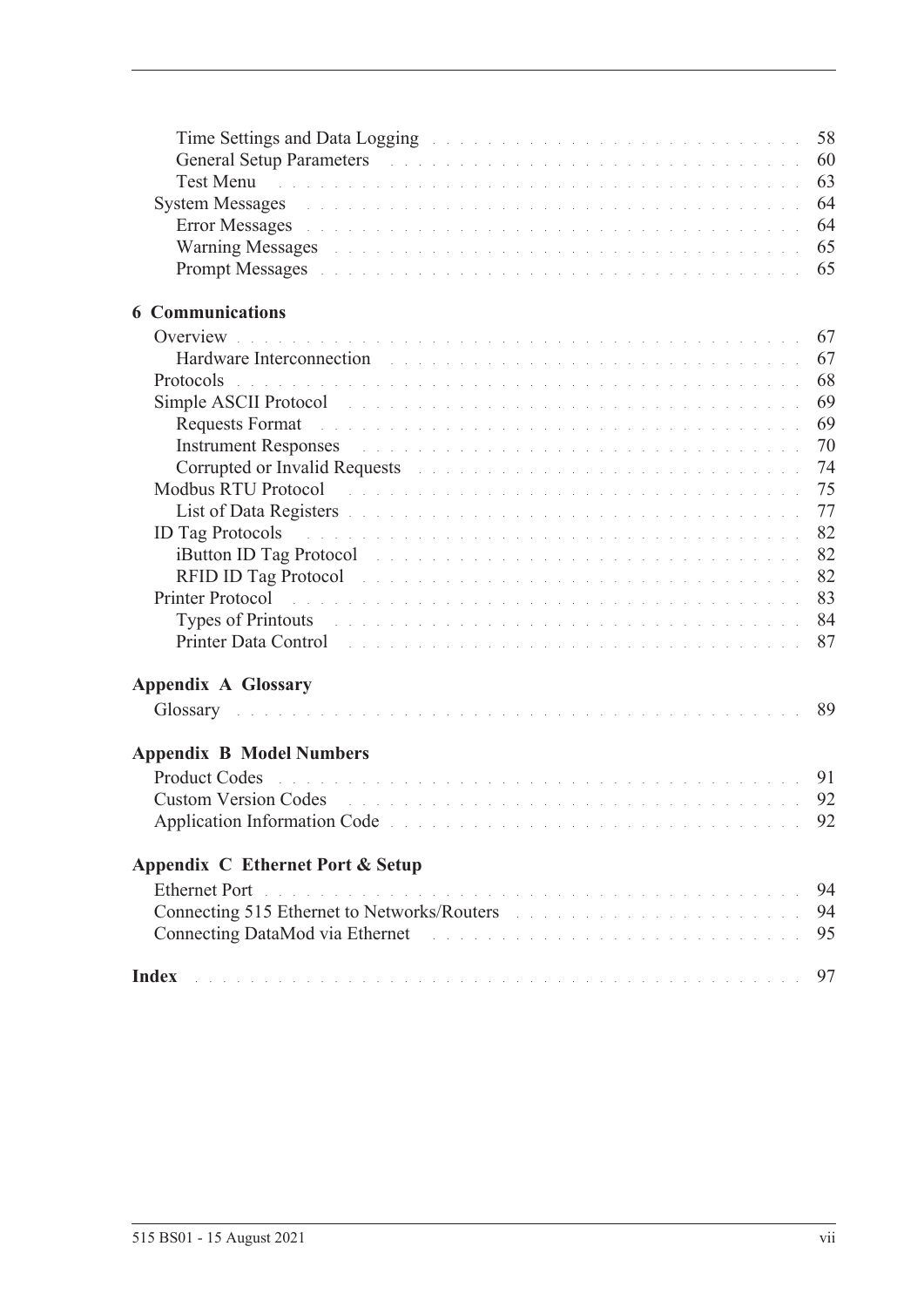Time Settings and Data Logging . . . . . . . . . . . . . . . . . . . . . . . . . . . 58
General Setup Parameters . . . . . . . . . . . . . . . . . . . . . . . . . . . . . 60
Test Menu . . . . . . . . . . . . . . . . . . . . . . . . . . . . . . . . . . . 63
System Messages . . . . . . . . . . . . . . . . . . . . . . . . . . . . . . . . . 64
Error Messages . . . . . . . . . . . . . . . . . . . . . . . . . . . . . . . . 64
Warning Messages . . . . . . . . . . . . . . . . . . . . . . . . . . . . . . 65
Prompt Messages . . . . . . . . . . . . . . . . . . . . . . . . . . . . . . . 65

**6 Communications**

Overview . . . . . . . . . . . . . . . . . . . . . . . . . . . . . . . . . . . . 67
Hardware Interconnection . . . . . . . . . . . . . . . . . . . . . . . . . . . 67
Protocols . . . . . . . . . . . . . . . . . . . . . . . . . . . . . . . . . . . . 68
Simple ASCII Protocol . . . . . . . . . . . . . . . . . . . . . . . . . . . . . . 69
Requests Format . . . . . . . . . . . . . . . . . . . . . . . . . . . . . . . 69
Instrument Responses . . . . . . . . . . . . . . . . . . . . . . . . . . . . . 70
Corrupted or Invalid Requests . . . . . . . . . . . . . . . . . . . . . . . . . 74
Modbus RTU Protocol . . . . . . . . . . . . . . . . . . . . . . . . . . . . . . 75
List of Data Registers . . . . . . . . . . . . . . . . . . . . . . . . . . . . . 77
ID Tag Protocols . . . . . . . . . . . . . . . . . . . . . . . . . . . . . . . . 82
iButton ID Tag Protocol . . . . . . . . . . . . . . . . . . . . . . . . . . . . 82
RFID ID Tag Protocol . . . . . . . . . . . . . . . . . . . . . . . . . . . . . 82
Printer Protocol . . . . . . . . . . . . . . . . . . . . . . . . . . . . . . . . . 83
Types of Printouts . . . . . . . . . . . . . . . . . . . . . . . . . . . . . . . 84
Printer Data Control . . . . . . . . . . . . . . . . . . . . . . . . . . . . . . 87

**Appendix A Glossary**

Glossary . . . . . . . . . . . . . . . . . . . . . . . . . . . . . . . . . . . . 89

**Appendix B Model Numbers**

Product Codes . . . . . . . . . . . . . . . . . . . . . . . . . . . . . . . . . 91
Custom Version Codes . . . . . . . . . . . . . . . . . . . . . . . . . . . . . . 92
Application Information Code . . . . . . . . . . . . . . . . . . . . . . . . . . 92

**Appendix C Ethernet Port & Setup**

Ethernet Port . . . . . . . . . . . . . . . . . . . . . . . . . . . . . . . . . . 94
Connecting 515 Ethernet to Networks/Routers . . . . . . . . . . . . . . . . . . . 94
Connecting DataMod via Ethernet . . . . . . . . . . . . . . . . . . . . . . . . . 95

**Index** . . . . . . . . . . . . . . . . . . . . . . . . . . . . . . . . . . . . . . 97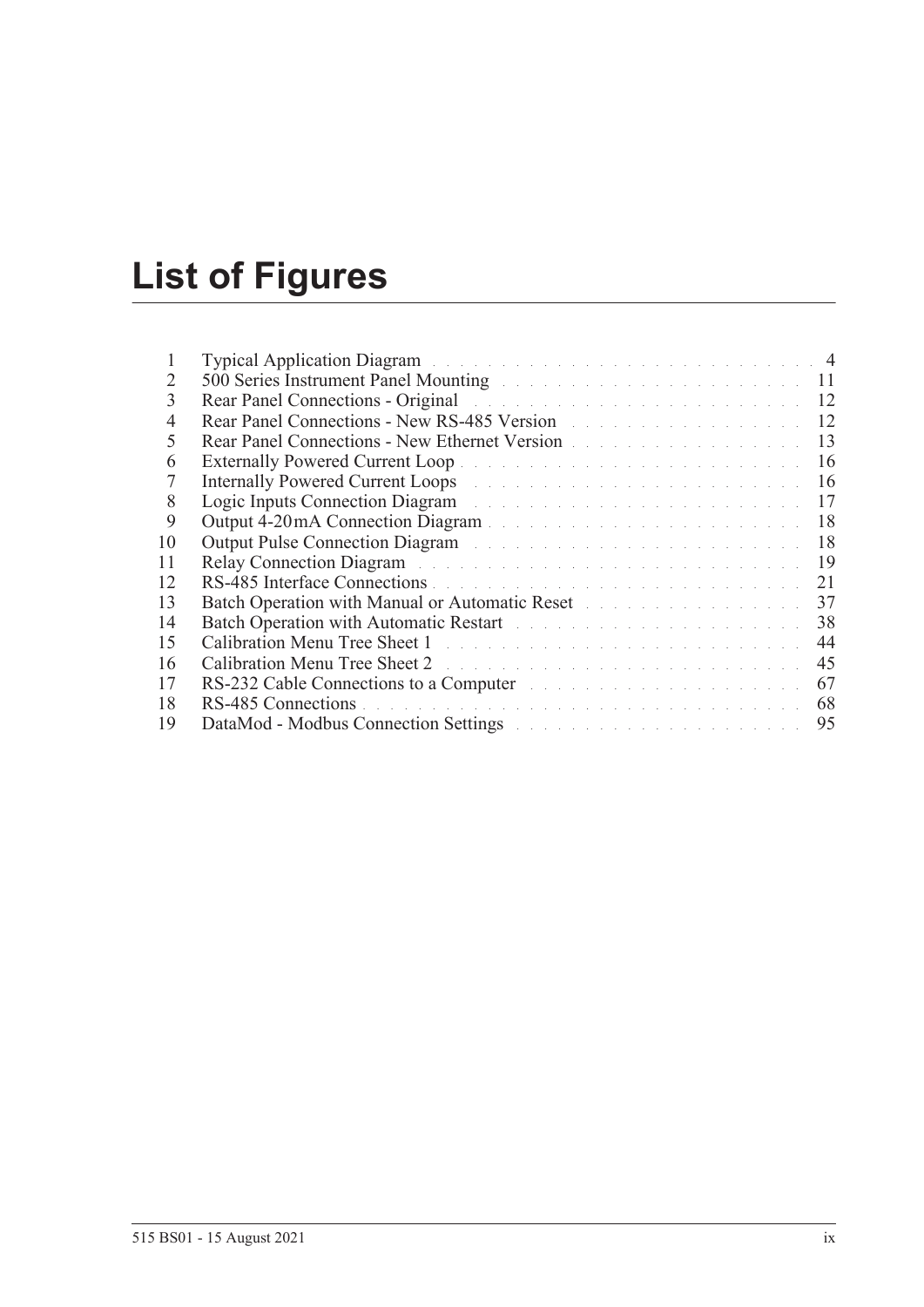# List of Figures

| | | |
|---|---|---|
| 1 | Typical Application Diagram | 4 |
| 2 | 500 Series Instrument Panel Mounting | 11 |
| 3 | Rear Panel Connections - Original | 12 |
| 4 | Rear Panel Connections - New RS-485 Version | 12 |
| 5 | Rear Panel Connections - New Ethernet Version | 13 |
| 6 | Externally Powered Current Loop | 16 |
| 7 | Internally Powered Current Loops | 16 |
| 8 | Logic Inputs Connection Diagram | 17 |
| 9 | Output 4-20 mA Connection Diagram | 18 |
| 10 | Output Pulse Connection Diagram | 18 |
| 11 | Relay Connection Diagram | 19 |
| 12 | RS-485 Interface Connections | 21 |
| 13 | Batch Operation with Manual or Automatic Reset | 37 |
| 14 | Batch Operation with Automatic Restart | 38 |
| 15 | Calibration Menu Tree Sheet 1 | 44 |
| 16 | Calibration Menu Tree Sheet 2 | 45 |
| 17 | RS-232 Cable Connections to a Computer | 67 |
| 18 | RS-485 Connections | 68 |
| 19 | DataMod - Modbus Connection Settings | 95 |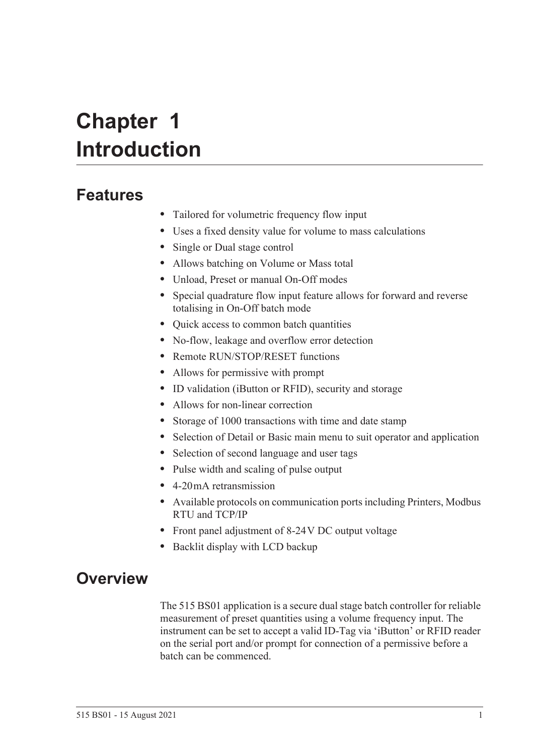# Chapter 1
# Introduction

## Features

- Tailored for volumetric frequency flow input
- Uses a fixed density value for volume to mass calculations
- Single or Dual stage control
- Allows batching on Volume or Mass total
- Unload, Preset or manual On-Off modes
- Special quadrature flow input feature allows for forward and reverse totalising in On-Off batch mode
- Quick access to common batch quantities
- No-flow, leakage and overflow error detection
- Remote RUN/STOP/RESET functions
- Allows for permissive with prompt
- ID validation (iButton or RFID), security and storage
- Allows for non-linear correction
- Storage of 1000 transactions with time and date stamp
- Selection of Detail or Basic main menu to suit operator and application
- Selection of second language and user tags
- Pulse width and scaling of pulse output
- 4-20 mA retransmission
- Available protocols on communication ports including Printers, Modbus RTU and TCP/IP
- Front panel adjustment of 8-24 V DC output voltage
- Backlit display with LCD backup

## Overview

The 515 BS01 application is a secure dual stage batch controller for reliable measurement of preset quantities using a volume frequency input. The instrument can be set to accept a valid ID-Tag via 'iButton' or RFID reader on the serial port and/or prompt for connection of a permissive before a batch can be commenced.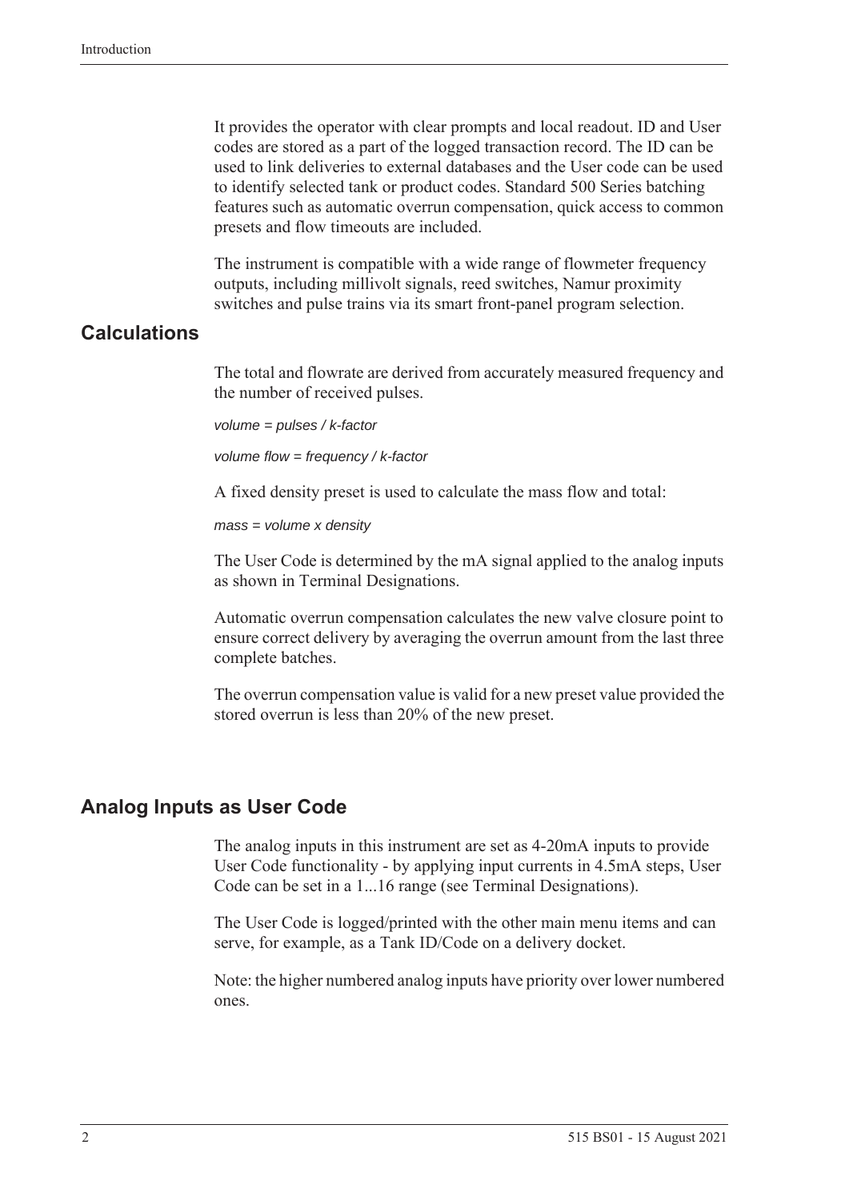It provides the operator with clear prompts and local readout. ID and User codes are stored as a part of the logged transaction record. The ID can be used to link deliveries to external databases and the User code can be used to identify selected tank or product codes. Standard 500 Series batching features such as automatic overrun compensation, quick access to common presets and flow timeouts are included.

The instrument is compatible with a wide range of flowmeter frequency outputs, including millivolt signals, reed switches, Namur proximity switches and pulse trains via its smart front-panel program selection.

## Calculations

The total and flowrate are derived from accurately measured frequency and the number of received pulses.

*volume = pulses / k-factor*

*volume flow = frequency / k-factor*

A fixed density preset is used to calculate the mass flow and total:

*mass = volume x density*

The User Code is determined by the mA signal applied to the analog inputs as shown in Terminal Designations.

Automatic overrun compensation calculates the new valve closure point to ensure correct delivery by averaging the overrun amount from the last three complete batches.

The overrun compensation value is valid for a new preset value provided the stored overrun is less than 20% of the new preset.

## Analog Inputs as User Code

The analog inputs in this instrument are set as 4-20mA inputs to provide User Code functionality - by applying input currents in 4.5mA steps, User Code can be set in a 1...16 range (see Terminal Designations).

The User Code is logged/printed with the other main menu items and can serve, for example, as a Tank ID/Code on a delivery docket.

Note: the higher numbered analog inputs have priority over lower numbered ones.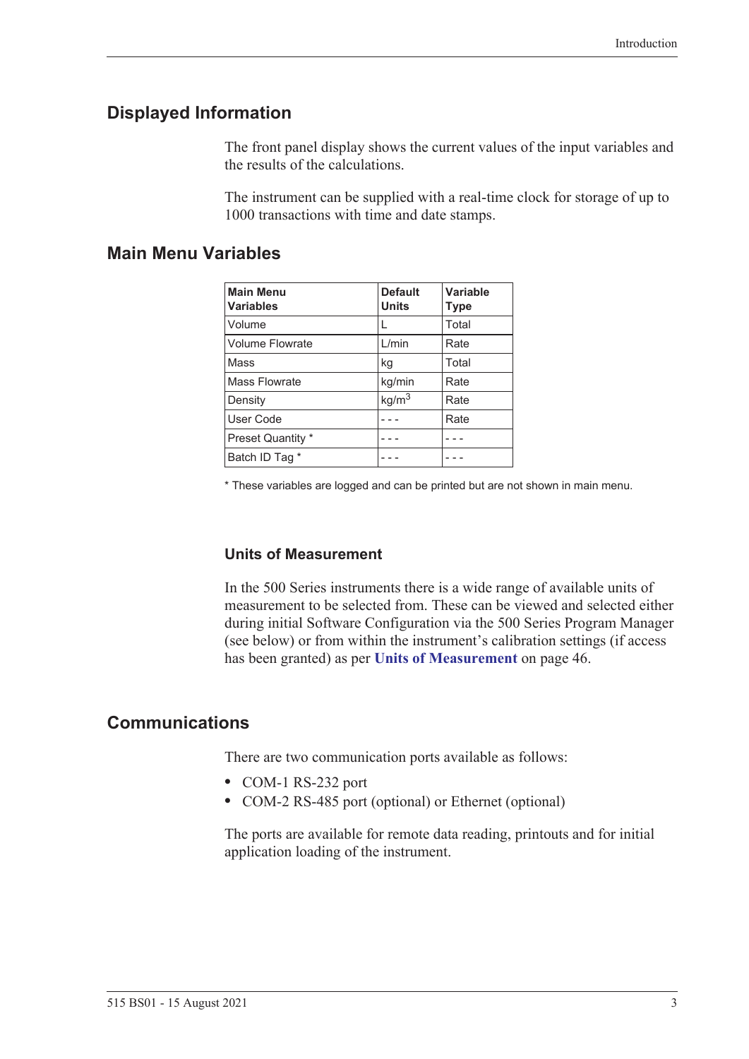## Displayed Information

The front panel display shows the current values of the input variables and the results of the calculations.

The instrument can be supplied with a real-time clock for storage of up to 1000 transactions with time and date stamps.

## Main Menu Variables

| Main Menu Variables | Default Units | Variable Type |
|---|---|---|
| Volume | L | Total |
| Volume Flowrate | L/min | Rate |
| Mass | kg | Total |
| Mass Flowrate | kg/min | Rate |
| Density | kg/m$^3$ | Rate |
| User Code | - - - | Rate |
| Preset Quantity * | - - - | - - - |
| Batch ID Tag * | - - - | - - - |

* These variables are logged and can be printed but are not shown in main menu.

### Units of Measurement

In the 500 Series instruments there is a wide range of available units of measurement to be selected from. These can be viewed and selected either during initial Software Configuration via the 500 Series Program Manager (see below) or from within the instrument's calibration settings (if access has been granted) as per **Units of Measurement** on page 46.

## Communications

There are two communication ports available as follows:

- COM-1 RS-232 port
- COM-2 RS-485 port (optional) or Ethernet (optional)

The ports are available for remote data reading, printouts and for initial application loading of the instrument.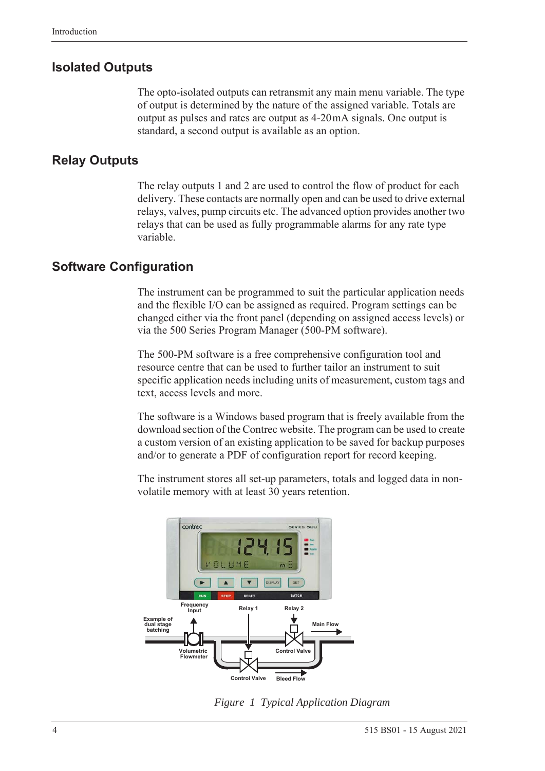## Isolated Outputs

The opto-isolated outputs can retransmit any main menu variable. The type of output is determined by the nature of the assigned variable. Totals are output as pulses and rates are output as 4-20mA signals. One output is standard, a second output is available as an option.

## Relay Outputs

The relay outputs 1 and 2 are used to control the flow of product for each delivery. These contacts are normally open and can be used to drive external relays, valves, pump circuits etc. The advanced option provides another two relays that can be used as fully programmable alarms for any rate type variable.

## Software Configuration

The instrument can be programmed to suit the particular application needs and the flexible I/O can be assigned as required. Program settings can be changed either via the front panel (depending on assigned access levels) or via the 500 Series Program Manager (500-PM software).

The 500-PM software is a free comprehensive configuration tool and resource centre that can be used to further tailor an instrument to suit specific application needs including units of measurement, custom tags and text, access levels and more.

The software is a Windows based program that is freely available from the download section of the Contrec website. The program can be used to create a custom version of an existing application to be saved for backup purposes and/or to generate a PDF of configuration report for record keeping.

The instrument stores all set-up parameters, totals and logged data in non-volatile memory with at least 30 years retention.

*Figure 1 Typical Application Diagram*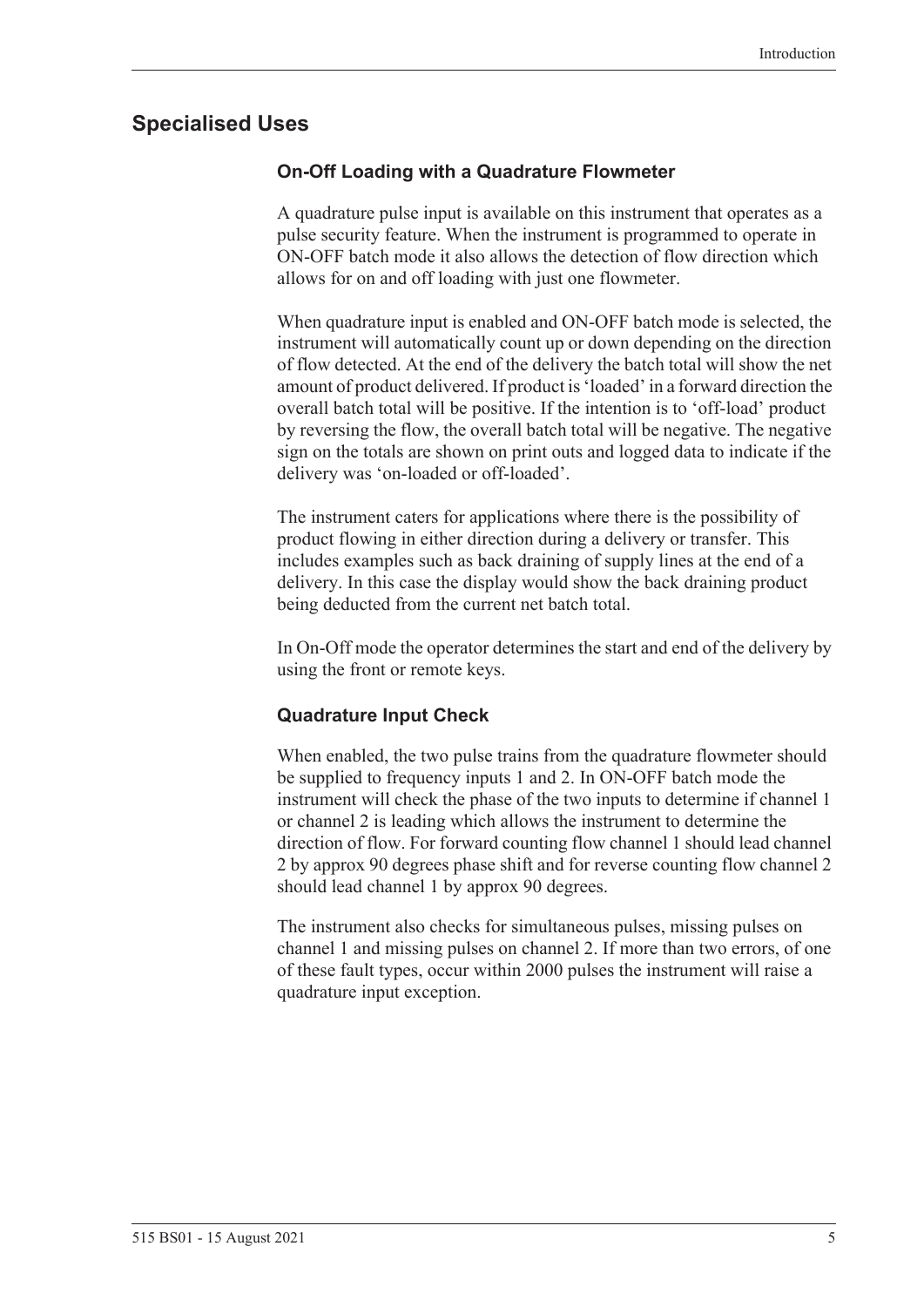## Specialised Uses

### On-Off Loading with a Quadrature Flowmeter

A quadrature pulse input is available on this instrument that operates as a pulse security feature. When the instrument is programmed to operate in ON-OFF batch mode it also allows the detection of flow direction which allows for on and off loading with just one flowmeter.

When quadrature input is enabled and ON-OFF batch mode is selected, the instrument will automatically count up or down depending on the direction of flow detected. At the end of the delivery the batch total will show the net amount of product delivered. If product is 'loaded' in a forward direction the overall batch total will be positive. If the intention is to 'off-load' product by reversing the flow, the overall batch total will be negative. The negative sign on the totals are shown on print outs and logged data to indicate if the delivery was 'on-loaded or off-loaded'.

The instrument caters for applications where there is the possibility of product flowing in either direction during a delivery or transfer. This includes examples such as back draining of supply lines at the end of a delivery. In this case the display would show the back draining product being deducted from the current net batch total.

In On-Off mode the operator determines the start and end of the delivery by using the front or remote keys.

### Quadrature Input Check

When enabled, the two pulse trains from the quadrature flowmeter should be supplied to frequency inputs 1 and 2. In ON-OFF batch mode the instrument will check the phase of the two inputs to determine if channel 1 or channel 2 is leading which allows the instrument to determine the direction of flow. For forward counting flow channel 1 should lead channel 2 by approx 90 degrees phase shift and for reverse counting flow channel 2 should lead channel 1 by approx 90 degrees.

The instrument also checks for simultaneous pulses, missing pulses on channel 1 and missing pulses on channel 2. If more than two errors, of one of these fault types, occur within 2000 pulses the instrument will raise a quadrature input exception.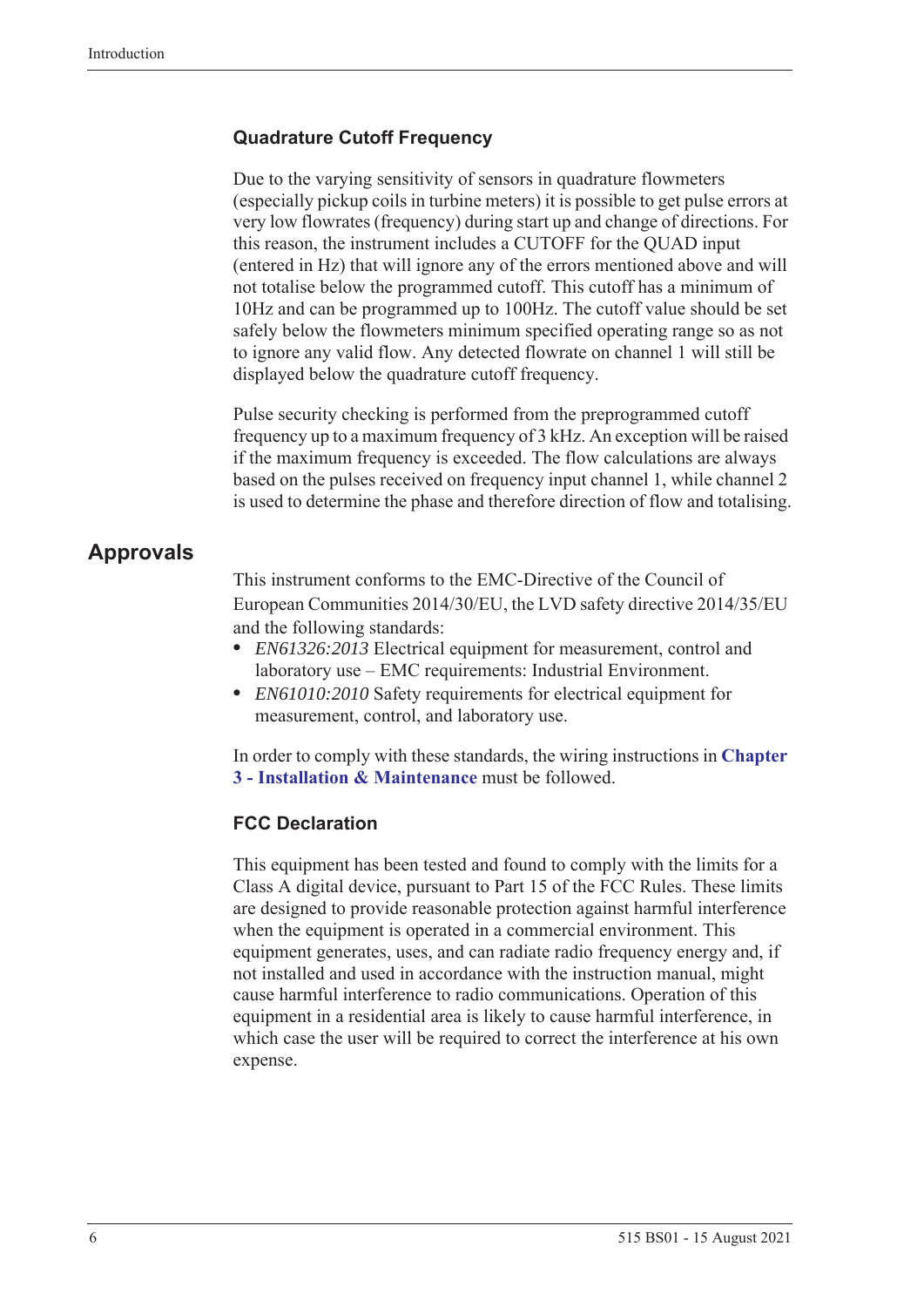### Quadrature Cutoff Frequency

Due to the varying sensitivity of sensors in quadrature flowmeters (especially pickup coils in turbine meters) it is possible to get pulse errors at very low flowrates (frequency) during start up and change of directions. For this reason, the instrument includes a CUTOFF for the QUAD input (entered in Hz) that will ignore any of the errors mentioned above and will not totalise below the programmed cutoff. This cutoff has a minimum of 10Hz and can be programmed up to 100Hz. The cutoff value should be set safely below the flowmeters minimum specified operating range so as not to ignore any valid flow. Any detected flowrate on channel 1 will still be displayed below the quadrature cutoff frequency.

Pulse security checking is performed from the preprogrammed cutoff frequency up to a maximum frequency of 3 kHz. An exception will be raised if the maximum frequency is exceeded. The flow calculations are always based on the pulses received on frequency input channel 1, while channel 2 is used to determine the phase and therefore direction of flow and totalising.

## Approvals

This instrument conforms to the EMC-Directive of the Council of European Communities 2014/30/EU, the LVD safety directive 2014/35/EU and the following standards:

- *EN61326:2013* Electrical equipment for measurement, control and laboratory use – EMC requirements: Industrial Environment.
- *EN61010:2010* Safety requirements for electrical equipment for measurement, control, and laboratory use.

In order to comply with these standards, the wiring instructions in **Chapter 3 - Installation & Maintenance** must be followed.

### FCC Declaration

This equipment has been tested and found to comply with the limits for a Class A digital device, pursuant to Part 15 of the FCC Rules. These limits are designed to provide reasonable protection against harmful interference when the equipment is operated in a commercial environment. This equipment generates, uses, and can radiate radio frequency energy and, if not installed and used in accordance with the instruction manual, might cause harmful interference to radio communications. Operation of this equipment in a residential area is likely to cause harmful interference, in which case the user will be required to correct the interference at his own expense.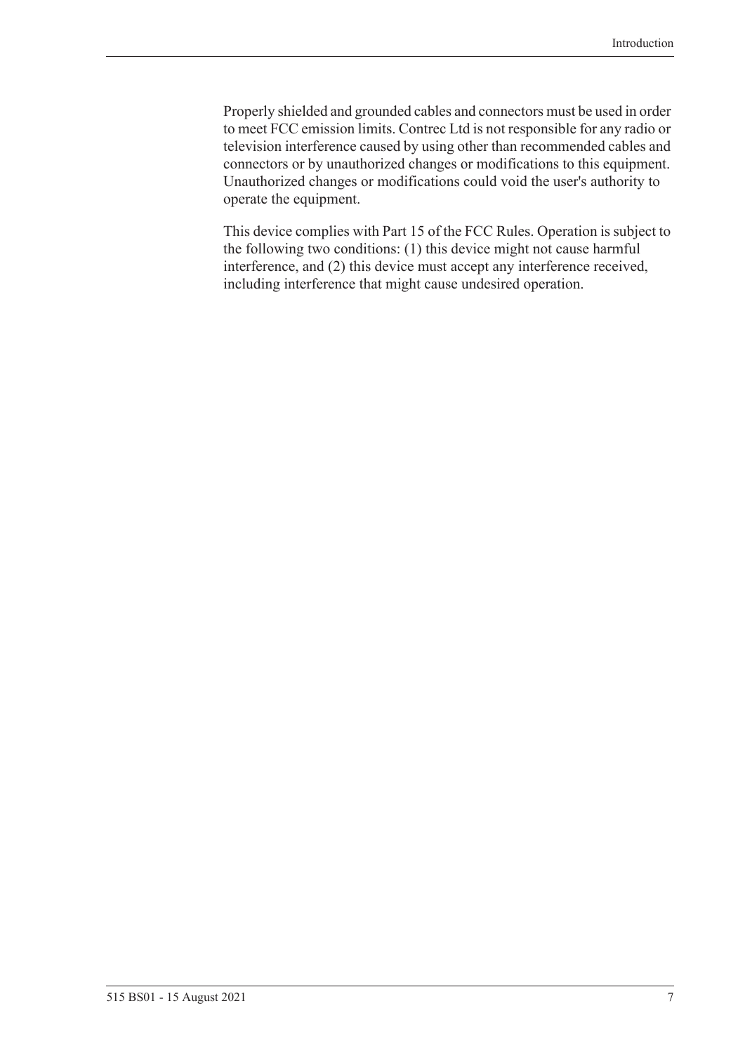Properly shielded and grounded cables and connectors must be used in order to meet FCC emission limits. Contrec Ltd is not responsible for any radio or television interference caused by using other than recommended cables and connectors or by unauthorized changes or modifications to this equipment. Unauthorized changes or modifications could void the user's authority to operate the equipment.

This device complies with Part 15 of the FCC Rules. Operation is subject to the following two conditions: (1) this device might not cause harmful interference, and (2) this device must accept any interference received, including interference that might cause undesired operation.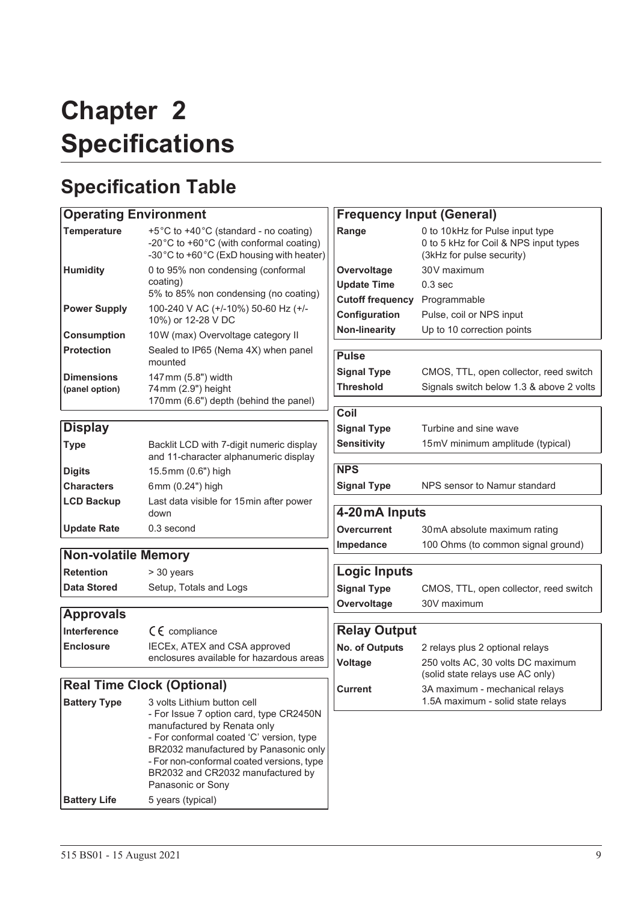# Chapter 2 Specifications

## Specification Table

| Operating Environment | |
|---|---|
| **Temperature** | +5°C to +40°C (standard - no coating)<br>-20°C to +60°C (with conformal coating)<br>-30°C to +60°C (ExD housing with heater) |
| **Humidity** | 0 to 95% non condensing (conformal coating)<br>5% to 85% non condensing (no coating) |
| **Power Supply** | 100-240 V AC (+/-10%) 50-60 Hz (+/-10%) or 12-28 V DC |
| **Consumption** | 10W (max) Overvoltage category II |
| **Protection** | Sealed to IP65 (Nema 4X) when panel mounted |
| **Dimensions (panel option)** | 147mm (5.8") width<br>74mm (2.9") height<br>170mm (6.6") depth (behind the panel) |

| Display | |
|---|---|
| **Type** | Backlit LCD with 7-digit numeric display and 11-character alphanumeric display |
| **Digits** | 15.5mm (0.6") high |
| **Characters** | 6mm (0.24") high |
| **LCD Backup** | Last data visible for 15min after power down |
| **Update Rate** | 0.3 second |

| Non-volatile Memory | |
|---|---|
| **Retention** | > 30 years |
| **Data Stored** | Setup, Totals and Logs |

| Approvals | |
|---|---|
| **Interference** | CE compliance |
| **Enclosure** | IECEx, ATEX and CSA approved enclosures available for hazardous areas |

| Real Time Clock (Optional) | |
|---|---|
| **Battery Type** | 3 volts Lithium button cell<br>- For Issue 7 option card, type CR2450N manufactured by Renata only<br>- For conformal coated 'C' version, type BR2032 manufactured by Panasonic only<br>- For non-conformal coated versions, type BR2032 and CR2032 manufactured by Panasonic or Sony |
| **Battery Life** | 5 years (typical) |

| Frequency Input (General) | |
|---|---|
| **Range** | 0 to 10kHz for Pulse input type<br>0 to 5 kHz for Coil & NPS input types<br>(3kHz for pulse security) |
| **Overvoltage** | 30V maximum |
| **Update Time** | 0.3 sec |
| **Cutoff frequency** | Programmable |
| **Configuration** | Pulse, coil or NPS input |
| **Non-linearity** | Up to 10 correction points |

| Pulse | |
|---|---|
| **Signal Type** | CMOS, TTL, open collector, reed switch |
| **Threshold** | Signals switch below 1.3 & above 2 volts |

| Coil | |
|---|---|
| **Signal Type** | Turbine and sine wave |
| **Sensitivity** | 15mV minimum amplitude (typical) |

| NPS | |
|---|---|
| **Signal Type** | NPS sensor to Namur standard |

| 4-20mA Inputs | |
|---|---|
| **Overcurrent** | 30mA absolute maximum rating |
| **Impedance** | 100 Ohms (to common signal ground) |

| Logic Inputs | |
|---|---|
| **Signal Type** | CMOS, TTL, open collector, reed switch |
| **Overvoltage** | 30V maximum |

| Relay Output | |
|---|---|
| **No. of Outputs** | 2 relays plus 2 optional relays |
| **Voltage** | 250 volts AC, 30 volts DC maximum (solid state relays use AC only) |
| **Current** | 3A maximum - mechanical relays<br>1.5A maximum - solid state relays |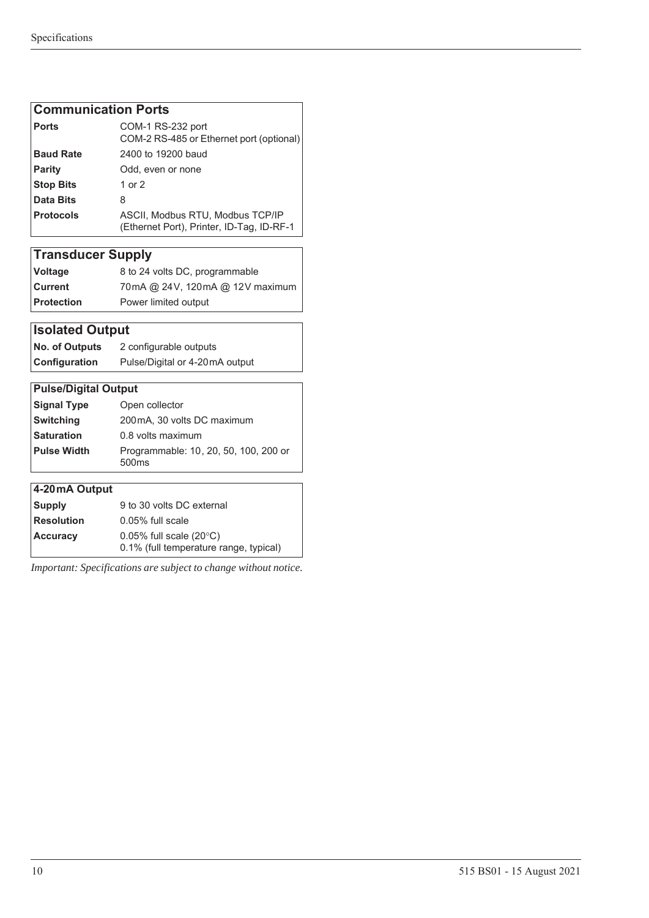| Communication Ports | |
|---|---|
| **Ports** | COM-1 RS-232 port<br>COM-2 RS-485 or Ethernet port (optional) |
| **Baud Rate** | 2400 to 19200 baud |
| **Parity** | Odd, even or none |
| **Stop Bits** | 1 or 2 |
| **Data Bits** | 8 |
| **Protocols** | ASCII, Modbus RTU, Modbus TCP/IP (Ethernet Port), Printer, ID-Tag, ID-RF-1 |

| Transducer Supply | |
|---|---|
| **Voltage** | 8 to 24 volts DC, programmable |
| **Current** | 70 mA @ 24 V, 120 mA @ 12 V maximum |
| **Protection** | Power limited output |

| Isolated Output | |
|---|---|
| **No. of Outputs** | 2 configurable outputs |
| **Configuration** | Pulse/Digital or 4-20 mA output |

| Pulse/Digital Output | |
|---|---|
| **Signal Type** | Open collector |
| **Switching** | 200 mA, 30 volts DC maximum |
| **Saturation** | 0.8 volts maximum |
| **Pulse Width** | Programmable: 10, 20, 50, 100, 200 or 500ms |

| 4-20 mA Output | |
|---|---|
| **Supply** | 9 to 30 volts DC external |
| **Resolution** | 0.05% full scale |
| **Accuracy** | 0.05% full scale (20°C)<br>0.1% (full temperature range, typical) |

*Important: Specifications are subject to change without notice.*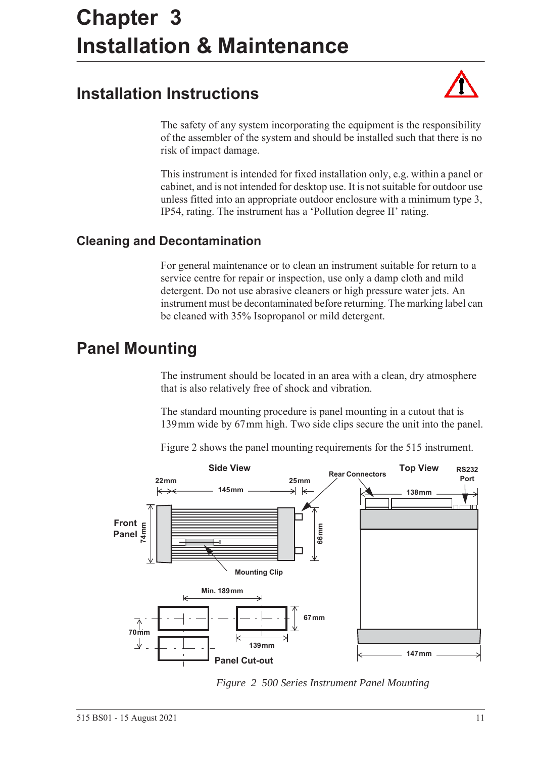# Chapter 3
# Installation & Maintenance

## Installation Instructions

The safety of any system incorporating the equipment is the responsibility of the assembler of the system and should be installed such that there is no risk of impact damage.

This instrument is intended for fixed installation only, e.g. within a panel or cabinet, and is not intended for desktop use. It is not suitable for outdoor use unless fitted into an appropriate outdoor enclosure with a minimum type 3, IP54, rating. The instrument has a 'Pollution degree II' rating.

### Cleaning and Decontamination

For general maintenance or to clean an instrument suitable for return to a service centre for repair or inspection, use only a damp cloth and mild detergent. Do not use abrasive cleaners or high pressure water jets. An instrument must be decontaminated before returning. The marking label can be cleaned with 35% Isopropanol or mild detergent.

## Panel Mounting

The instrument should be located in an area with a clean, dry atmosphere that is also relatively free of shock and vibration.

The standard mounting procedure is panel mounting in a cutout that is 139 mm wide by 67 mm high. Two side clips secure the unit into the panel.

Figure 2 shows the panel mounting requirements for the 515 instrument.

*Figure 2 500 Series Instrument Panel Mounting*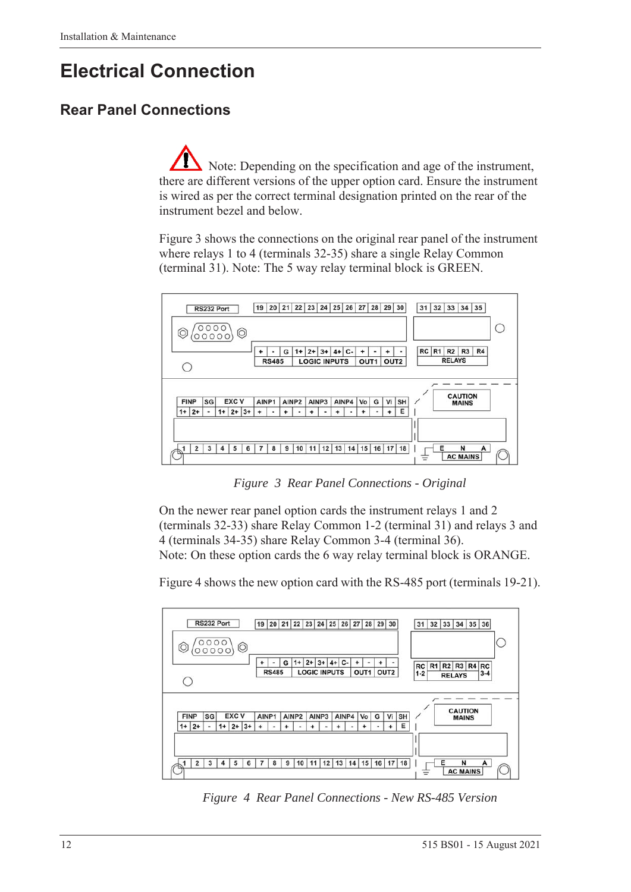# Electrical Connection

## Rear Panel Connections

Note: Depending on the specification and age of the instrument, there are different versions of the upper option card. Ensure the instrument is wired as per the correct terminal designation printed on the rear of the instrument bezel and below.

Figure 3 shows the connections on the original rear panel of the instrument where relays 1 to 4 (terminals 32-35) share a single Relay Common (terminal 31). Note: The 5 way relay terminal block is GREEN.

*Figure 3 Rear Panel Connections - Original*

On the newer rear panel option cards the instrument relays 1 and 2 (terminals 32-33) share Relay Common 1-2 (terminal 31) and relays 3 and 4 (terminals 34-35) share Relay Common 3-4 (terminal 36).
Note: On these option cards the 6 way relay terminal block is ORANGE.

Figure 4 shows the new option card with the RS-485 port (terminals 19-21).

*Figure 4 Rear Panel Connections - New RS-485 Version*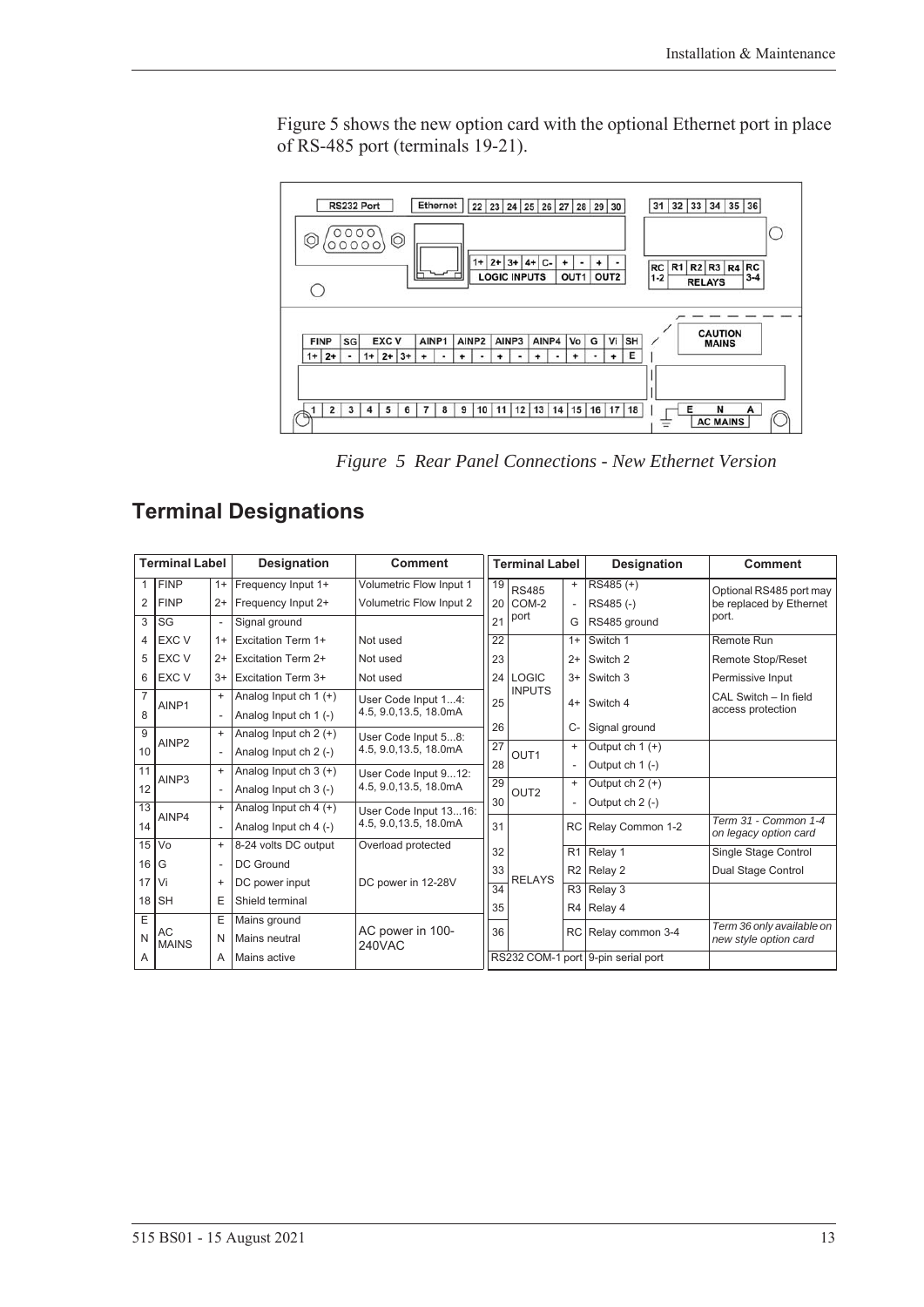Figure 5 shows the new option card with the optional Ethernet port in place of RS-485 port (terminals 19-21).

*Figure 5 Rear Panel Connections - New Ethernet Version*

## Terminal Designations

| Terminal Label | | | Designation | Comment |
|---|---|---|---|---|
| 1 | FINP | 1+ | Frequency Input 1+ | Volumetric Flow Input 1 |
| 2 | FINP | 2+ | Frequency Input 2+ | Volumetric Flow Input 2 |
| 3 | SG | - | Signal ground | |
| 4 | EXC V | 1+ | Excitation Term 1+ | Not used |
| 5 | EXC V | 2+ | Excitation Term 2+ | Not used |
| 6 | EXC V | 3+ | Excitation Term 3+ | Not used |
| 7 | AINP1 | + | Analog Input ch 1 (+) | User Code Input 1...4: 4.5, 9.0,13.5, 18.0mA |
| 8 | | - | Analog Input ch 1 (-) | |
| 9 | AINP2 | + | Analog Input ch 2 (+) | User Code Input 5...8: 4.5, 9.0,13.5, 18.0mA |
| 10 | | - | Analog Input ch 2 (-) | |
| 11 | AINP3 | + | Analog Input ch 3 (+) | User Code Input 9...12: 4.5, 9.0,13.5, 18.0mA |
| 12 | | - | Analog Input ch 3 (-) | |
| 13 | AINP4 | + | Analog Input ch 4 (+) | User Code Input 13...16: 4.5, 9.0,13.5, 18.0mA |
| 14 | | - | Analog Input ch 4 (-) | |
| 15 | Vo | + | 8-24 volts DC output | Overload protected |
| 16 | G | - | DC Ground | |
| 17 | Vi | + | DC power input | DC power in 12-28V |
| 18 | SH | E | Shield terminal | |
| E | AC MAINS | E | Mains ground | AC power in 100-240VAC |
| N | | N | Mains neutral | |
| A | | A | Mains active | |

| Terminal Label | | | Designation | Comment |
|---|---|---|---|---|
| 19 | RS485 COM-2 port | + | RS485 (+) | Optional RS485 port may be replaced by Ethernet port. |
| 20 | | - | RS485 (-) | |
| 21 | | G | RS485 ground | |
| 22 | LOGIC INPUTS | 1+ | Switch 1 | Remote Run |
| 23 | | 2+ | Switch 2 | Remote Stop/Reset |
| 24 | | 3+ | Switch 3 | Permissive Input |
| 25 | | 4+ | Switch 4 | CAL Switch – In field access protection |
| 26 | | C- | Signal ground | |
| 27 | OUT1 | + | Output ch 1 (+) | |
| 28 | | - | Output ch 1 (-) | |
| 29 | OUT2 | + | Output ch 2 (+) | |
| 30 | | - | Output ch 2 (-) | |
| 31 | RELAYS | RC | Relay Common 1-2 | *Term 31 - Common 1-4 on legacy option card* |
| 32 | | R1 | Relay 1 | Single Stage Control |
| 33 | | R2 | Relay 2 | Dual Stage Control |
| 34 | | R3 | Relay 3 | |
| 35 | | R4 | Relay 4 | |
| 36 | | RC | Relay common 3-4 | *Term 36 only available on new style option card* |
| RS232 COM-1 port | | | 9-pin serial port | |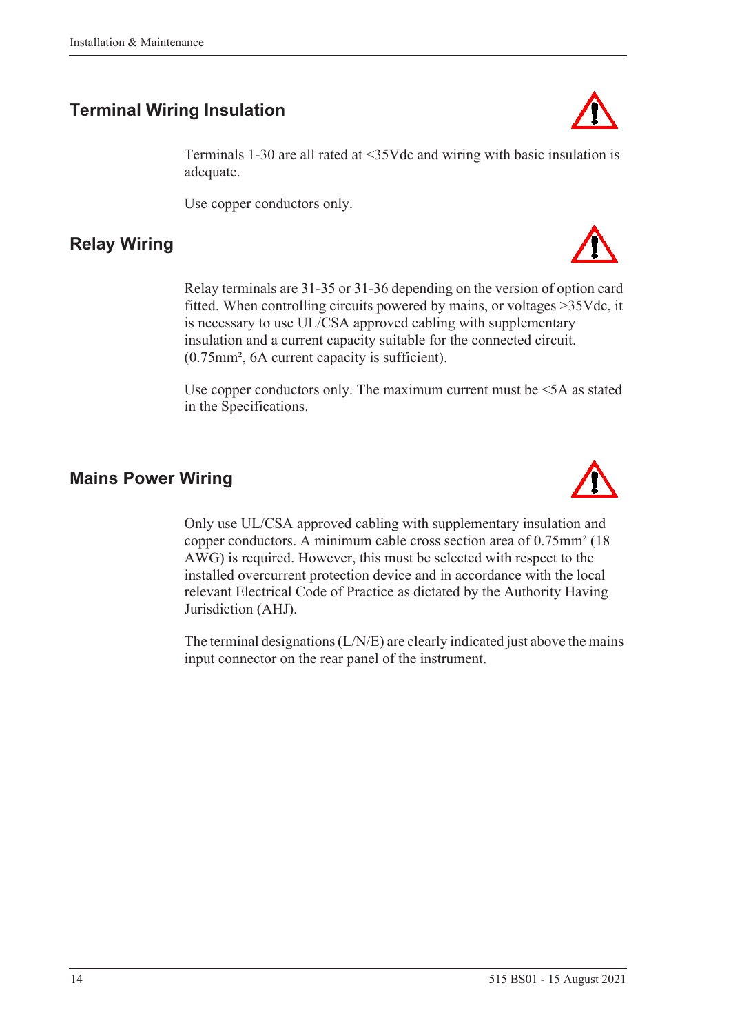## Terminal Wiring Insulation

Terminals 1-30 are all rated at <35Vdc and wiring with basic insulation is adequate.

Use copper conductors only.

## Relay Wiring

Relay terminals are 31-35 or 31-36 depending on the version of option card fitted. When controlling circuits powered by mains, or voltages >35Vdc, it is necessary to use UL/CSA approved cabling with supplementary insulation and a current capacity suitable for the connected circuit. (0.75mm², 6A current capacity is sufficient).

Use copper conductors only. The maximum current must be <5A as stated in the Specifications.

## Mains Power Wiring

Only use UL/CSA approved cabling with supplementary insulation and copper conductors. A minimum cable cross section area of 0.75mm² (18 AWG) is required. However, this must be selected with respect to the installed overcurrent protection device and in accordance with the local relevant Electrical Code of Practice as dictated by the Authority Having Jurisdiction (AHJ).

The terminal designations (L/N/E) are clearly indicated just above the mains input connector on the rear panel of the instrument.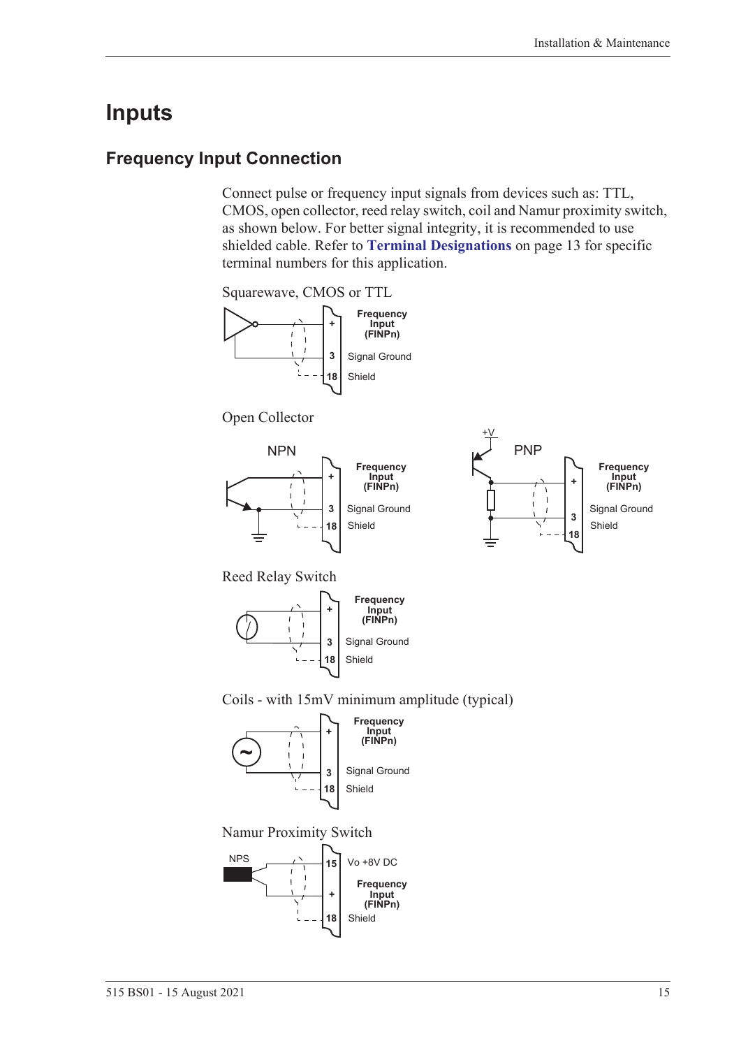# Inputs

## Frequency Input Connection

Connect pulse or frequency input signals from devices such as: TTL, CMOS, open collector, reed relay switch, coil and Namur proximity switch, as shown below. For better signal integrity, it is recommended to use shielded cable. Refer to **Terminal Designations** on page 13 for specific terminal numbers for this application.

Squarewave, CMOS or TTL

Frequency Input (FINPn)
3 Signal Ground
18 Shield

Open Collector

NPN

Frequency Input (FINPn)
3 Signal Ground
18 Shield

PNP

Frequency Input (FINPn)
3 Signal Ground
18 Shield

Reed Relay Switch

Frequency Input (FINPn)
3 Signal Ground
18 Shield

Coils - with 15mV minimum amplitude (typical)

Frequency Input (FINPn)
3 Signal Ground
18 Shield

Namur Proximity Switch

NPS
15 Vo +8V DC
Frequency Input (FINPn)
18 Shield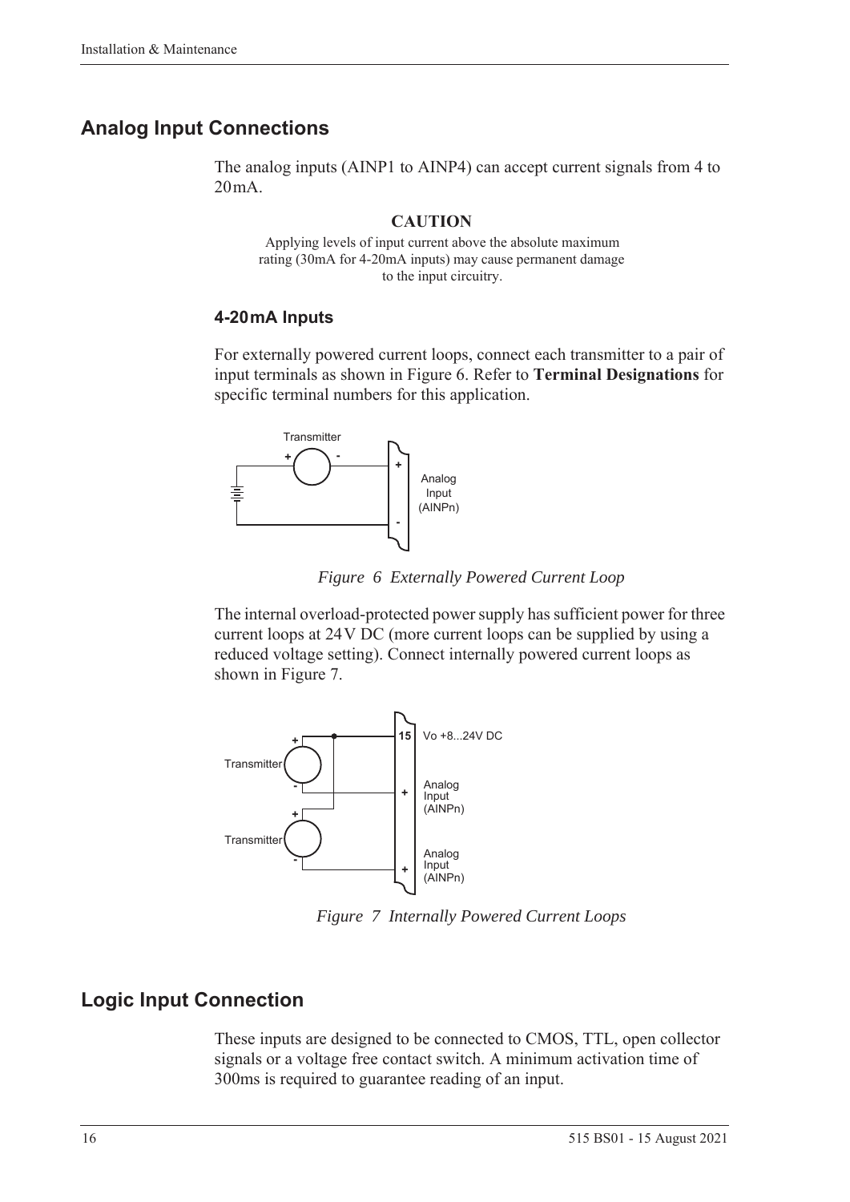## Analog Input Connections

The analog inputs (AINP1 to AINP4) can accept current signals from 4 to 20 mA.

**CAUTION**

Applying levels of input current above the absolute maximum rating (30mA for 4-20mA inputs) may cause permanent damage to the input circuitry.

### 4-20 mA Inputs

For externally powered current loops, connect each transmitter to a pair of input terminals as shown in Figure 6. Refer to **Terminal Designations** for specific terminal numbers for this application.

*Figure 6 Externally Powered Current Loop*

The internal overload-protected power supply has sufficient power for three current loops at 24 V DC (more current loops can be supplied by using a reduced voltage setting). Connect internally powered current loops as shown in Figure 7.

*Figure 7 Internally Powered Current Loops*

## Logic Input Connection

These inputs are designed to be connected to CMOS, TTL, open collector signals or a voltage free contact switch. A minimum activation time of 300ms is required to guarantee reading of an input.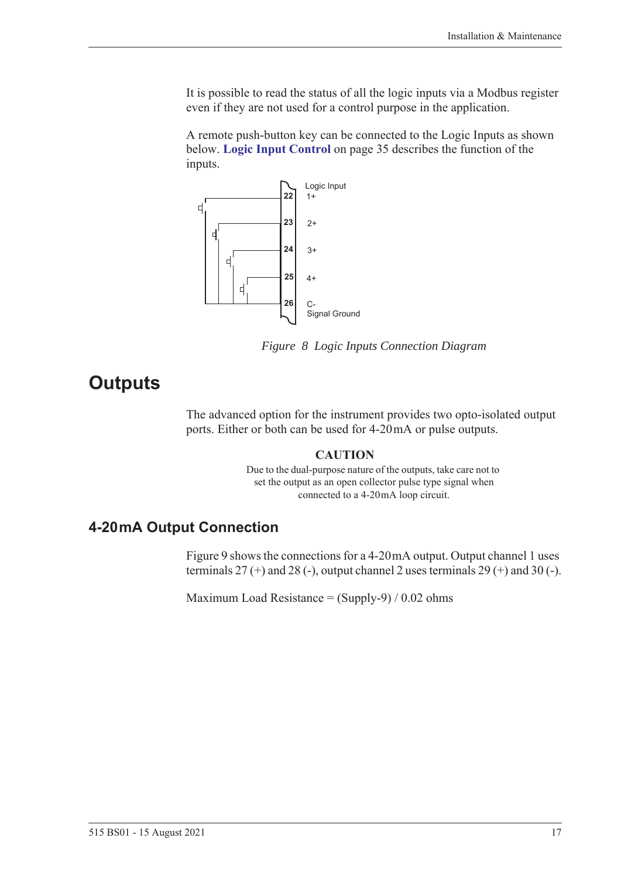It is possible to read the status of all the logic inputs via a Modbus register even if they are not used for a control purpose in the application.

A remote push-button key can be connected to the Logic Inputs as shown below. **Logic Input Control** on page 35 describes the function of the inputs.

Logic Input

22 1+

23 2+

24 3+

25 4+

26 C- Signal Ground

*Figure 8 Logic Inputs Connection Diagram*

# Outputs

The advanced option for the instrument provides two opto-isolated output ports. Either or both can be used for 4-20 mA or pulse outputs.

**CAUTION**

Due to the dual-purpose nature of the outputs, take care not to set the output as an open collector pulse type signal when connected to a 4-20 mA loop circuit.

## 4-20 mA Output Connection

Figure 9 shows the connections for a 4-20 mA output. Output channel 1 uses terminals 27 (+) and 28 (-), output channel 2 uses terminals 29 (+) and 30 (-).

Maximum Load Resistance = (Supply-9) / 0.02 ohms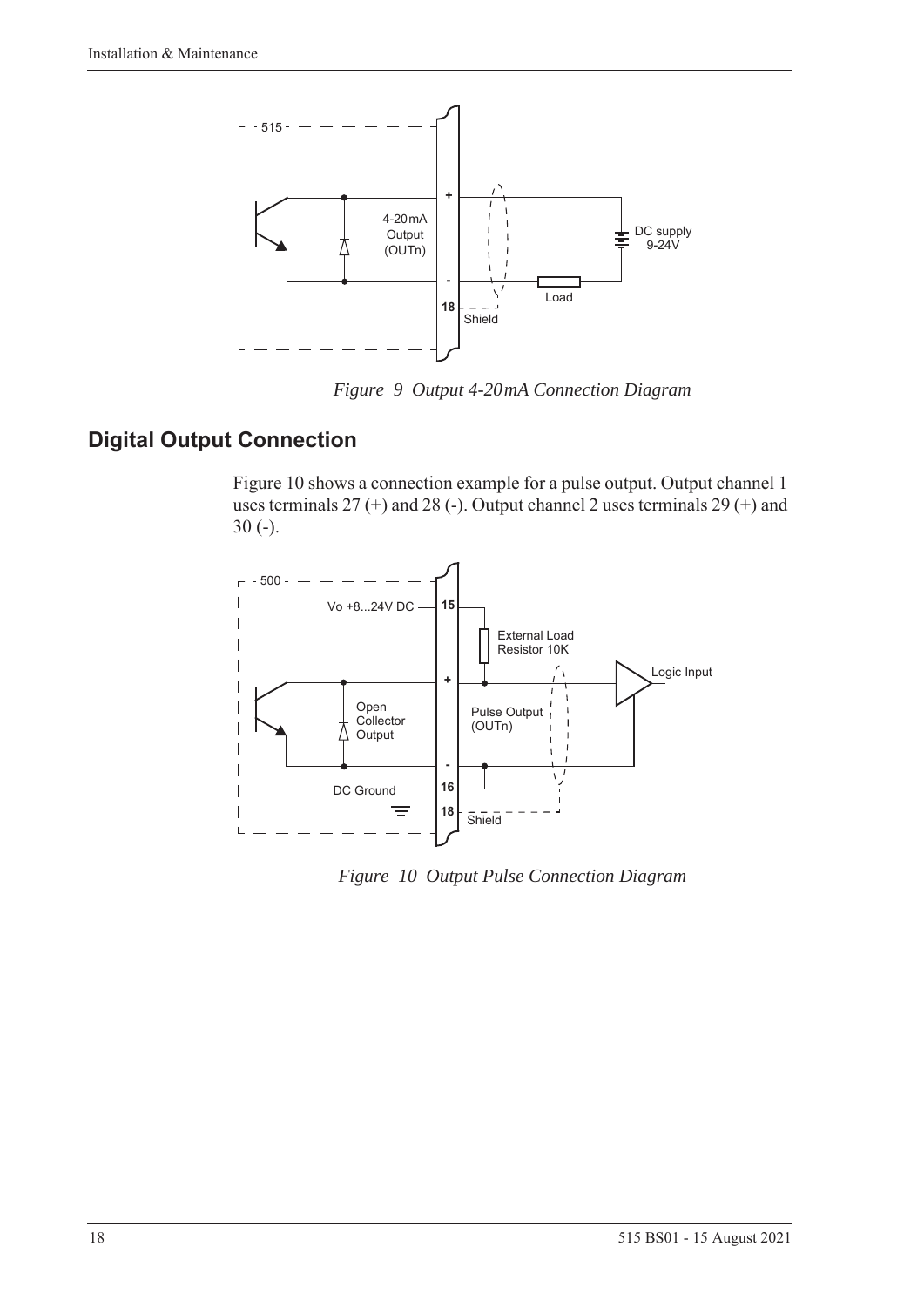*Figure 9 Output 4-20mA Connection Diagram*

## Digital Output Connection

Figure 10 shows a connection example for a pulse output. Output channel 1 uses terminals 27 (+) and 28 (-). Output channel 2 uses terminals 29 (+) and 30 (-).

*Figure 10 Output Pulse Connection Diagram*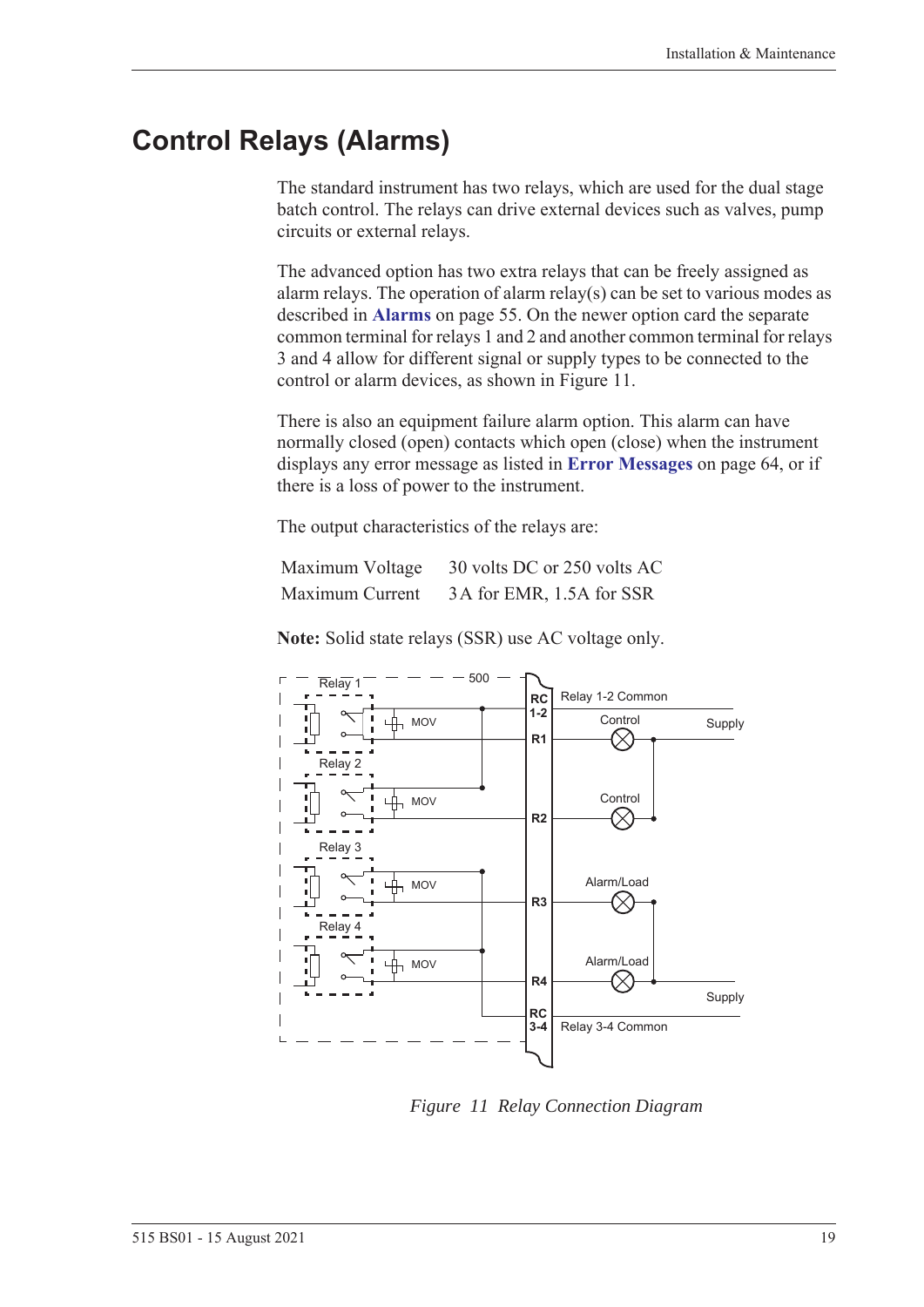# Control Relays (Alarms)

The standard instrument has two relays, which are used for the dual stage batch control. The relays can drive external devices such as valves, pump circuits or external relays.

The advanced option has two extra relays that can be freely assigned as alarm relays. The operation of alarm relay(s) can be set to various modes as described in **Alarms** on page 55. On the newer option card the separate common terminal for relays 1 and 2 and another common terminal for relays 3 and 4 allow for different signal or supply types to be connected to the control or alarm devices, as shown in Figure 11.

There is also an equipment failure alarm option. This alarm can have normally closed (open) contacts which open (close) when the instrument displays any error message as listed in **Error Messages** on page 64, or if there is a loss of power to the instrument.

The output characteristics of the relays are:

| | |
|---|---|
| Maximum Voltage | 30 volts DC or 250 volts AC |
| Maximum Current | 3A for EMR, 1.5A for SSR |

**Note:** Solid state relays (SSR) use AC voltage only.

*Figure 11 Relay Connection Diagram*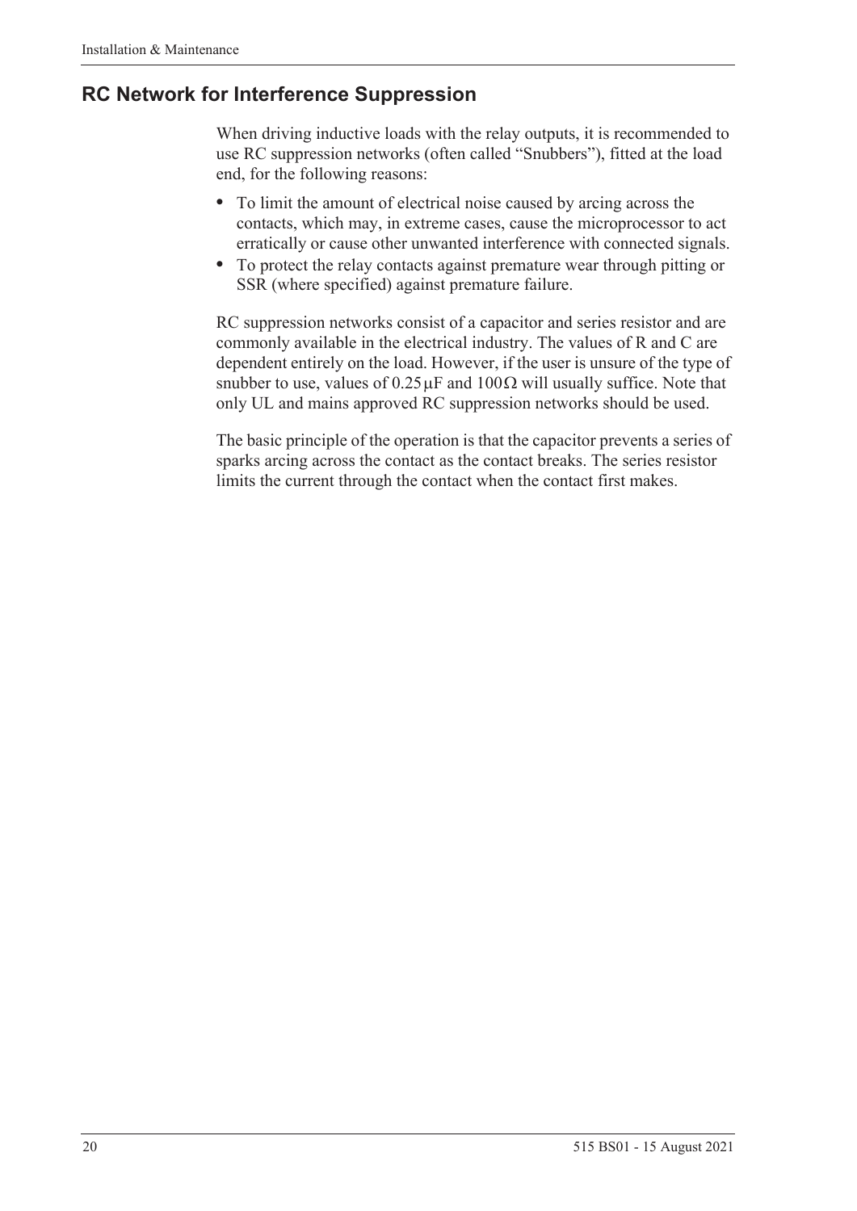## RC Network for Interference Suppression

When driving inductive loads with the relay outputs, it is recommended to use RC suppression networks (often called "Snubbers"), fitted at the load end, for the following reasons:

- To limit the amount of electrical noise caused by arcing across the contacts, which may, in extreme cases, cause the microprocessor to act erratically or cause other unwanted interference with connected signals.
- To protect the relay contacts against premature wear through pitting or SSR (where specified) against premature failure.

RC suppression networks consist of a capacitor and series resistor and are commonly available in the electrical industry. The values of R and C are dependent entirely on the load. However, if the user is unsure of the type of snubber to use, values of $0.25\,\mu F$ and $100\,\Omega$ will usually suffice. Note that only UL and mains approved RC suppression networks should be used.

The basic principle of the operation is that the capacitor prevents a series of sparks arcing across the contact as the contact breaks. The series resistor limits the current through the contact when the contact first makes.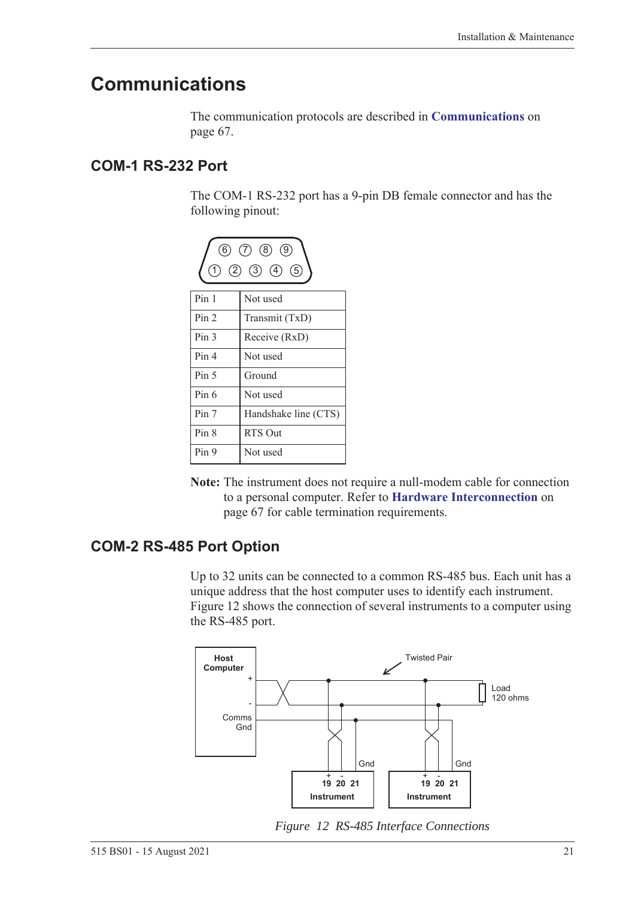# Communications

The communication protocols are described in **Communications** on page 67.

## COM-1 RS-232 Port

The COM-1 RS-232 port has a 9-pin DB female connector and has the following pinout:

| Pin | Function |
|---|---|
| Pin 1 | Not used |
| Pin 2 | Transmit (TxD) |
| Pin 3 | Receive (RxD) |
| Pin 4 | Not used |
| Pin 5 | Ground |
| Pin 6 | Not used |
| Pin 7 | Handshake line (CTS) |
| Pin 8 | RTS Out |
| Pin 9 | Not used |

**Note:** The instrument does not require a null-modem cable for connection to a personal computer. Refer to **Hardware Interconnection** on page 67 for cable termination requirements.

## COM-2 RS-485 Port Option

Up to 32 units can be connected to a common RS-485 bus. Each unit has a unique address that the host computer uses to identify each instrument. Figure 12 shows the connection of several instruments to a computer using the RS-485 port.

*Figure 12 RS-485 Interface Connections*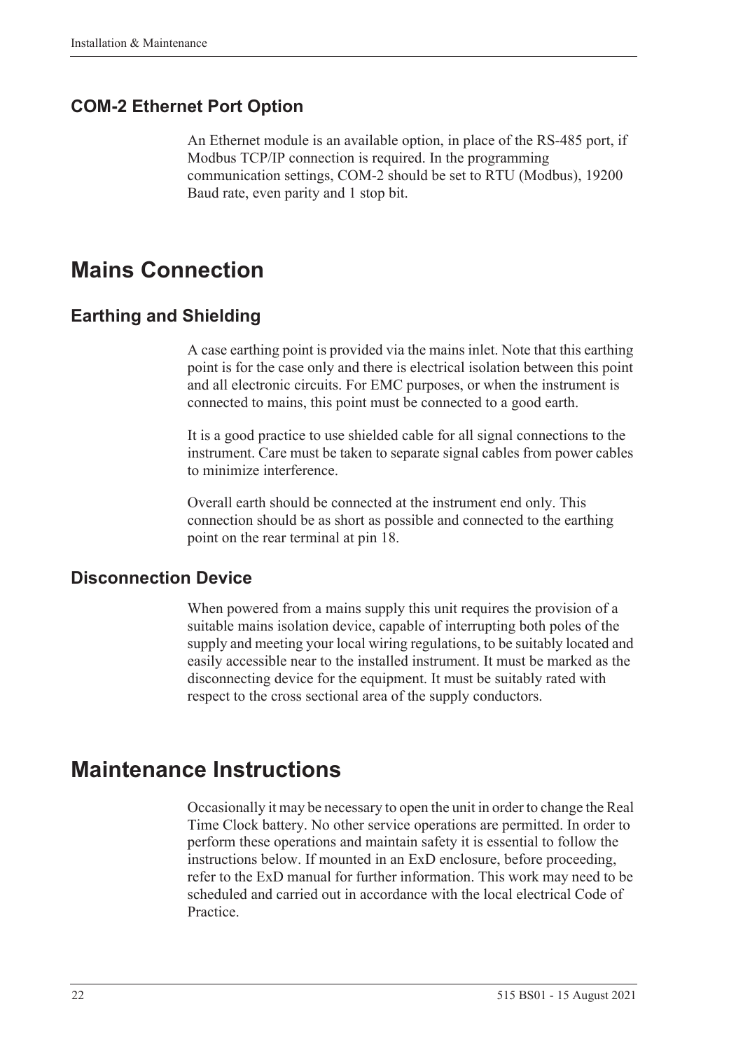### COM-2 Ethernet Port Option

An Ethernet module is an available option, in place of the RS-485 port, if Modbus TCP/IP connection is required. In the programming communication settings, COM-2 should be set to RTU (Modbus), 19200 Baud rate, even parity and 1 stop bit.

## Mains Connection

### Earthing and Shielding

A case earthing point is provided via the mains inlet. Note that this earthing point is for the case only and there is electrical isolation between this point and all electronic circuits. For EMC purposes, or when the instrument is connected to mains, this point must be connected to a good earth.

It is a good practice to use shielded cable for all signal connections to the instrument. Care must be taken to separate signal cables from power cables to minimize interference.

Overall earth should be connected at the instrument end only. This connection should be as short as possible and connected to the earthing point on the rear terminal at pin 18.

### Disconnection Device

When powered from a mains supply this unit requires the provision of a suitable mains isolation device, capable of interrupting both poles of the supply and meeting your local wiring regulations, to be suitably located and easily accessible near to the installed instrument. It must be marked as the disconnecting device for the equipment. It must be suitably rated with respect to the cross sectional area of the supply conductors.

## Maintenance Instructions

Occasionally it may be necessary to open the unit in order to change the Real Time Clock battery. No other service operations are permitted. In order to perform these operations and maintain safety it is essential to follow the instructions below. If mounted in an ExD enclosure, before proceeding, refer to the ExD manual for further information. This work may need to be scheduled and carried out in accordance with the local electrical Code of Practice.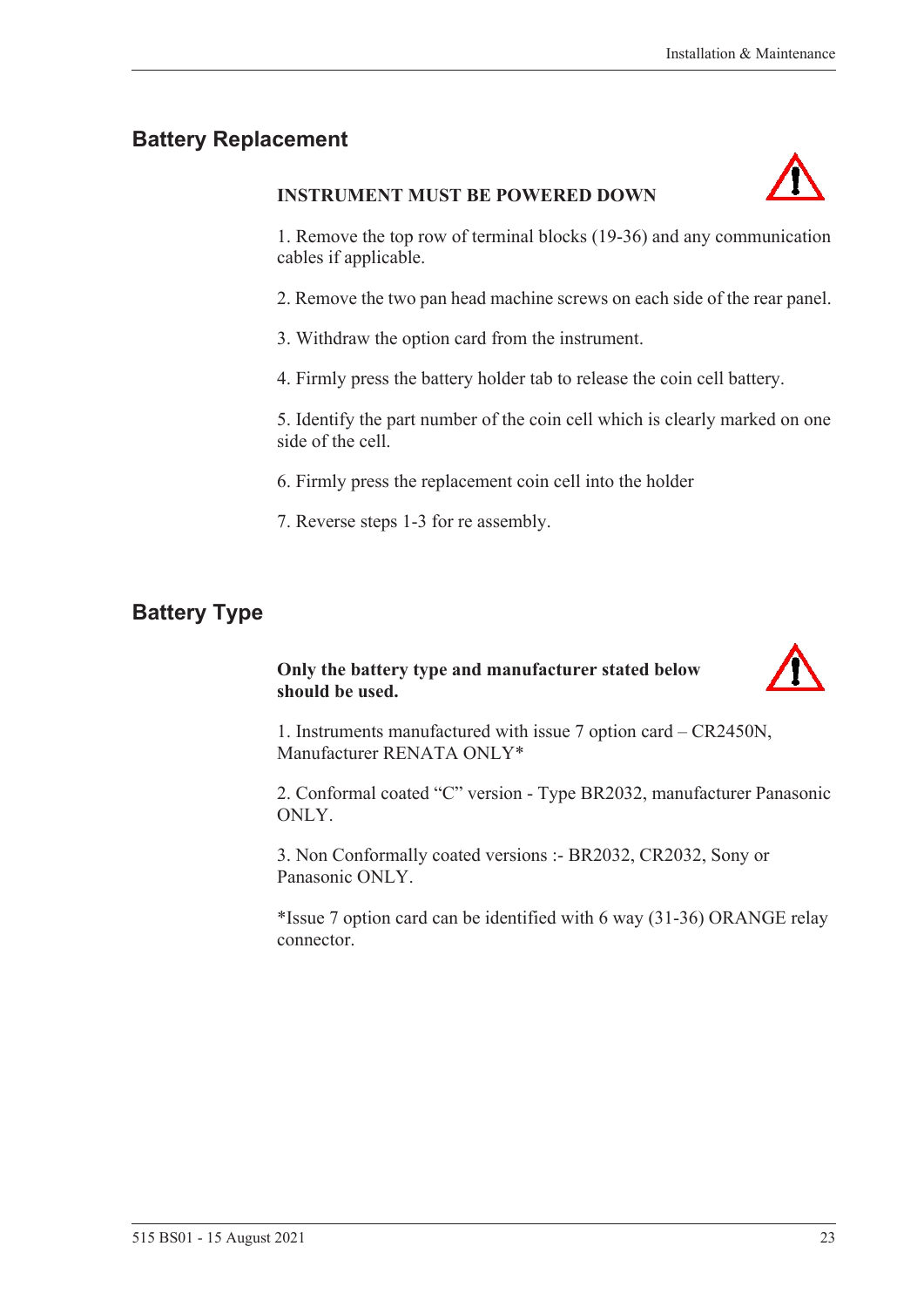## Battery Replacement

**INSTRUMENT MUST BE POWERED DOWN**

1. Remove the top row of terminal blocks (19-36) and any communication cables if applicable.

2. Remove the two pan head machine screws on each side of the rear panel.

3. Withdraw the option card from the instrument.

4. Firmly press the battery holder tab to release the coin cell battery.

5. Identify the part number of the coin cell which is clearly marked on one side of the cell.

6. Firmly press the replacement coin cell into the holder

7. Reverse steps 1-3 for re assembly.

## Battery Type

**Only the battery type and manufacturer stated below should be used.**

1. Instruments manufactured with issue 7 option card – CR2450N, Manufacturer RENATA ONLY*

2. Conformal coated "C" version - Type BR2032, manufacturer Panasonic ONLY.

3. Non Conformally coated versions :- BR2032, CR2032, Sony or Panasonic ONLY.

*Issue 7 option card can be identified with 6 way (31-36) ORANGE relay connector.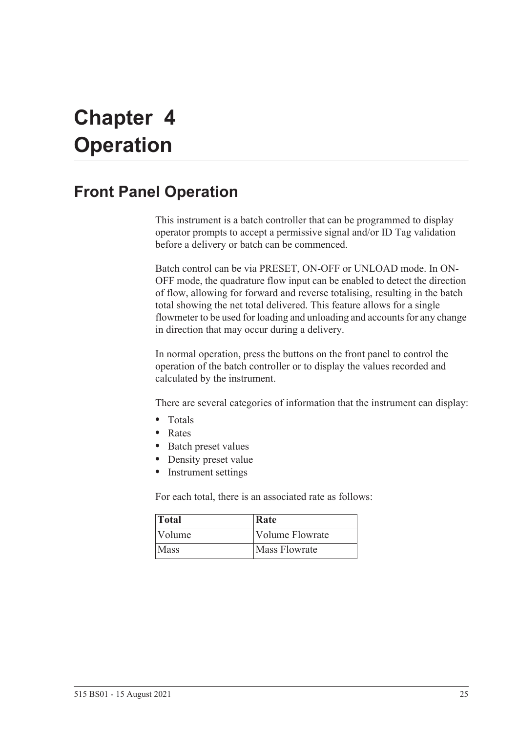# Chapter 4 Operation

## Front Panel Operation

This instrument is a batch controller that can be programmed to display operator prompts to accept a permissive signal and/or ID Tag validation before a delivery or batch can be commenced.

Batch control can be via PRESET, ON-OFF or UNLOAD mode. In ON-OFF mode, the quadrature flow input can be enabled to detect the direction of flow, allowing for forward and reverse totalising, resulting in the batch total showing the net total delivered. This feature allows for a single flowmeter to be used for loading and unloading and accounts for any change in direction that may occur during a delivery.

In normal operation, press the buttons on the front panel to control the operation of the batch controller or to display the values recorded and calculated by the instrument.

There are several categories of information that the instrument can display:

- Totals
- Rates
- Batch preset values
- Density preset value
- Instrument settings

For each total, there is an associated rate as follows:

| Total | Rate |
|---|---|
| Volume | Volume Flowrate |
| Mass | Mass Flowrate |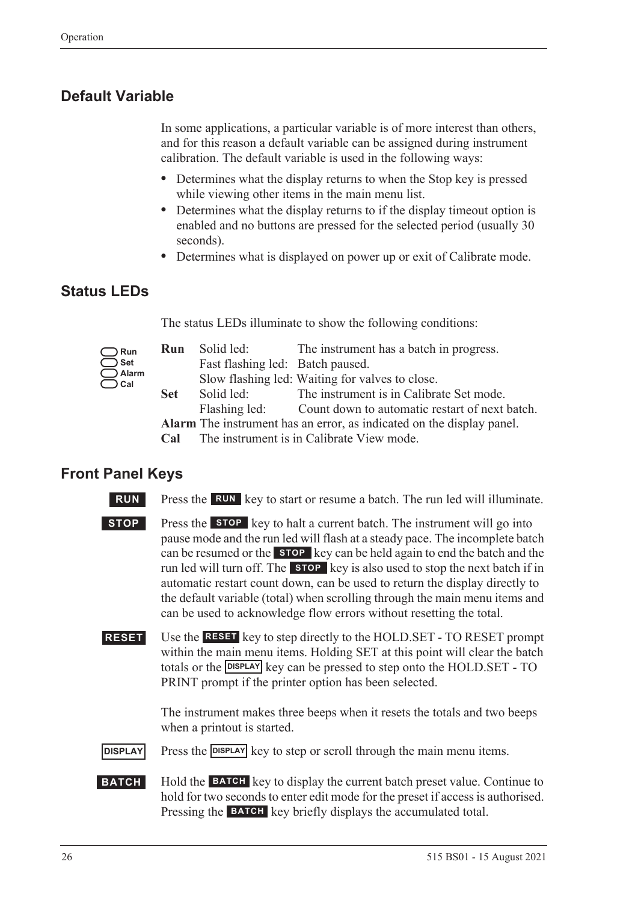## Default Variable

In some applications, a particular variable is of more interest than others, and for this reason a default variable can be assigned during instrument calibration. The default variable is used in the following ways:

- Determines what the display returns to when the Stop key is pressed while viewing other items in the main menu list.
- Determines what the display returns to if the display timeout option is enabled and no buttons are pressed for the selected period (usually 30 seconds).
- Determines what is displayed on power up or exit of Calibrate mode.

## Status LEDs

The status LEDs illuminate to show the following conditions:

| | | |
|---|---|---|
| **Run** | Solid led: | The instrument has a batch in progress. |
| | Fast flashing led: | Batch paused. |
| | Slow flashing led: | Waiting for valves to close. |
| **Set** | Solid led: | The instrument is in Calibrate Set mode. |
| | Flashing led: | Count down to automatic restart of next batch. |
| **Alarm** | The instrument has an error, as indicated on the display panel. | |
| **Cal** | The instrument is in Calibrate View mode. | |

## Front Panel Keys

**RUN** Press the **RUN** key to start or resume a batch. The run led will illuminate.

**STOP** Press the **STOP** key to halt a current batch. The instrument will go into pause mode and the run led will flash at a steady pace. The incomplete batch can be resumed or the **STOP** key can be held again to end the batch and the run led will turn off. The **STOP** key is also used to stop the next batch if in automatic restart count down, can be used to return the display directly to the default variable (total) when scrolling through the main menu items and can be used to acknowledge flow errors without resetting the total.

**RESET** Use the **RESET** key to step directly to the HOLD.SET - TO RESET prompt within the main menu items. Holding SET at this point will clear the batch totals or the **DISPLAY** key can be pressed to step onto the HOLD.SET - TO PRINT prompt if the printer option has been selected.

The instrument makes three beeps when it resets the totals and two beeps when a printout is started.

**DISPLAY** Press the **DISPLAY** key to step or scroll through the main menu items.

**BATCH** Hold the **BATCH** key to display the current batch preset value. Continue to hold for two seconds to enter edit mode for the preset if access is authorised. Pressing the **BATCH** key briefly displays the accumulated total.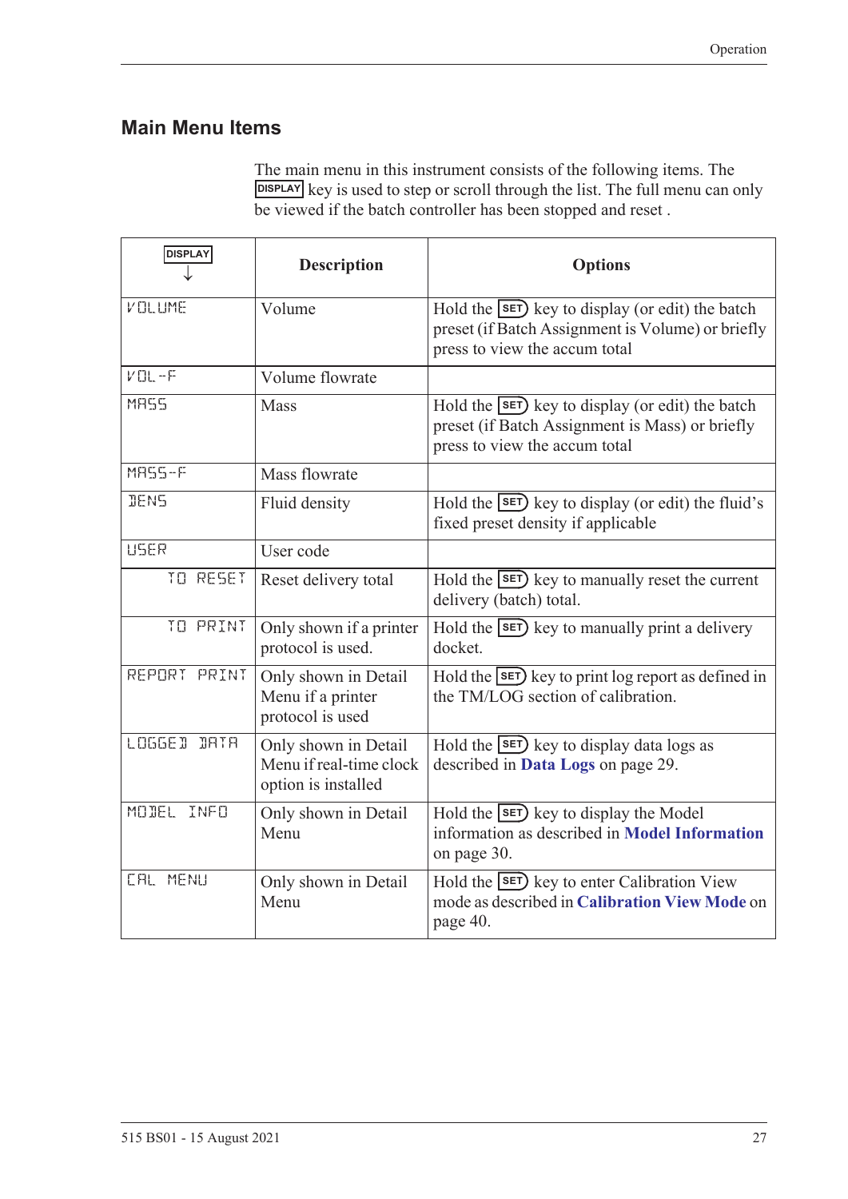## Main Menu Items

The main menu in this instrument consists of the following items. The DISPLAY key is used to step or scroll through the list. The full menu can only be viewed if the batch controller has been stopped and reset .

| DISPLAY ↓ | Description | Options |
|---|---|---|
| VOLUME | Volume | Hold the SET key to display (or edit) the batch preset (if Batch Assignment is Volume) or briefly press to view the accum total |
| VOL-F | Volume flowrate | |
| MASS | Mass | Hold the SET key to display (or edit) the batch preset (if Batch Assignment is Mass) or briefly press to view the accum total |
| MASS-F | Mass flowrate | |
| DENS | Fluid density | Hold the SET key to display (or edit) the fluid's fixed preset density if applicable |
| USER | User code | |
| TO RESET | Reset delivery total | Hold the SET key to manually reset the current delivery (batch) total. |
| TO PRINT | Only shown if a printer protocol is used. | Hold the SET key to manually print a delivery docket. |
| REPORT PRINT | Only shown in Detail Menu if a printer protocol is used | Hold the SET key to print log report as defined in the TM/LOG section of calibration. |
| LOGGED DATA | Only shown in Detail Menu if real-time clock option is installed | Hold the SET key to display data logs as described in **Data Logs** on page 29. |
| MODEL INFO | Only shown in Detail Menu | Hold the SET key to display the Model information as described in **Model Information** on page 30. |
| CAL MENU | Only shown in Detail Menu | Hold the SET key to enter Calibration View mode as described in **Calibration View Mode** on page 40. |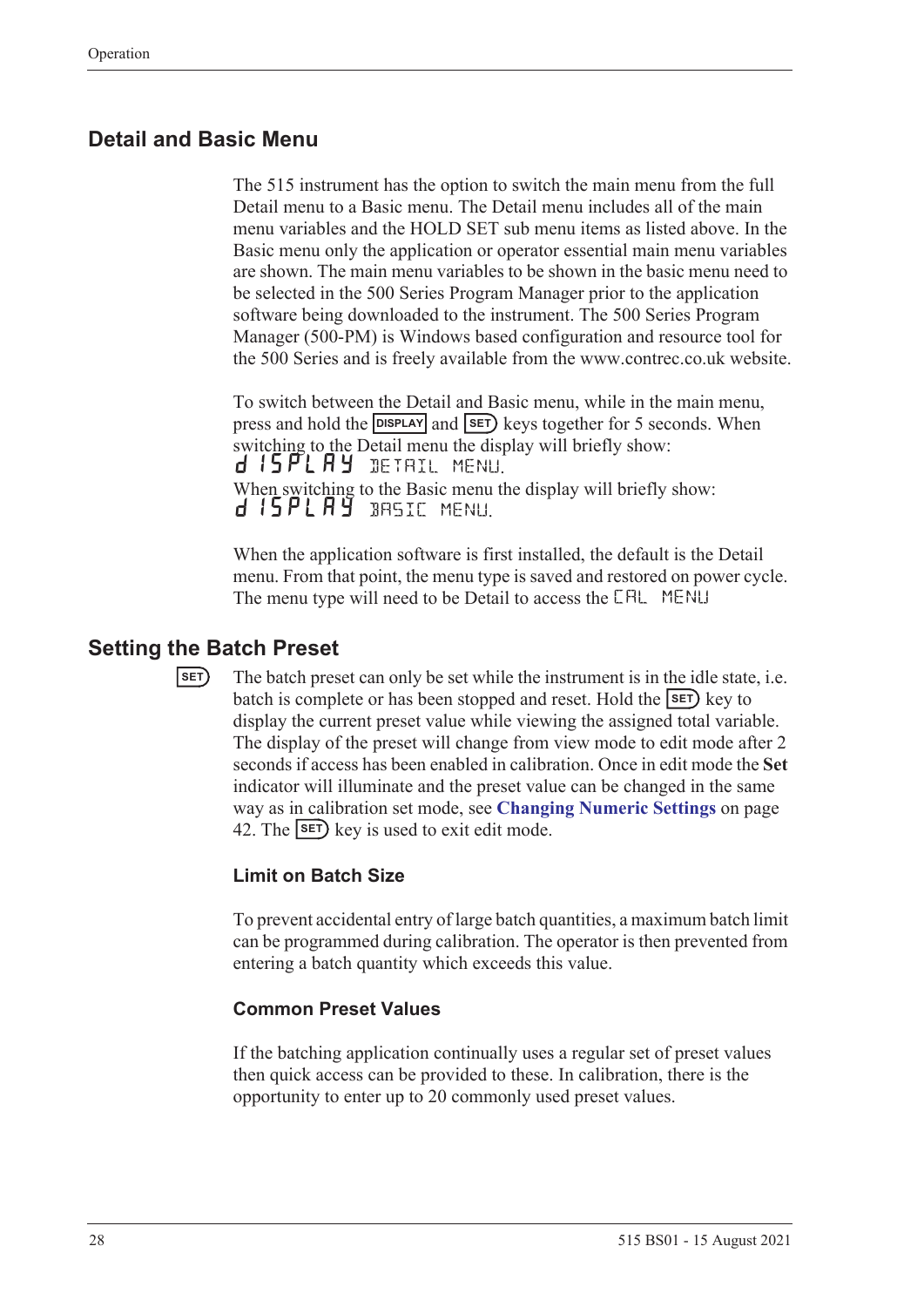## Detail and Basic Menu

The 515 instrument has the option to switch the main menu from the full Detail menu to a Basic menu. The Detail menu includes all of the main menu variables and the HOLD SET sub menu items as listed above. In the Basic menu only the application or operator essential main menu variables are shown. The main menu variables to be shown in the basic menu need to be selected in the 500 Series Program Manager prior to the application software being downloaded to the instrument. The 500 Series Program Manager (500-PM) is Windows based configuration and resource tool for the 500 Series and is freely available from the www.contrec.co.uk website.

To switch between the Detail and Basic menu, while in the main menu, press and hold the DISPLAY and SET keys together for 5 seconds. When switching to the Detail menu the display will briefly show:

dISPLAY DETAIL MENU.

When switching to the Basic menu the display will briefly show:

dISPLAY BASIC MENU.

When the application software is first installed, the default is the Detail menu. From that point, the menu type is saved and restored on power cycle. The menu type will need to be Detail to access the CAL MENU

## Setting the Batch Preset

SET

The batch preset can only be set while the instrument is in the idle state, i.e. batch is complete or has been stopped and reset. Hold the SET key to display the current preset value while viewing the assigned total variable. The display of the preset will change from view mode to edit mode after 2 seconds if access has been enabled in calibration. Once in edit mode the **Set** indicator will illuminate and the preset value can be changed in the same way as in calibration set mode, see **Changing Numeric Settings** on page 42. The SET key is used to exit edit mode.

### Limit on Batch Size

To prevent accidental entry of large batch quantities, a maximum batch limit can be programmed during calibration. The operator is then prevented from entering a batch quantity which exceeds this value.

### Common Preset Values

If the batching application continually uses a regular set of preset values then quick access can be provided to these. In calibration, there is the opportunity to enter up to 20 commonly used preset values.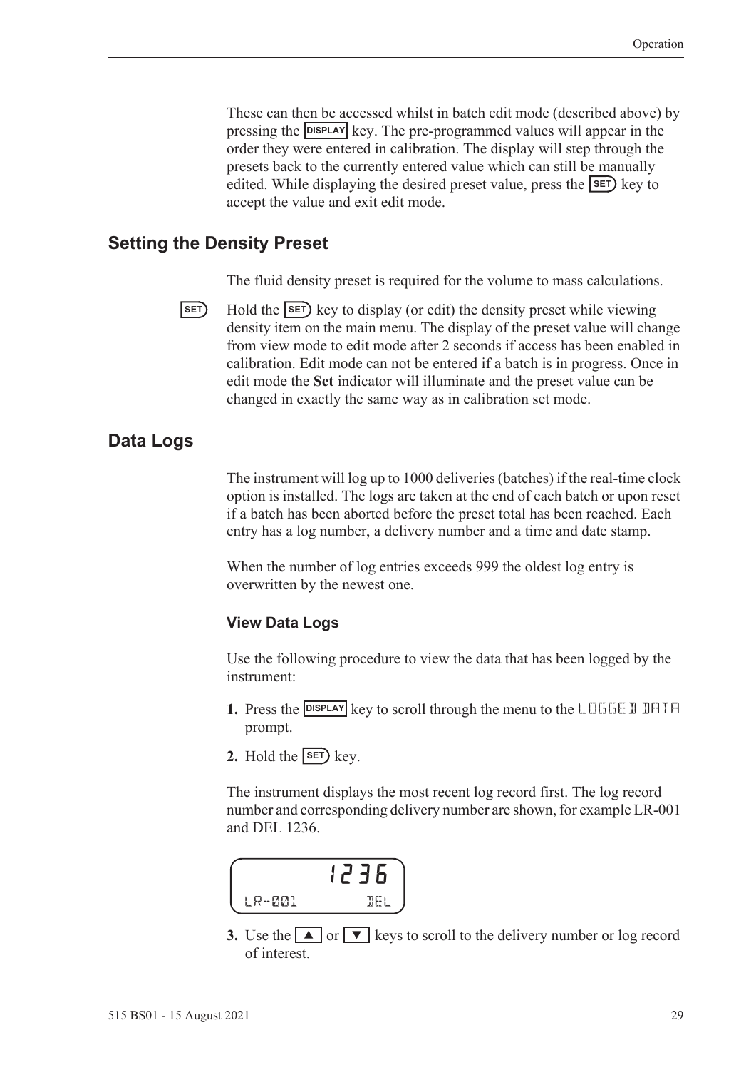These can then be accessed whilst in batch edit mode (described above) by pressing the DISPLAY key. The pre-programmed values will appear in the order they were entered in calibration. The display will step through the presets back to the currently entered value which can still be manually edited. While displaying the desired preset value, press the SET key to accept the value and exit edit mode.

## Setting the Density Preset

The fluid density preset is required for the volume to mass calculations.

SET Hold the SET key to display (or edit) the density preset while viewing density item on the main menu. The display of the preset value will change from view mode to edit mode after 2 seconds if access has been enabled in calibration. Edit mode can not be entered if a batch is in progress. Once in edit mode the **Set** indicator will illuminate and the preset value can be changed in exactly the same way as in calibration set mode.

## Data Logs

The instrument will log up to 1000 deliveries (batches) if the real-time clock option is installed. The logs are taken at the end of each batch or upon reset if a batch has been aborted before the preset total has been reached. Each entry has a log number, a delivery number and a time and date stamp.

When the number of log entries exceeds 999 the oldest log entry is overwritten by the newest one.

### View Data Logs

Use the following procedure to view the data that has been logged by the instrument:

1. Press the DISPLAY key to scroll through the menu to the LOGGED DATA prompt.
2. Hold the SET key.

The instrument displays the most recent log record first. The log record number and corresponding delivery number are shown, for example LR-001 and DEL 1236.

```
          1236
LR-001     DEL
```

3. Use the ▲ or ▼ keys to scroll to the delivery number or log record of interest.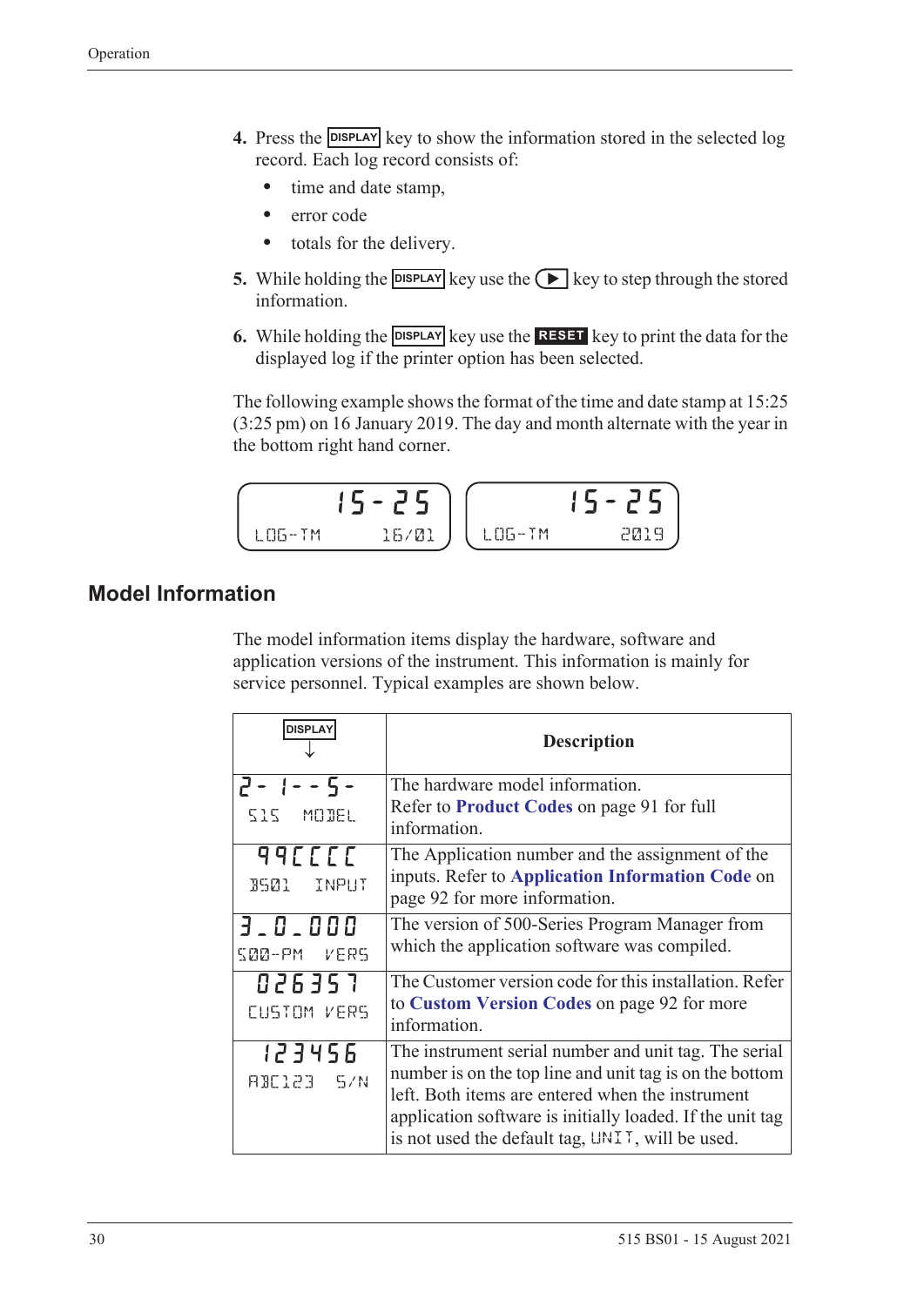4. Press the **DISPLAY** key to show the information stored in the selected log record. Each log record consists of:
   - time and date stamp,
   - error code
   - totals for the delivery.
5. While holding the **DISPLAY** key use the ▶ key to step through the stored information.
6. While holding the **DISPLAY** key use the **RESET** key to print the data for the displayed log if the printer option has been selected.

The following example shows the format of the time and date stamp at 15:25 (3:25 pm) on 16 January 2019. The day and month alternate with the year in the bottom right hand corner.

```
15-25                15-25
LOG-TM    16/01      LOG-TM    2019
```

## Model Information

The model information items display the hardware, software and application versions of the instrument. This information is mainly for service personnel. Typical examples are shown below.

| DISPLAY ↓ | Description |
|---|---|
| 2- 1-- 5- <br> 515 MODEL | The hardware model information. <br> Refer to **Product Codes** on page 91 for full information. |
| 99CCCC <br> BS01 INPUT | The Application number and the assignment of the inputs. Refer to **Application Information Code** on page 92 for more information. |
| 3_0_000 <br> 500-PM VERS | The version of 500-Series Program Manager from which the application software was compiled. |
| 026357 <br> CUSTOM VERS | The Customer version code for this installation. Refer to **Custom Version Codes** on page 92 for more information. |
| 123456 <br> ABC123 S/N | The instrument serial number and unit tag. The serial number is on the top line and unit tag is on the bottom left. Both items are entered when the instrument application software is initially loaded. If the unit tag is not used the default tag, UNIT, will be used. |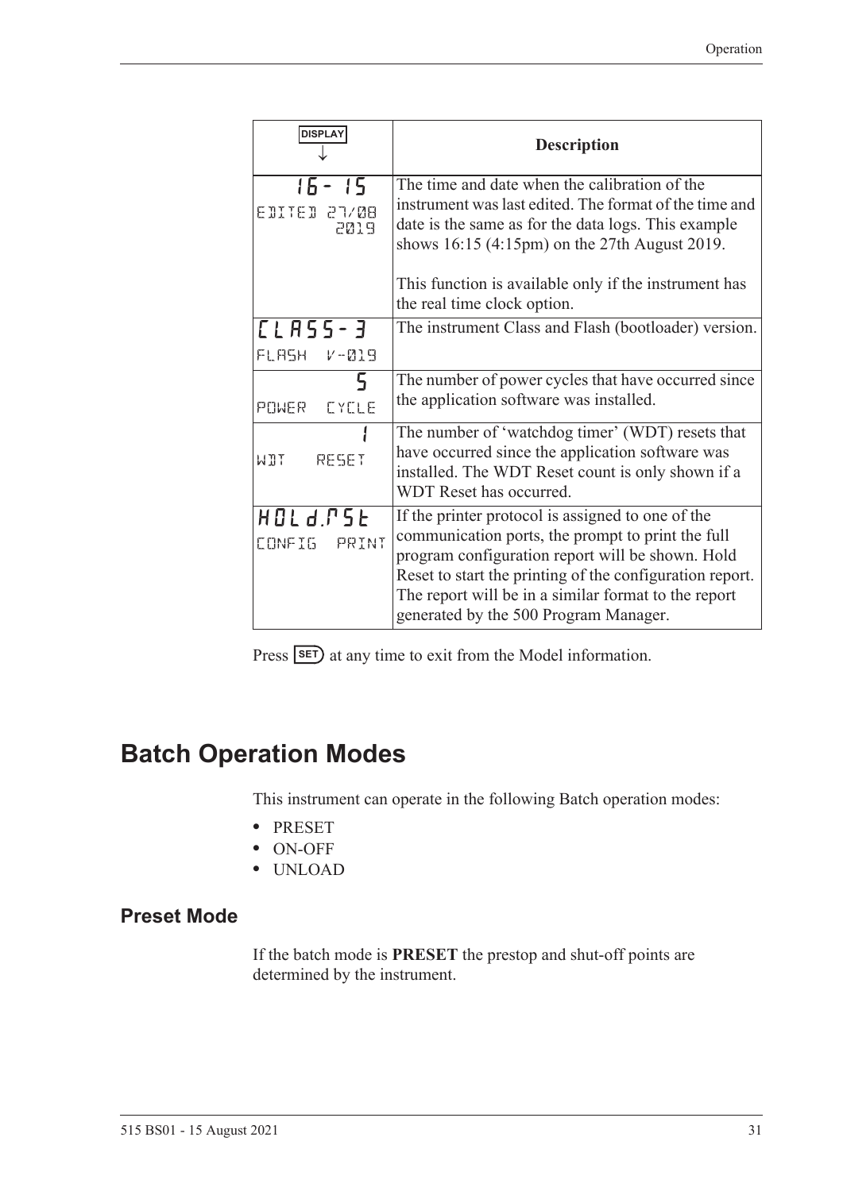| DISPLAY ↓ | Description |
|---|---|
| 16- 15<br>EDITED 27/08 2019 | The time and date when the calibration of the instrument was last edited. The format of the time and date is the same as for the data logs. This example shows 16:15 (4:15pm) on the 27th August 2019.<br><br>This function is available only if the instrument has the real time clock option. |
| CLASS-3<br>FLASH V-019 | The instrument Class and Flash (bootloader) version. |
| 5<br>POWER CYCLE | The number of power cycles that have occurred since the application software was installed. |
| 1<br>WDT RESET | The number of 'watchdog timer' (WDT) resets that have occurred since the application software was installed. The WDT Reset count is only shown if a WDT Reset has occurred. |
| HOLd.rSt<br>CONFIG PRINT | If the printer protocol is assigned to one of the communication ports, the prompt to print the full program configuration report will be shown. Hold Reset to start the printing of the configuration report. The report will be in a similar format to the report generated by the 500 Program Manager. |

Press SET at any time to exit from the Model information.

# Batch Operation Modes

This instrument can operate in the following Batch operation modes:

- PRESET
- ON-OFF
- UNLOAD

## Preset Mode

If the batch mode is **PRESET** the prestop and shut-off points are determined by the instrument.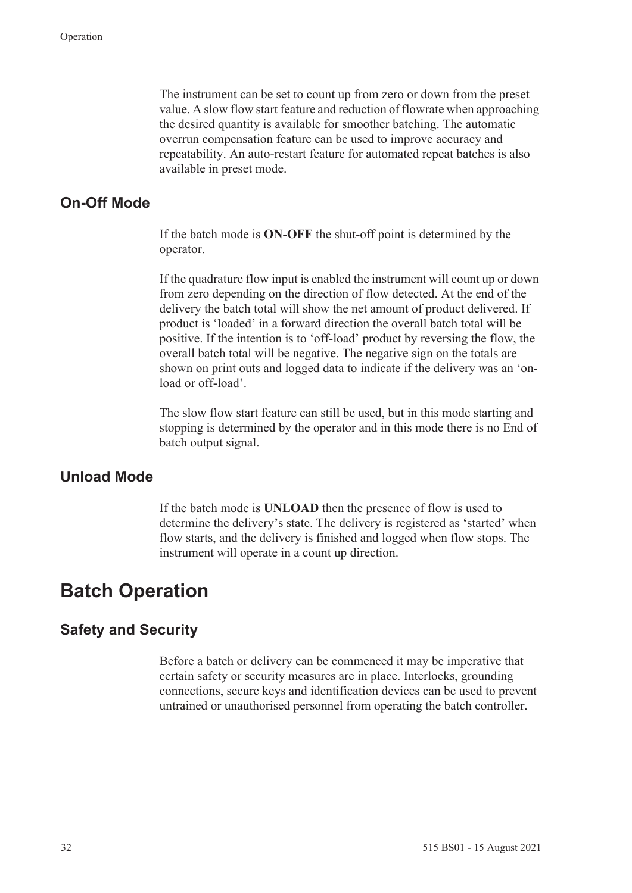The instrument can be set to count up from zero or down from the preset value. A slow flow start feature and reduction of flowrate when approaching the desired quantity is available for smoother batching. The automatic overrun compensation feature can be used to improve accuracy and repeatability. An auto-restart feature for automated repeat batches is also available in preset mode.

## On-Off Mode

If the batch mode is **ON-OFF** the shut-off point is determined by the operator.

If the quadrature flow input is enabled the instrument will count up or down from zero depending on the direction of flow detected. At the end of the delivery the batch total will show the net amount of product delivered. If product is 'loaded' in a forward direction the overall batch total will be positive. If the intention is to 'off-load' product by reversing the flow, the overall batch total will be negative. The negative sign on the totals are shown on print outs and logged data to indicate if the delivery was an 'on-load or off-load'.

The slow flow start feature can still be used, but in this mode starting and stopping is determined by the operator and in this mode there is no End of batch output signal.

## Unload Mode

If the batch mode is **UNLOAD** then the presence of flow is used to determine the delivery's state. The delivery is registered as 'started' when flow starts, and the delivery is finished and logged when flow stops. The instrument will operate in a count up direction.

# Batch Operation

## Safety and Security

Before a batch or delivery can be commenced it may be imperative that certain safety or security measures are in place. Interlocks, grounding connections, secure keys and identification devices can be used to prevent untrained or unauthorised personnel from operating the batch controller.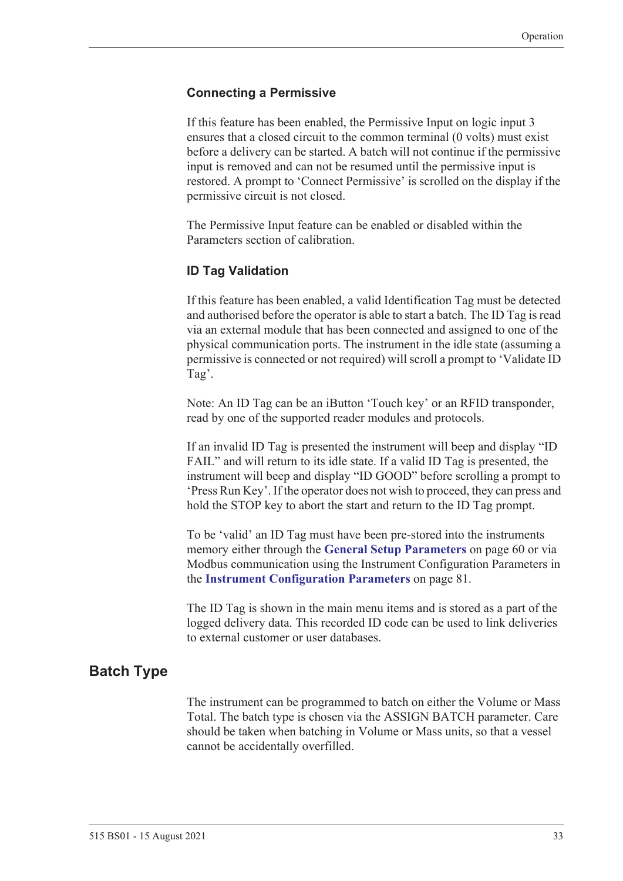### Connecting a Permissive

If this feature has been enabled, the Permissive Input on logic input 3 ensures that a closed circuit to the common terminal (0 volts) must exist before a delivery can be started. A batch will not continue if the permissive input is removed and can not be resumed until the permissive input is restored. A prompt to 'Connect Permissive' is scrolled on the display if the permissive circuit is not closed.

The Permissive Input feature can be enabled or disabled within the Parameters section of calibration.

### ID Tag Validation

If this feature has been enabled, a valid Identification Tag must be detected and authorised before the operator is able to start a batch. The ID Tag is read via an external module that has been connected and assigned to one of the physical communication ports. The instrument in the idle state (assuming a permissive is connected or not required) will scroll a prompt to 'Validate ID Tag'.

Note: An ID Tag can be an iButton 'Touch key' or an RFID transponder, read by one of the supported reader modules and protocols.

If an invalid ID Tag is presented the instrument will beep and display "ID FAIL" and will return to its idle state. If a valid ID Tag is presented, the instrument will beep and display "ID GOOD" before scrolling a prompt to 'Press Run Key'. If the operator does not wish to proceed, they can press and hold the STOP key to abort the start and return to the ID Tag prompt.

To be 'valid' an ID Tag must have been pre-stored into the instruments memory either through the **General Setup Parameters** on page 60 or via Modbus communication using the Instrument Configuration Parameters in the **Instrument Configuration Parameters** on page 81.

The ID Tag is shown in the main menu items and is stored as a part of the logged delivery data. This recorded ID code can be used to link deliveries to external customer or user databases.

## Batch Type

The instrument can be programmed to batch on either the Volume or Mass Total. The batch type is chosen via the ASSIGN BATCH parameter. Care should be taken when batching in Volume or Mass units, so that a vessel cannot be accidentally overfilled.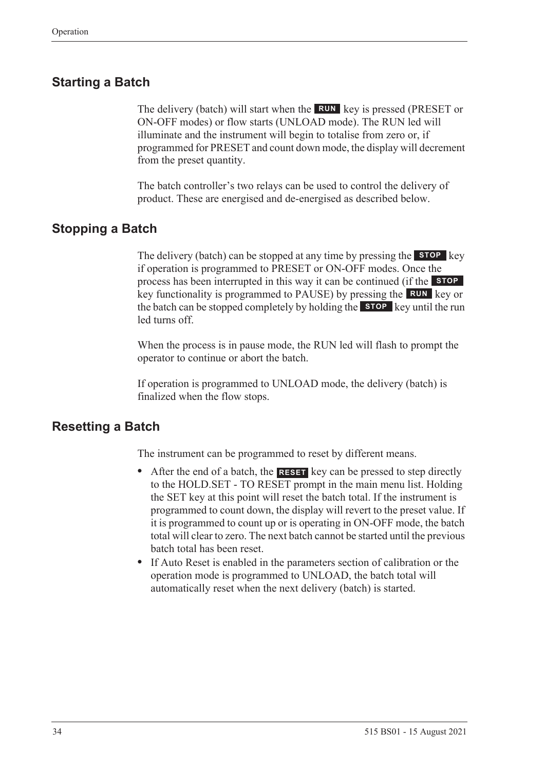## Starting a Batch

The delivery (batch) will start when the **RUN** key is pressed (PRESET or ON-OFF modes) or flow starts (UNLOAD mode). The RUN led will illuminate and the instrument will begin to totalise from zero or, if programmed for PRESET and count down mode, the display will decrement from the preset quantity.

The batch controller's two relays can be used to control the delivery of product. These are energised and de-energised as described below.

## Stopping a Batch

The delivery (batch) can be stopped at any time by pressing the **STOP** key if operation is programmed to PRESET or ON-OFF modes. Once the process has been interrupted in this way it can be continued (if the **STOP** key functionality is programmed to PAUSE) by pressing the **RUN** key or the batch can be stopped completely by holding the **STOP** key until the run led turns off.

When the process is in pause mode, the RUN led will flash to prompt the operator to continue or abort the batch.

If operation is programmed to UNLOAD mode, the delivery (batch) is finalized when the flow stops.

## Resetting a Batch

The instrument can be programmed to reset by different means.

- After the end of a batch, the **RESET** key can be pressed to step directly to the HOLD.SET - TO RESET prompt in the main menu list. Holding the SET key at this point will reset the batch total. If the instrument is programmed to count down, the display will revert to the preset value. If it is programmed to count up or is operating in ON-OFF mode, the batch total will clear to zero. The next batch cannot be started until the previous batch total has been reset.
- If Auto Reset is enabled in the parameters section of calibration or the operation mode is programmed to UNLOAD, the batch total will automatically reset when the next delivery (batch) is started.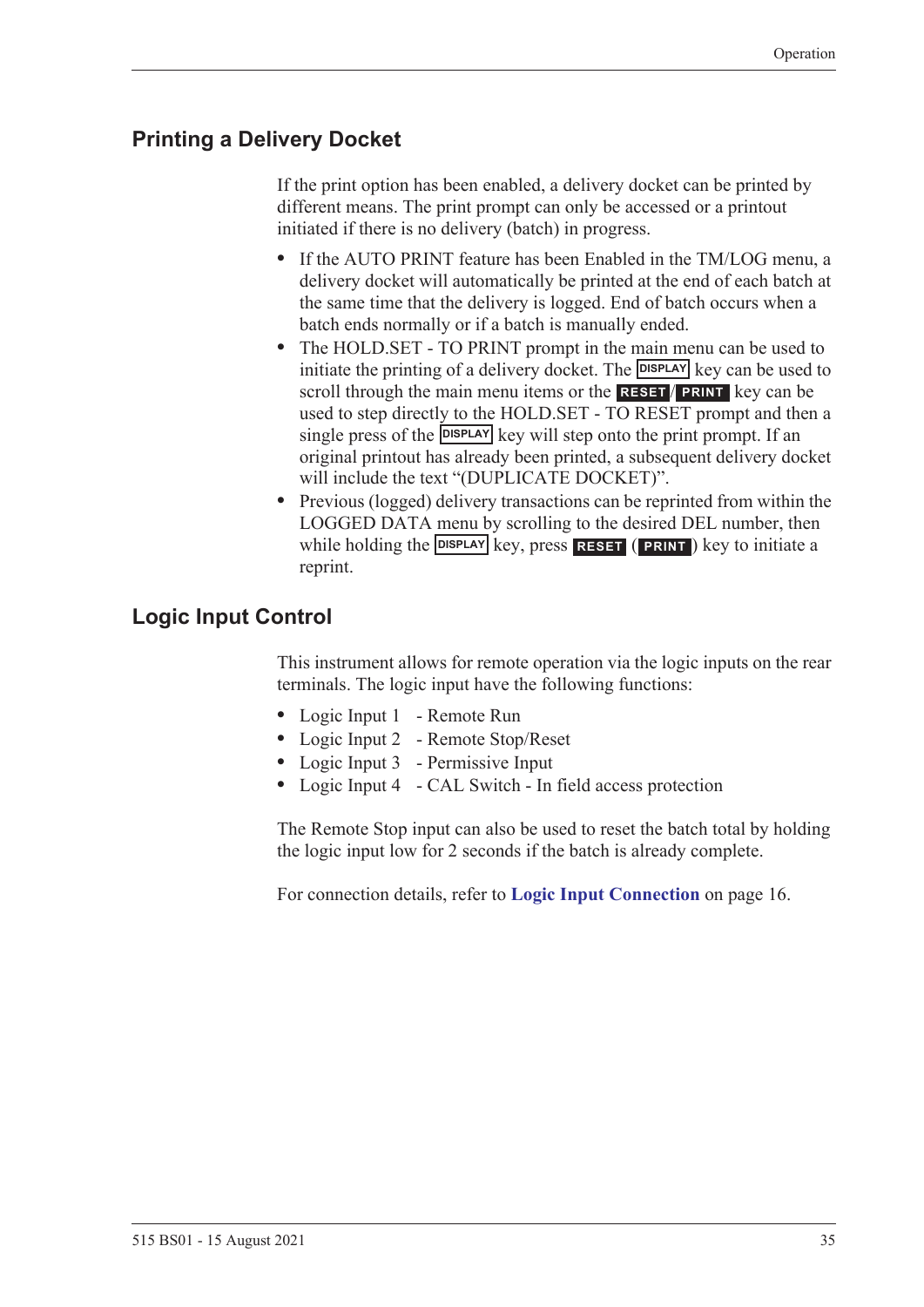## Printing a Delivery Docket

If the print option has been enabled, a delivery docket can be printed by different means. The print prompt can only be accessed or a printout initiated if there is no delivery (batch) in progress.

- If the AUTO PRINT feature has been Enabled in the TM/LOG menu, a delivery docket will automatically be printed at the end of each batch at the same time that the delivery is logged. End of batch occurs when a batch ends normally or if a batch is manually ended.
- The HOLD.SET - TO PRINT prompt in the main menu can be used to initiate the printing of a delivery docket. The DISPLAY key can be used to scroll through the main menu items or the RESET/PRINT key can be used to step directly to the HOLD.SET - TO RESET prompt and then a single press of the DISPLAY key will step onto the print prompt. If an original printout has already been printed, a subsequent delivery docket will include the text "(DUPLICATE DOCKET)".
- Previous (logged) delivery transactions can be reprinted from within the LOGGED DATA menu by scrolling to the desired DEL number, then while holding the DISPLAY key, press RESET (PRINT) key to initiate a reprint.

## Logic Input Control

This instrument allows for remote operation via the logic inputs on the rear terminals. The logic input have the following functions:

- Logic Input 1 - Remote Run
- Logic Input 2 - Remote Stop/Reset
- Logic Input 3 - Permissive Input
- Logic Input 4 - CAL Switch - In field access protection

The Remote Stop input can also be used to reset the batch total by holding the logic input low for 2 seconds if the batch is already complete.

For connection details, refer to **Logic Input Connection** on page 16.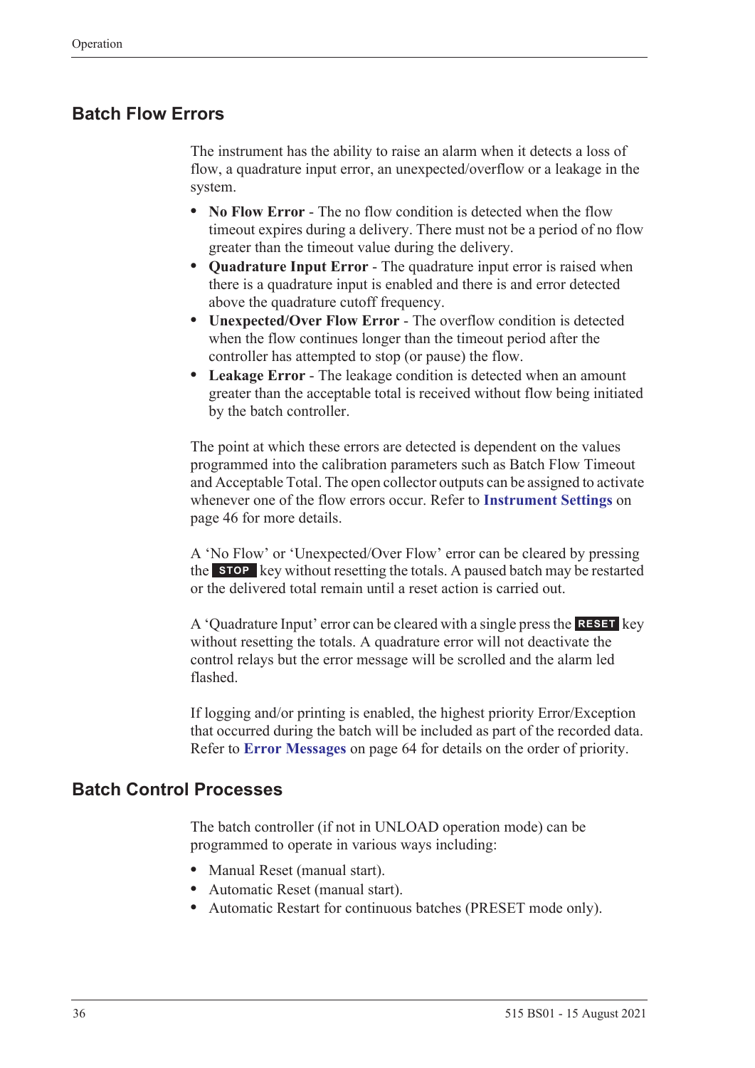## Batch Flow Errors

The instrument has the ability to raise an alarm when it detects a loss of flow, a quadrature input error, an unexpected/overflow or a leakage in the system.

- **No Flow Error** - The no flow condition is detected when the flow timeout expires during a delivery. There must not be a period of no flow greater than the timeout value during the delivery.
- **Quadrature Input Error** - The quadrature input error is raised when there is a quadrature input is enabled and there is and error detected above the quadrature cutoff frequency.
- **Unexpected/Over Flow Error** - The overflow condition is detected when the flow continues longer than the timeout period after the controller has attempted to stop (or pause) the flow.
- **Leakage Error** - The leakage condition is detected when an amount greater than the acceptable total is received without flow being initiated by the batch controller.

The point at which these errors are detected is dependent on the values programmed into the calibration parameters such as Batch Flow Timeout and Acceptable Total. The open collector outputs can be assigned to activate whenever one of the flow errors occur. Refer to **Instrument Settings** on page 46 for more details.

A 'No Flow' or 'Unexpected/Over Flow' error can be cleared by pressing the **STOP** key without resetting the totals. A paused batch may be restarted or the delivered total remain until a reset action is carried out.

A 'Quadrature Input' error can be cleared with a single press the **RESET** key without resetting the totals. A quadrature error will not deactivate the control relays but the error message will be scrolled and the alarm led flashed.

If logging and/or printing is enabled, the highest priority Error/Exception that occurred during the batch will be included as part of the recorded data. Refer to **Error Messages** on page 64 for details on the order of priority.

## Batch Control Processes

The batch controller (if not in UNLOAD operation mode) can be programmed to operate in various ways including:

- Manual Reset (manual start).
- Automatic Reset (manual start).
- Automatic Restart for continuous batches (PRESET mode only).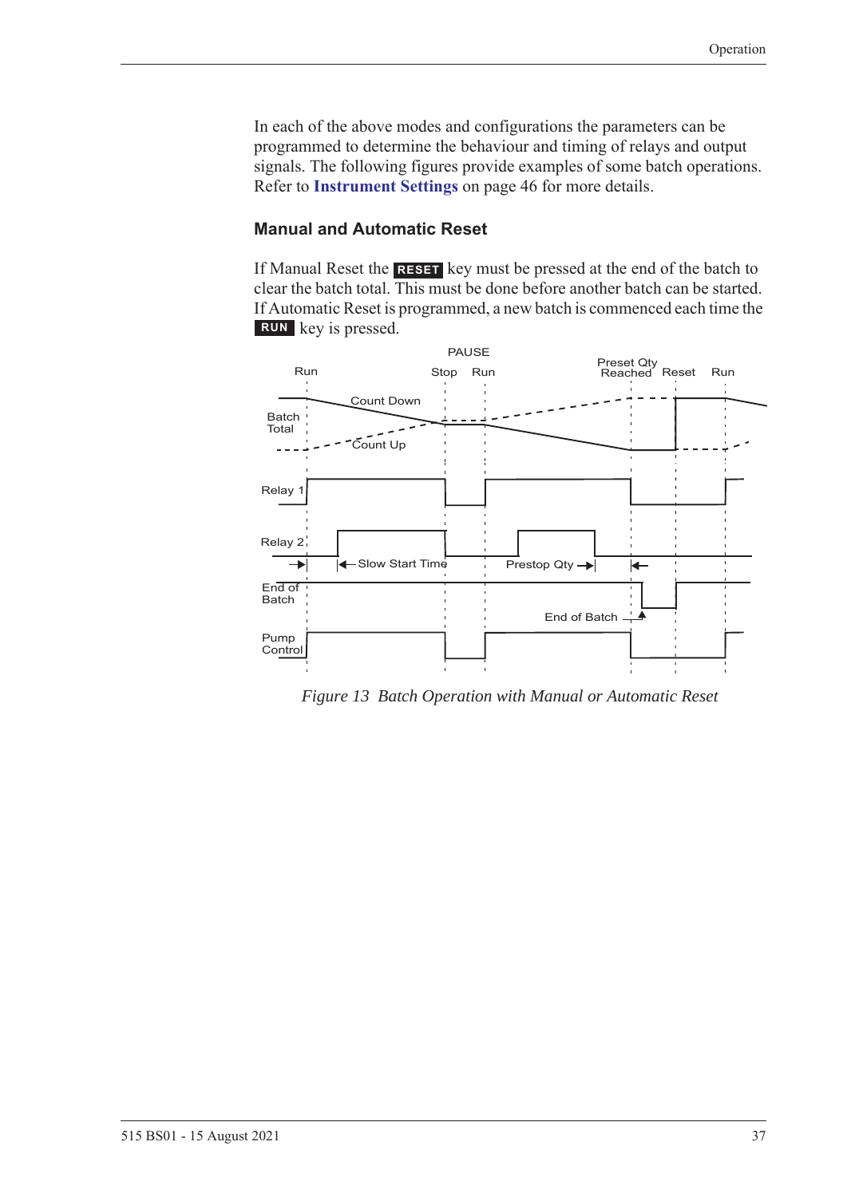In each of the above modes and configurations the parameters can be programmed to determine the behaviour and timing of relays and output signals. The following figures provide examples of some batch operations. Refer to **Instrument Settings** on page 46 for more details.

### Manual and Automatic Reset

If Manual Reset the **RESET** key must be pressed at the end of the batch to clear the batch total. This must be done before another batch can be started. If Automatic Reset is programmed, a new batch is commenced each time the **RUN** key is pressed.

*Figure 13 Batch Operation with Manual or Automatic Reset*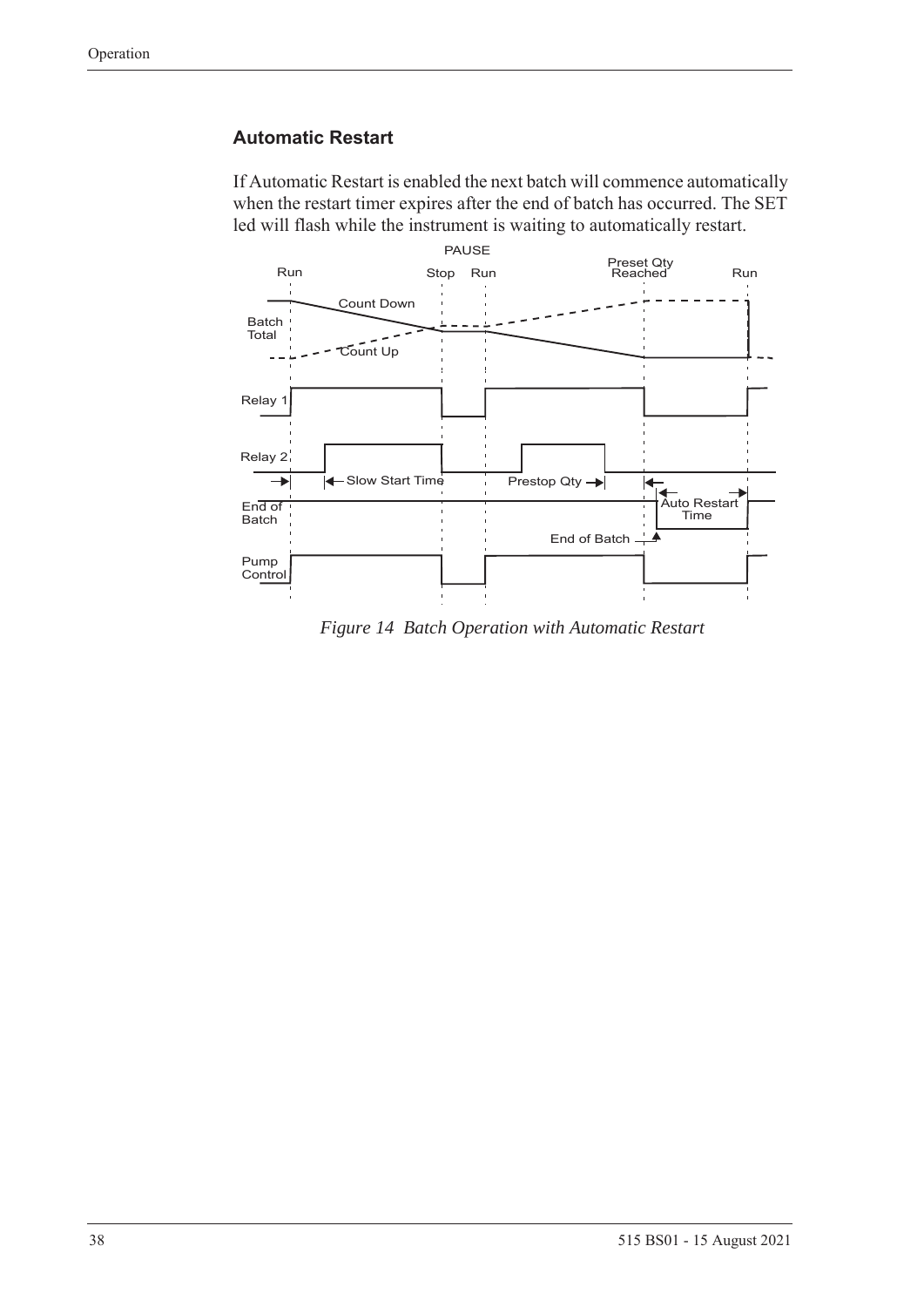## Automatic Restart

If Automatic Restart is enabled the next batch will commence automatically when the restart timer expires after the end of batch has occurred. The SET led will flash while the instrument is waiting to automatically restart.

*Figure 14 Batch Operation with Automatic Restart*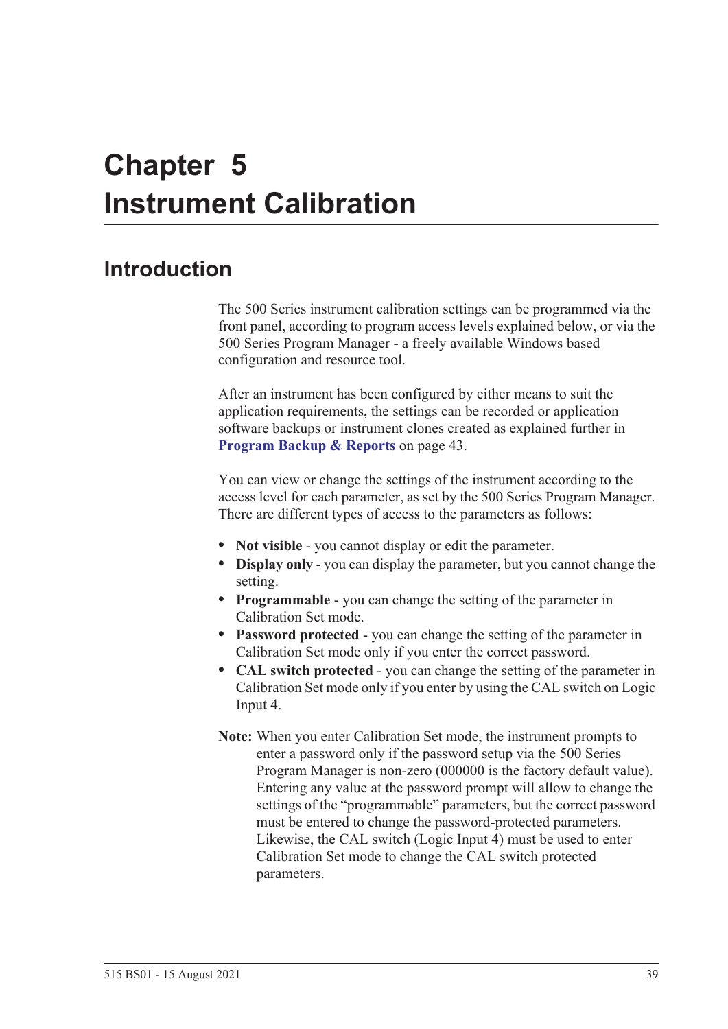# Chapter 5 Instrument Calibration

## Introduction

The 500 Series instrument calibration settings can be programmed via the front panel, according to program access levels explained below, or via the 500 Series Program Manager - a freely available Windows based configuration and resource tool.

After an instrument has been configured by either means to suit the application requirements, the settings can be recorded or application software backups or instrument clones created as explained further in **Program Backup & Reports** on page 43.

You can view or change the settings of the instrument according to the access level for each parameter, as set by the 500 Series Program Manager. There are different types of access to the parameters as follows:

- **Not visible** - you cannot display or edit the parameter.
- **Display only** - you can display the parameter, but you cannot change the setting.
- **Programmable** - you can change the setting of the parameter in Calibration Set mode.
- **Password protected** - you can change the setting of the parameter in Calibration Set mode only if you enter the correct password.
- **CAL switch protected** - you can change the setting of the parameter in Calibration Set mode only if you enter by using the CAL switch on Logic Input 4.

**Note:** When you enter Calibration Set mode, the instrument prompts to enter a password only if the password setup via the 500 Series Program Manager is non-zero (000000 is the factory default value). Entering any value at the password prompt will allow to change the settings of the “programmable” parameters, but the correct password must be entered to change the password-protected parameters. Likewise, the CAL switch (Logic Input 4) must be used to enter Calibration Set mode to change the CAL switch protected parameters.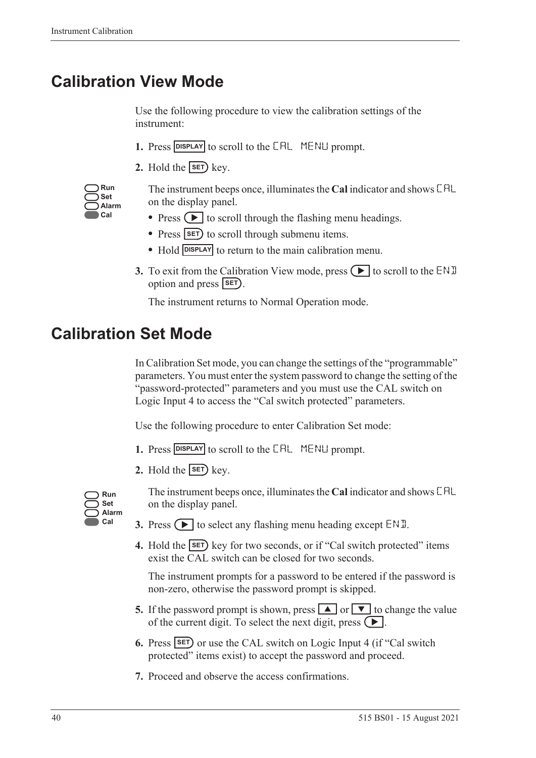## Calibration View Mode

Use the following procedure to view the calibration settings of the instrument:

1. Press DISPLAY to scroll to the CAL MENU prompt.
2. Hold the SET key.

   Run
   Set
   Alarm
   Cal

   The instrument beeps once, illuminates the **Cal** indicator and shows CAL on the display panel.

   - Press ▶ to scroll through the flashing menu headings.
   - Press SET to scroll through submenu items.
   - Hold DISPLAY to return to the main calibration menu.

3. To exit from the Calibration View mode, press ▶ to scroll to the END option and press SET.

   The instrument returns to Normal Operation mode.

## Calibration Set Mode

In Calibration Set mode, you can change the settings of the "programmable" parameters. You must enter the system password to change the setting of the "password-protected" parameters and you must use the CAL switch on Logic Input 4 to access the "Cal switch protected" parameters.

Use the following procedure to enter Calibration Set mode:

1. Press DISPLAY to scroll to the CAL MENU prompt.
2. Hold the SET key.

   Run
   Set
   Alarm
   Cal

   The instrument beeps once, illuminates the **Cal** indicator and shows CAL on the display panel.

3. Press ▶ to select any flashing menu heading except END.
4. Hold the SET key for two seconds, or if "Cal switch protected" items exist the CAL switch can be closed for two seconds.

   The instrument prompts for a password to be entered if the password is non-zero, otherwise the password prompt is skipped.

5. If the password prompt is shown, press ▲ or ▼ to change the value of the current digit. To select the next digit, press ▶.
6. Press SET or use the CAL switch on Logic Input 4 (if "Cal switch protected" items exist) to accept the password and proceed.
7. Proceed and observe the access confirmations.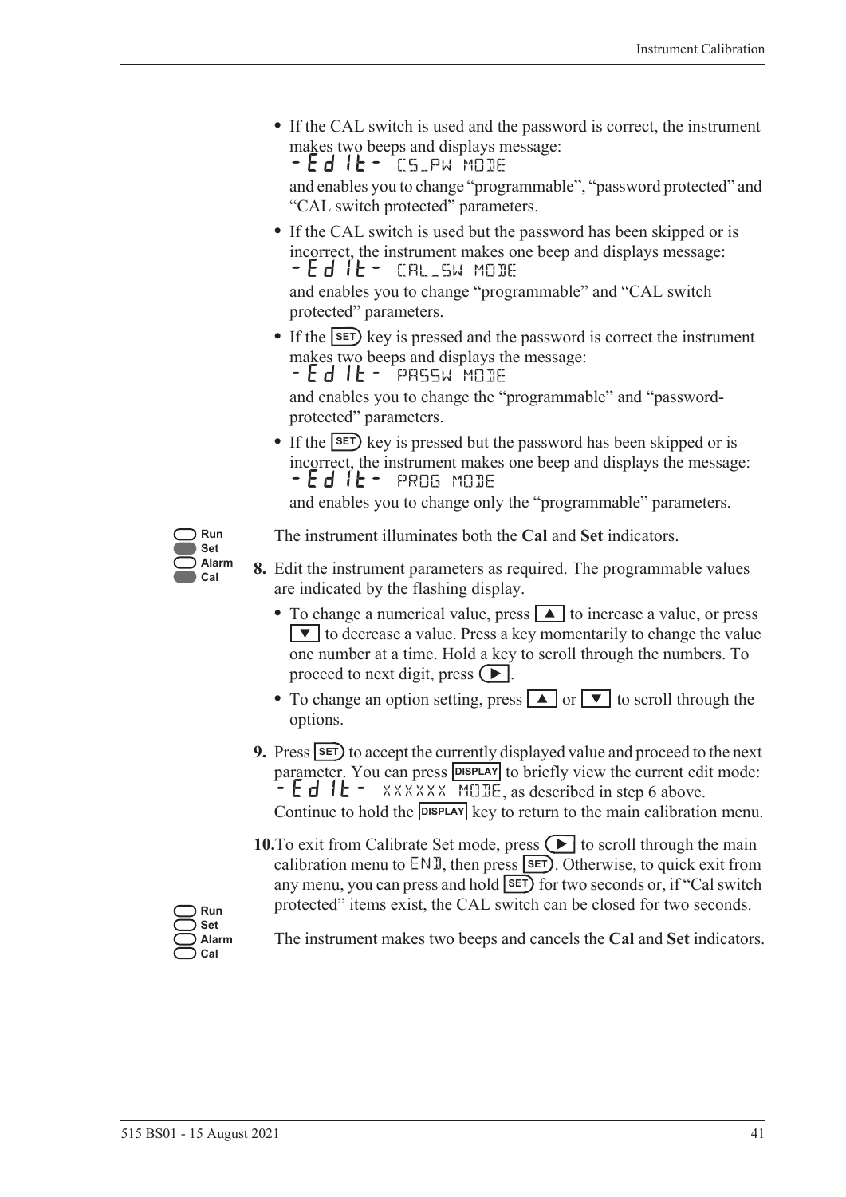- If the CAL switch is used and the password is correct, the instrument makes two beeps and displays message:
  -Edit- CS_PW MODE
  and enables you to change "programmable", "password protected" and "CAL switch protected" parameters.
- If the CAL switch is used but the password has been skipped or is incorrect, the instrument makes one beep and displays message:
  -Edit- CAL_SW MODE
  and enables you to change "programmable" and "CAL switch protected" parameters.
- If the SET key is pressed and the password is correct the instrument makes two beeps and displays the message:
  -Edit- PASSW MODE
  and enables you to change the "programmable" and "password-protected" parameters.
- If the SET key is pressed but the password has been skipped or is incorrect, the instrument makes one beep and displays the message:
  -Edit- PROG MODE
  and enables you to change only the "programmable" parameters.

Run
Set
Alarm
Cal

The instrument illuminates both the **Cal** and **Set** indicators.

**8.** Edit the instrument parameters as required. The programmable values are indicated by the flashing display.

- To change a numerical value, press ▲ to increase a value, or press ▼ to decrease a value. Press a key momentarily to change the value one number at a time. Hold a key to scroll through the numbers. To proceed to next digit, press ▶.
- To change an option setting, press ▲ or ▼ to scroll through the options.

**9.** Press SET to accept the currently displayed value and proceed to the next parameter. You can press DISPLAY to briefly view the current edit mode: -Edit- XXXXXX MODE, as described in step 6 above. Continue to hold the DISPLAY key to return to the main calibration menu.

**10.** To exit from Calibrate Set mode, press ▶ to scroll through the main calibration menu to END, then press SET. Otherwise, to quick exit from any menu, you can press and hold SET for two seconds or, if "Cal switch protected" items exist, the CAL switch can be closed for two seconds.

Run
Set
Alarm
Cal

The instrument makes two beeps and cancels the **Cal** and **Set** indicators.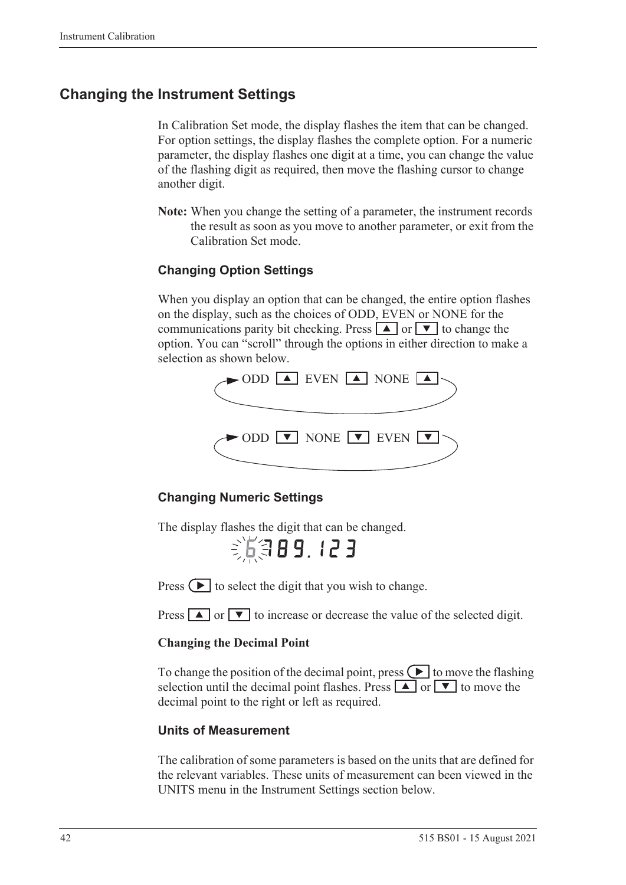## Changing the Instrument Settings

In Calibration Set mode, the display flashes the item that can be changed. For option settings, the display flashes the complete option. For a numeric parameter, the display flashes one digit at a time, you can change the value of the flashing digit as required, then move the flashing cursor to change another digit.

**Note:** When you change the setting of a parameter, the instrument records the result as soon as you move to another parameter, or exit from the Calibration Set mode.

### Changing Option Settings

When you display an option that can be changed, the entire option flashes on the display, such as the choices of ODD, EVEN or NONE for the communications parity bit checking. Press ▲ or ▼ to change the option. You can "scroll" through the options in either direction to make a selection as shown below.

ODD ▲ EVEN ▲ NONE ▲

ODD ▼ NONE ▼ EVEN ▼

### Changing Numeric Settings

The display flashes the digit that can be changed.

6789.123

Press ▶ to select the digit that you wish to change.

Press ▲ or ▼ to increase or decrease the value of the selected digit.

#### Changing the Decimal Point

To change the position of the decimal point, press ▶ to move the flashing selection until the decimal point flashes. Press ▲ or ▼ to move the decimal point to the right or left as required.

### Units of Measurement

The calibration of some parameters is based on the units that are defined for the relevant variables. These units of measurement can been viewed in the UNITS menu in the Instrument Settings section below.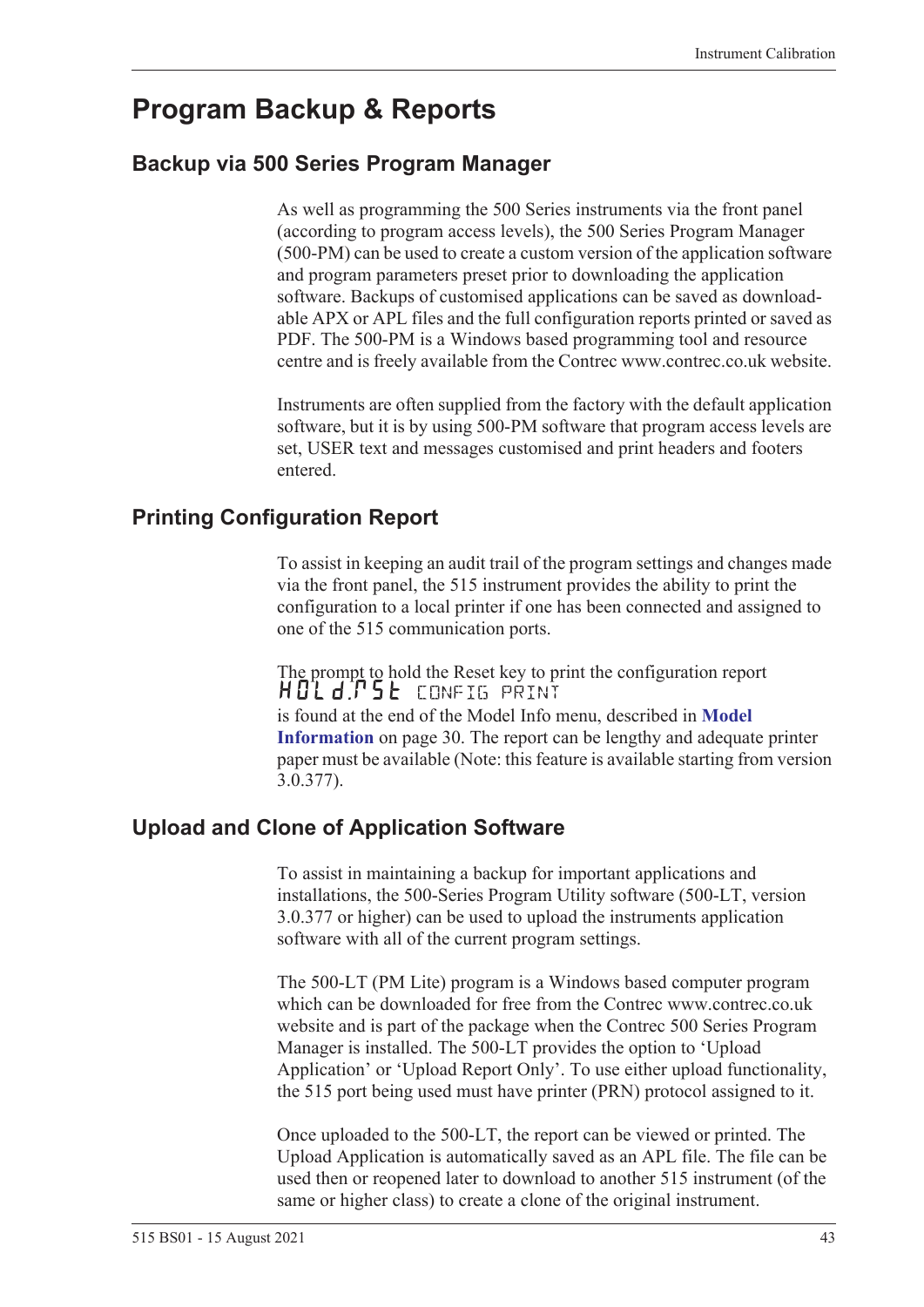# Program Backup & Reports

## Backup via 500 Series Program Manager

As well as programming the 500 Series instruments via the front panel (according to program access levels), the 500 Series Program Manager (500-PM) can be used to create a custom version of the application software and program parameters preset prior to downloading the application software. Backups of customised applications can be saved as downloadable APX or APL files and the full configuration reports printed or saved as PDF. The 500-PM is a Windows based programming tool and resource centre and is freely available from the Contrec www.contrec.co.uk website.

Instruments are often supplied from the factory with the default application software, but it is by using 500-PM software that program access levels are set, USER text and messages customised and print headers and footers entered.

## Printing Configuration Report

To assist in keeping an audit trail of the program settings and changes made via the front panel, the 515 instrument provides the ability to print the configuration to a local printer if one has been connected and assigned to one of the 515 communication ports.

The prompt to hold the Reset key to print the configuration report
HOLd.rSt CONFIG PRINT
is found at the end of the Model Info menu, described in **Model Information** on page 30. The report can be lengthy and adequate printer paper must be available (Note: this feature is available starting from version 3.0.377).

## Upload and Clone of Application Software

To assist in maintaining a backup for important applications and installations, the 500-Series Program Utility software (500-LT, version 3.0.377 or higher) can be used to upload the instruments application software with all of the current program settings.

The 500-LT (PM Lite) program is a Windows based computer program which can be downloaded for free from the Contrec www.contrec.co.uk website and is part of the package when the Contrec 500 Series Program Manager is installed. The 500-LT provides the option to 'Upload Application' or 'Upload Report Only'. To use either upload functionality, the 515 port being used must have printer (PRN) protocol assigned to it.

Once uploaded to the 500-LT, the report can be viewed or printed. The Upload Application is automatically saved as an APL file. The file can be used then or reopened later to download to another 515 instrument (of the same or higher class) to create a clone of the original instrument.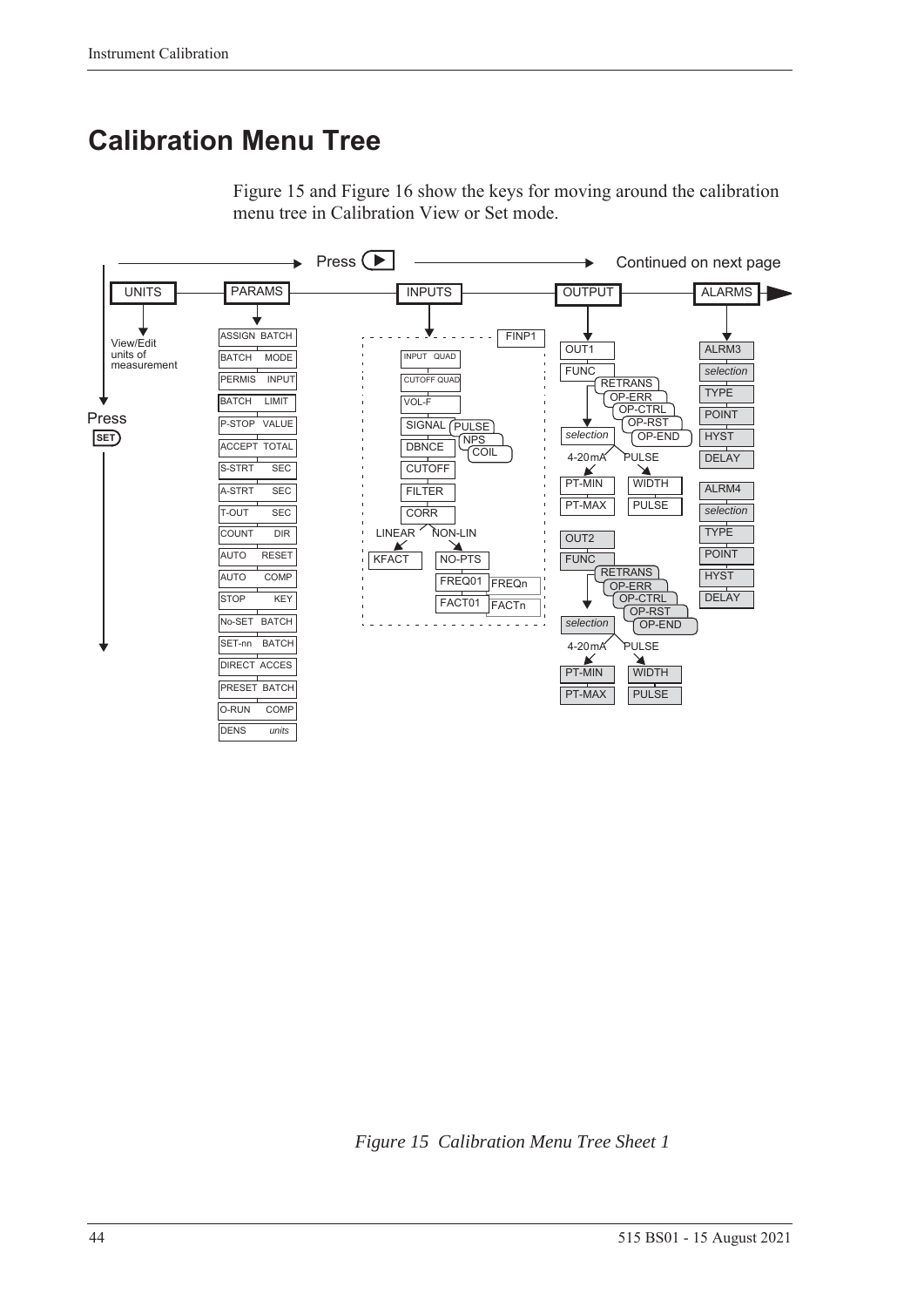# Calibration Menu Tree

Figure 15 and Figure 16 show the keys for moving around the calibration menu tree in Calibration View or Set mode.

Press ▶ → Continued on next page

UNITS — PARAMS — INPUTS — OUTPUT — ALARMS

Press SET

**UNITS**
- View/Edit units of measurement

**PARAMS**
- ASSIGN BATCH
- BATCH MODE
- PERMIS INPUT
- BATCH LIMIT
- P-STOP VALUE
- ACCEPT TOTAL
- S-STRT SEC
- A-STRT SEC
- T-OUT SEC
- COUNT DIR
- AUTO RESET
- AUTO COMP
- STOP KEY
- No-SET BATCH
- SET-nn BATCH
- DIRECT ACCES
- PRESET BATCH
- O-RUN COMP
- DENS *units*

**INPUTS** (FINP1)
- INPUT QUAD
- CUTOFF QUAD
- VOL-F
- SIGNAL (PULSE / NPS / COIL)
- DBNCE
- CUTOFF
- FILTER
- CORR
  - LINEAR: KFACT
  - NON-LIN: NO-PTS, FREQ01 … FREQn, FACT01 … FACTn

**OUTPUT**
- OUT1
  - FUNC (RETRANS / OP-ERR / OP-CTRL / OP-RST / OP-END)
  - *selection*
    - 4-20mA: PT-MIN, PT-MAX
    - PULSE: WIDTH, PULSE
- OUT2
  - FUNC (RETRANS / OP-ERR / OP-CTRL / OP-RST / OP-END)
  - *selection*
    - 4-20mA: PT-MIN, PT-MAX
    - PULSE: WIDTH, PULSE

**ALARMS**
- ALRM3
  - *selection*
  - TYPE
  - POINT
  - HYST
  - DELAY
- ALRM4
  - *selection*
  - TYPE
  - POINT
  - HYST
  - DELAY

*Figure 15 Calibration Menu Tree Sheet 1*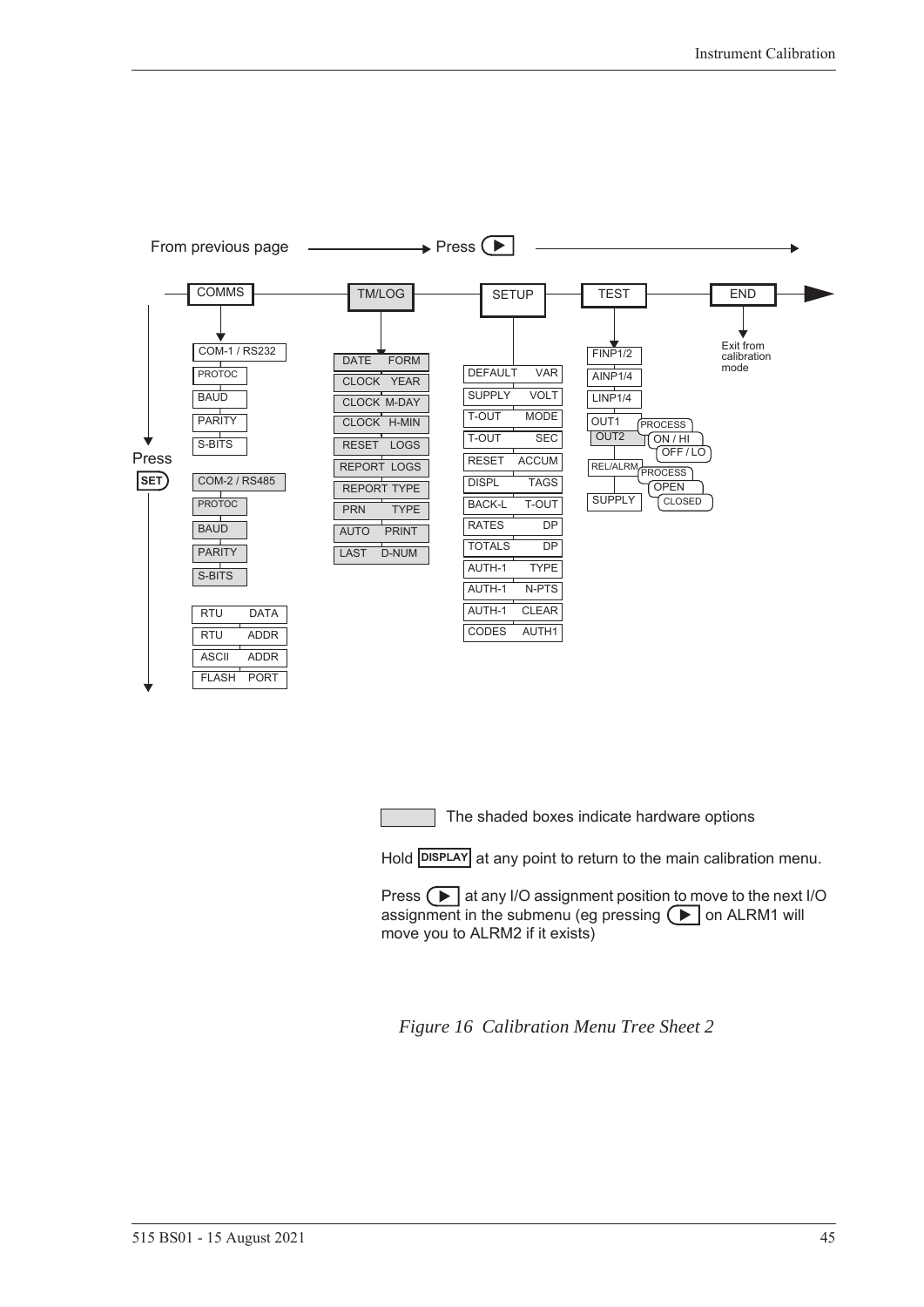From previous page → Press ▶ →

COMMS → TM/LOG → SETUP → TEST → END

Press SET

**COMMS**
- COM-1 / RS232
  - PROTOC
  - BAUD
  - PARITY
  - S-BITS
- COM-2 / RS485
  - PROTOC
  - BAUD
  - PARITY
  - S-BITS
- RTU DATA
- RTU ADDR
- ASCII ADDR
- FLASH PORT

**TM/LOG**
- DATE FORM
- CLOCK YEAR
- CLOCK M-DAY
- CLOCK H-MIN
- RESET LOGS
- REPORT LOGS
- REPORT TYPE
- PRN TYPE
- AUTO PRINT
- LAST D-NUM

**SETUP**
- DEFAULT VAR
- SUPPLY VOLT
- T-OUT MODE
- T-OUT SEC
- RESET ACCUM
- DISPL TAGS
- BACK-L T-OUT
- RATES DP
- TOTALS DP
- AUTH-1 TYPE
- AUTH-1 N-PTS
- AUTH-1 CLEAR
- CODES AUTH1

**TEST**
- FINP1/2
- AINP1/4
- LINP1/4
- OUT1 / OUT2
  - PROCESS
  - ON / HI
  - OFF / LO
- REL/ALRM
  - PROCESS
  - OPEN
  - CLOSED
- SUPPLY

**END**
- Exit from calibration mode

The shaded boxes indicate hardware options

Hold DISPLAY at any point to return to the main calibration menu.

Press ▶ at any I/O assignment position to move to the next I/O assignment in the submenu (eg pressing ▶ on ALRM1 will move you to ALRM2 if it exists)

*Figure 16 Calibration Menu Tree Sheet 2*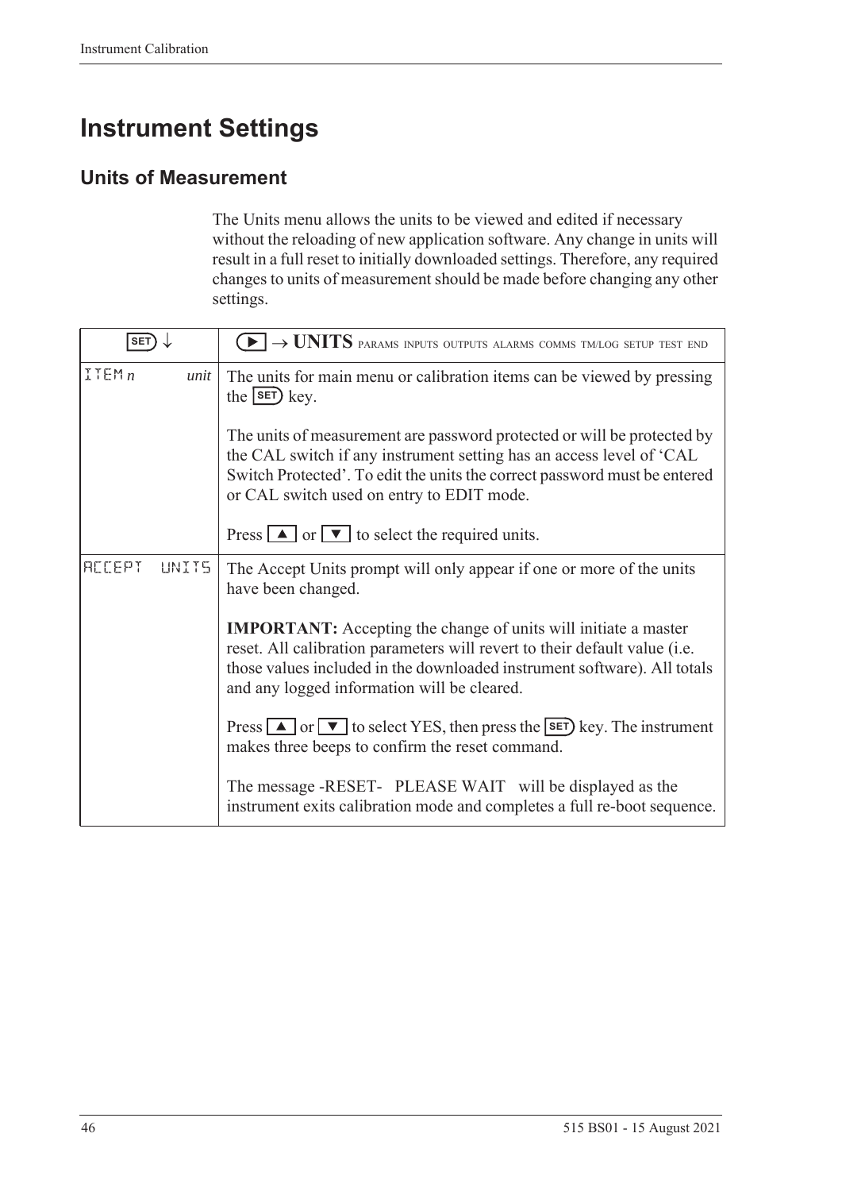# Instrument Settings

## Units of Measurement

The Units menu allows the units to be viewed and edited if necessary without the reloading of new application software. Any change in units will result in a full reset to initially downloaded settings. Therefore, any required changes to units of measurement should be made before changing any other settings.

| SET ↓ | ▶ → **UNITS** PARAMS INPUTS OUTPUTS ALARMS COMMS TM/LOG SETUP TEST END |
|---|---|
| ITEM *n* *unit* | The units for main menu or calibration items can be viewed by pressing the SET key.<br><br>The units of measurement are password protected or will be protected by the CAL switch if any instrument setting has an access level of 'CAL Switch Protected'. To edit the units the correct password must be entered or CAL switch used on entry to EDIT mode.<br><br>Press ▲ or ▼ to select the required units. |
| ACCEPT UNITS | The Accept Units prompt will only appear if one or more of the units have been changed.<br><br>**IMPORTANT:** Accepting the change of units will initiate a master reset. All calibration parameters will revert to their default value (i.e. those values included in the downloaded instrument software). All totals and any logged information will be cleared.<br><br>Press ▲ or ▼ to select YES, then press the SET key. The instrument makes three beeps to confirm the reset command.<br><br>The message -RESET- PLEASE WAIT will be displayed as the instrument exits calibration mode and completes a full re-boot sequence. |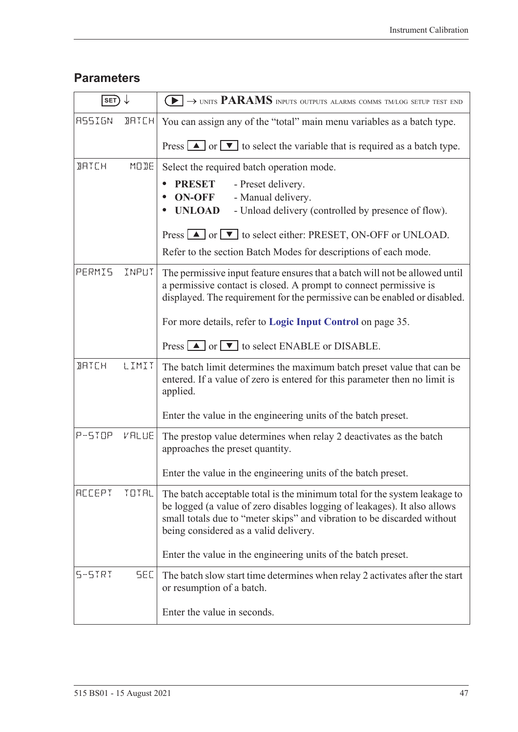## Parameters

| SET ↓ | ▶ → UNITS **PARAMS** INPUTS OUTPUTS ALARMS COMMS TM/LOG SETUP TEST END |
|---|---|
| ASSIGN BATCH | You can assign any of the "total" main menu variables as a batch type.<br><br>Press ▲ or ▼ to select the variable that is required as a batch type. |
| BATCH MODE | Select the required batch operation mode.<br>• **PRESET** - Preset delivery.<br>• **ON-OFF** - Manual delivery.<br>• **UNLOAD** - Unload delivery (controlled by presence of flow).<br><br>Press ▲ or ▼ to select either: PRESET, ON-OFF or UNLOAD.<br>Refer to the section Batch Modes for descriptions of each mode. |
| PERMIS INPUT | The permissive input feature ensures that a batch will not be allowed until a permissive contact is closed. A prompt to connect permissive is displayed. The requirement for the permissive can be enabled or disabled.<br><br>For more details, refer to **Logic Input Control** on page 35.<br><br>Press ▲ or ▼ to select ENABLE or DISABLE. |
| BATCH LIMIT | The batch limit determines the maximum batch preset value that can be entered. If a value of zero is entered for this parameter then no limit is applied.<br><br>Enter the value in the engineering units of the batch preset. |
| P-STOP VALUE | The prestop value determines when relay 2 deactivates as the batch approaches the preset quantity.<br><br>Enter the value in the engineering units of the batch preset. |
| ACCEPT TOTAL | The batch acceptable total is the minimum total for the system leakage to be logged (a value of zero disables logging of leakages). It also allows small totals due to "meter skips" and vibration to be discarded without being considered as a valid delivery.<br><br>Enter the value in the engineering units of the batch preset. |
| S-STRT SEC | The batch slow start time determines when relay 2 activates after the start or resumption of a batch.<br><br>Enter the value in seconds. |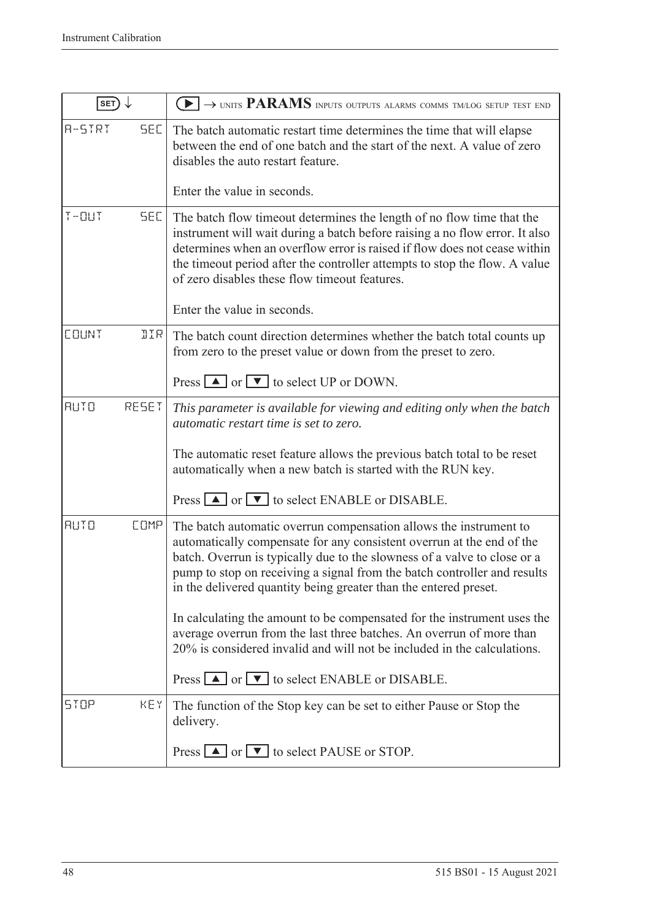| SET ↓ | ▶ → UNITS **PARAMS** INPUTS OUTPUTS ALARMS COMMS TM/LOG SETUP TEST END |
|---|---|
| A-STRT SEC | The batch automatic restart time determines the time that will elapse between the end of one batch and the start of the next. A value of zero disables the auto restart feature.<br><br>Enter the value in seconds. |
| T-OUT SEC | The batch flow timeout determines the length of no flow time that the instrument will wait during a batch before raising a no flow error. It also determines when an overflow error is raised if flow does not cease within the timeout period after the controller attempts to stop the flow. A value of zero disables these flow timeout features.<br><br>Enter the value in seconds. |
| COUNT DIR | The batch count direction determines whether the batch total counts up from zero to the preset value or down from the preset to zero.<br><br>Press ▲ or ▼ to select UP or DOWN. |
| AUTO RESET | *This parameter is available for viewing and editing only when the batch automatic restart time is set to zero.*<br><br>The automatic reset feature allows the previous batch total to be reset automatically when a new batch is started with the RUN key.<br><br>Press ▲ or ▼ to select ENABLE or DISABLE. |
| AUTO COMP | The batch automatic overrun compensation allows the instrument to automatically compensate for any consistent overrun at the end of the batch. Overrun is typically due to the slowness of a valve to close or a pump to stop on receiving a signal from the batch controller and results in the delivered quantity being greater than the entered preset.<br><br>In calculating the amount to be compensated for the instrument uses the average overrun from the last three batches. An overrun of more than 20% is considered invalid and will not be included in the calculations.<br><br>Press ▲ or ▼ to select ENABLE or DISABLE. |
| STOP KEY | The function of the Stop key can be set to either Pause or Stop the delivery.<br><br>Press ▲ or ▼ to select PAUSE or STOP. |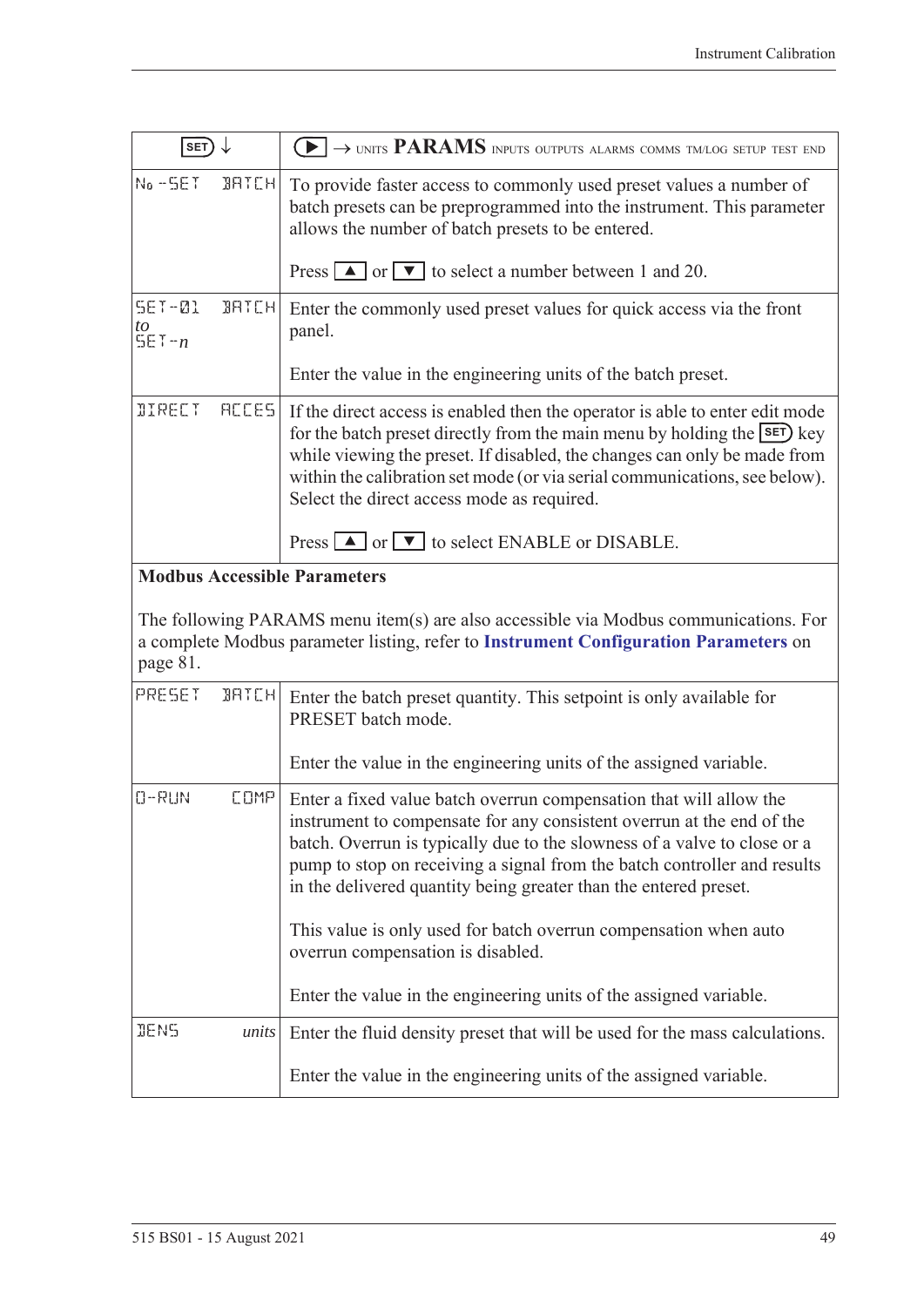| SET ↓ | ▶ → UNITS **PARAMS** INPUTS OUTPUTS ALARMS COMMS TM/LOG SETUP TEST END |
|---|---|
| No -SET BATCH | To provide faster access to commonly used preset values a number of batch presets can be preprogrammed into the instrument. This parameter allows the number of batch presets to be entered.<br><br>Press ▲ or ▼ to select a number between 1 and 20. |
| SET-01 BATCH *to* SET-*n* | Enter the commonly used preset values for quick access via the front panel.<br><br>Enter the value in the engineering units of the batch preset. |
| DIRECT ACCES | If the direct access is enabled then the operator is able to enter edit mode for the batch preset directly from the main menu by holding the SET key while viewing the preset. If disabled, the changes can only be made from within the calibration set mode (or via serial communications, see below). Select the direct access mode as required.<br><br>Press ▲ or ▼ to select ENABLE or DISABLE. |

**Modbus Accessible Parameters**

The following PARAMS menu item(s) are also accessible via Modbus communications. For a complete Modbus parameter listing, refer to **Instrument Configuration Parameters** on page 81.

| | |
|---|---|
| PRESET BATCH | Enter the batch preset quantity. This setpoint is only available for PRESET batch mode.<br><br>Enter the value in the engineering units of the assigned variable. |
| O-RUN COMP | Enter a fixed value batch overrun compensation that will allow the instrument to compensate for any consistent overrun at the end of the batch. Overrun is typically due to the slowness of a valve to close or a pump to stop on receiving a signal from the batch controller and results in the delivered quantity being greater than the entered preset.<br><br>This value is only used for batch overrun compensation when auto overrun compensation is disabled.<br><br>Enter the value in the engineering units of the assigned variable. |
| DENS *units* | Enter the fluid density preset that will be used for the mass calculations.<br><br>Enter the value in the engineering units of the assigned variable. |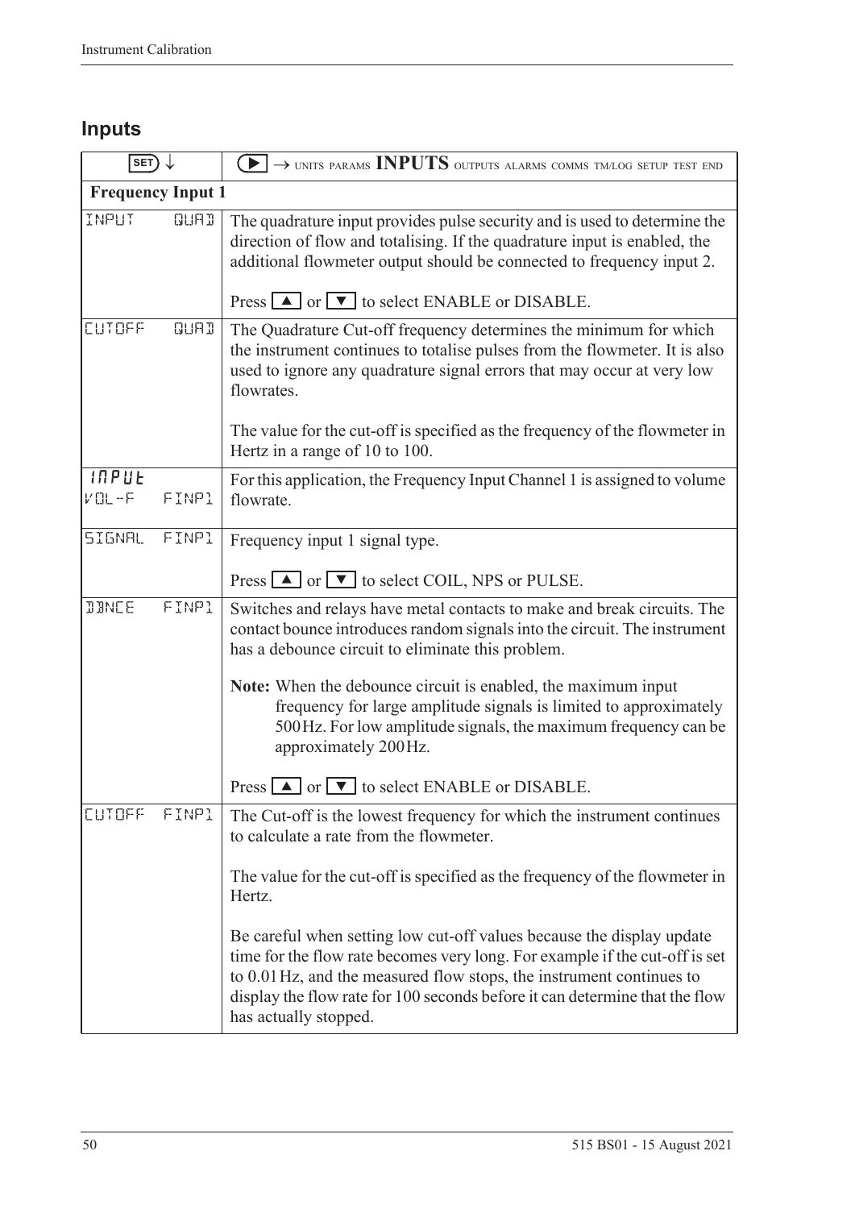## Inputs

| SET ↓ | ▶ → UNITS PARAMS **INPUTS** OUTPUTS ALARMS COMMS TM/LOG SETUP TEST END |
|---|---|
| **Frequency Input 1** | |
| INPUT QUAD | The quadrature input provides pulse security and is used to determine the direction of flow and totalising. If the quadrature input is enabled, the additional flowmeter output should be connected to frequency input 2.<br><br>Press ▲ or ▼ to select ENABLE or DISABLE. |
| CUTOFF QUAD | The Quadrature Cut-off frequency determines the minimum for which the instrument continues to totalise pulses from the flowmeter. It is also used to ignore any quadrature signal errors that may occur at very low flowrates.<br><br>The value for the cut-off is specified as the frequency of the flowmeter in Hertz in a range of 10 to 100. |
| INPUT<br>VOL-F FINP1 | For this application, the Frequency Input Channel 1 is assigned to volume flowrate. |
| SIGNAL FINP1 | Frequency input 1 signal type.<br><br>Press ▲ or ▼ to select COIL, NPS or PULSE. |
| DBNCE FINP1 | Switches and relays have metal contacts to make and break circuits. The contact bounce introduces random signals into the circuit. The instrument has a debounce circuit to eliminate this problem.<br><br>**Note:** When the debounce circuit is enabled, the maximum input frequency for large amplitude signals is limited to approximately 500 Hz. For low amplitude signals, the maximum frequency can be approximately 200 Hz.<br><br>Press ▲ or ▼ to select ENABLE or DISABLE. |
| CUTOFF FINP1 | The Cut-off is the lowest frequency for which the instrument continues to calculate a rate from the flowmeter.<br><br>The value for the cut-off is specified as the frequency of the flowmeter in Hertz.<br><br>Be careful when setting low cut-off values because the display update time for the flow rate becomes very long. For example if the cut-off is set to 0.01 Hz, and the measured flow stops, the instrument continues to display the flow rate for 100 seconds before it can determine that the flow has actually stopped. |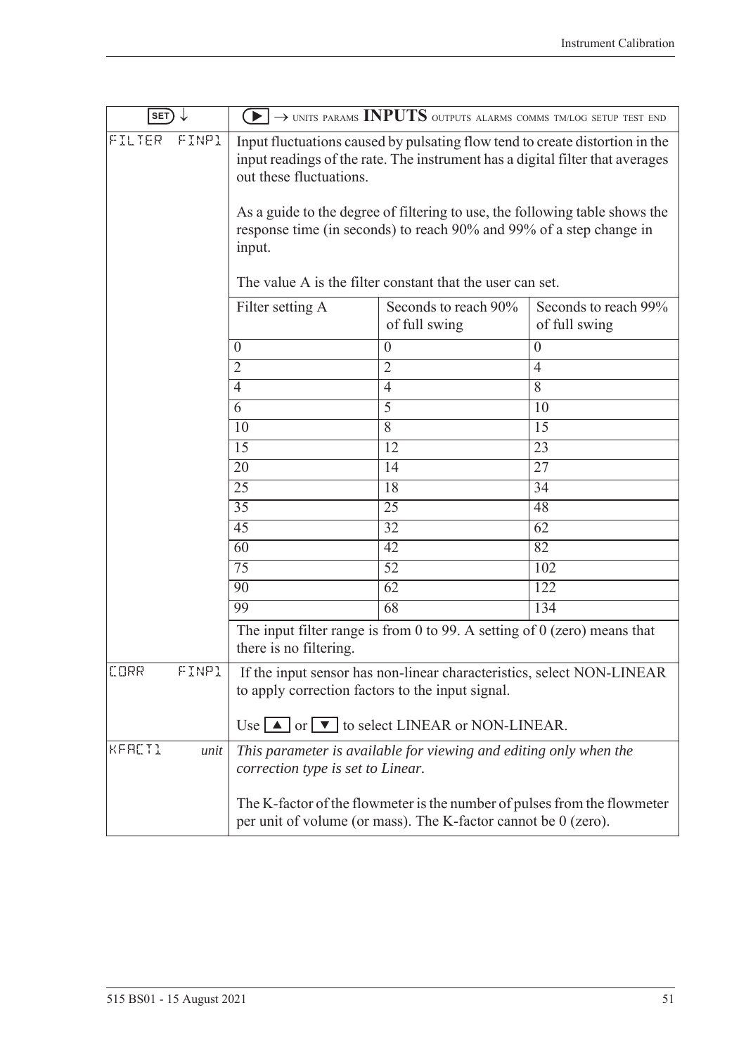| SET ↓ | ▶ → UNITS PARAMS **INPUTS** OUTPUTS ALARMS COMMS TM/LOG SETUP TEST END | | |
|---|---|---|---|
| FILTER FINP1 | Input fluctuations caused by pulsating flow tend to create distortion in the input readings of the rate. The instrument has a digital filter that averages out these fluctuations.<br><br>As a guide to the degree of filtering to use, the following table shows the response time (in seconds) to reach 90% and 99% of a step change in input.<br><br>The value A is the filter constant that the user can set. | | |
| | Filter setting A | Seconds to reach 90% of full swing | Seconds to reach 99% of full swing |
| | 0 | 0 | 0 |
| | 2 | 2 | 4 |
| | 4 | 4 | 8 |
| | 6 | 5 | 10 |
| | 10 | 8 | 15 |
| | 15 | 12 | 23 |
| | 20 | 14 | 27 |
| | 25 | 18 | 34 |
| | 35 | 25 | 48 |
| | 45 | 32 | 62 |
| | 60 | 42 | 82 |
| | 75 | 52 | 102 |
| | 90 | 62 | 122 |
| | 99 | 68 | 134 |
| | The input filter range is from 0 to 99. A setting of 0 (zero) means that there is no filtering. | | |
| CORR FINP1 | If the input sensor has non-linear characteristics, select NON-LINEAR to apply correction factors to the input signal.<br><br>Use ▲ or ▼ to select LINEAR or NON-LINEAR. | | |
| KFACT1 *unit* | *This parameter is available for viewing and editing only when the correction type is set to Linear.*<br><br>The K-factor of the flowmeter is the number of pulses from the flowmeter per unit of volume (or mass). The K-factor cannot be 0 (zero). | | |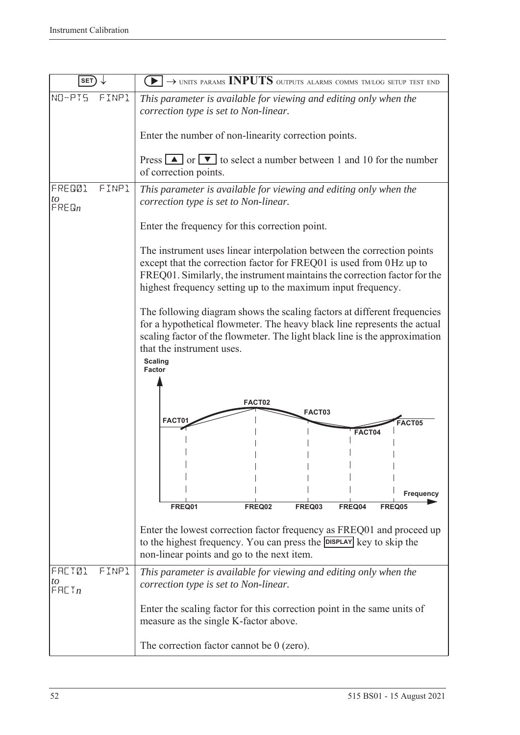| SET ↓ | ▶ → UNITS PARAMS **INPUTS** OUTPUTS ALARMS COMMS TM/LOG SETUP TEST END |
|---|---|
| NO-PTS FINP1 | *This parameter is available for viewing and editing only when the correction type is set to Non-linear.*<br><br>Enter the number of non-linearity correction points.<br><br>Press ▲ or ▼ to select a number between 1 and 10 for the number of correction points. |
| FREQ01 FINP1<br>*to*<br>FREQ*n* | *This parameter is available for viewing and editing only when the correction type is set to Non-linear.*<br><br>Enter the frequency for this correction point.<br><br>The instrument uses linear interpolation between the correction points except that the correction factor for FREQ01 is used from 0 Hz up to FREQ01. Similarly, the instrument maintains the correction factor for the highest frequency setting up to the maximum input frequency.<br><br>The following diagram shows the scaling factors at different frequencies for a hypothetical flowmeter. The heavy black line represents the actual scaling factor of the flowmeter. The light black line is the approximation that the instrument uses.<br><br>Scaling Factor; FACT01, FACT02, FACT03, FACT04, FACT05; Frequency; FREQ01, FREQ02, FREQ03, FREQ04, FREQ05<br><br>Enter the lowest correction factor frequency as FREQ01 and proceed up to the highest frequency. You can press the DISPLAY key to skip the non-linear points and go to the next item. |
| FACT01 FINP1<br>*to*<br>FACT*n* | *This parameter is available for viewing and editing only when the correction type is set to Non-linear.*<br><br>Enter the scaling factor for this correction point in the same units of measure as the single K-factor above.<br><br>The correction factor cannot be 0 (zero). |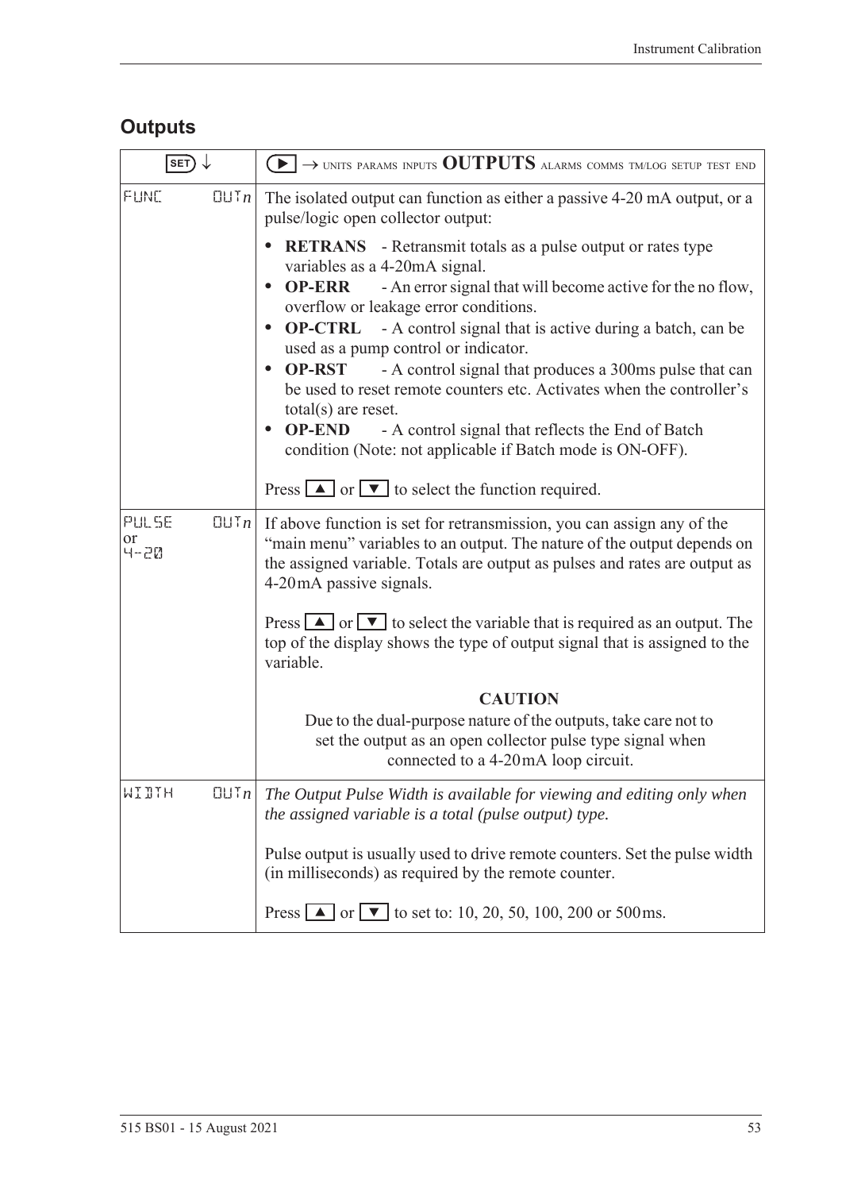## Outputs

| SET ↓ | ▶ → UNITS PARAMS INPUTS **OUTPUTS** ALARMS COMMS TM/LOG SETUP TEST END |
|---|---|
| FUNC OUT*n* | The isolated output can function as either a passive 4-20 mA output, or a pulse/logic open collector output:<br>• **RETRANS** - Retransmit totals as a pulse output or rates type variables as a 4-20mA signal.<br>• **OP-ERR** - An error signal that will become active for the no flow, overflow or leakage error conditions.<br>• **OP-CTRL** - A control signal that is active during a batch, can be used as a pump control or indicator.<br>• **OP-RST** - A control signal that produces a 300ms pulse that can be used to reset remote counters etc. Activates when the controller's total(s) are reset.<br>• **OP-END** - A control signal that reflects the End of Batch condition (Note: not applicable if Batch mode is ON-OFF).<br><br>Press ▲ or ▼ to select the function required. |
| PULSE OUT*n* or 4-20 | If above function is set for retransmission, you can assign any of the "main menu" variables to an output. The nature of the output depends on the assigned variable. Totals are output as pulses and rates are output as 4-20mA passive signals.<br><br>Press ▲ or ▼ to select the variable that is required as an output. The top of the display shows the type of output signal that is assigned to the variable.<br><br>**CAUTION**<br>Due to the dual-purpose nature of the outputs, take care not to set the output as an open collector pulse type signal when connected to a 4-20mA loop circuit. |
| WIDTH OUT*n* | *The Output Pulse Width is available for viewing and editing only when the assigned variable is a total (pulse output) type.*<br><br>Pulse output is usually used to drive remote counters. Set the pulse width (in milliseconds) as required by the remote counter.<br><br>Press ▲ or ▼ to set to: 10, 20, 50, 100, 200 or 500ms. |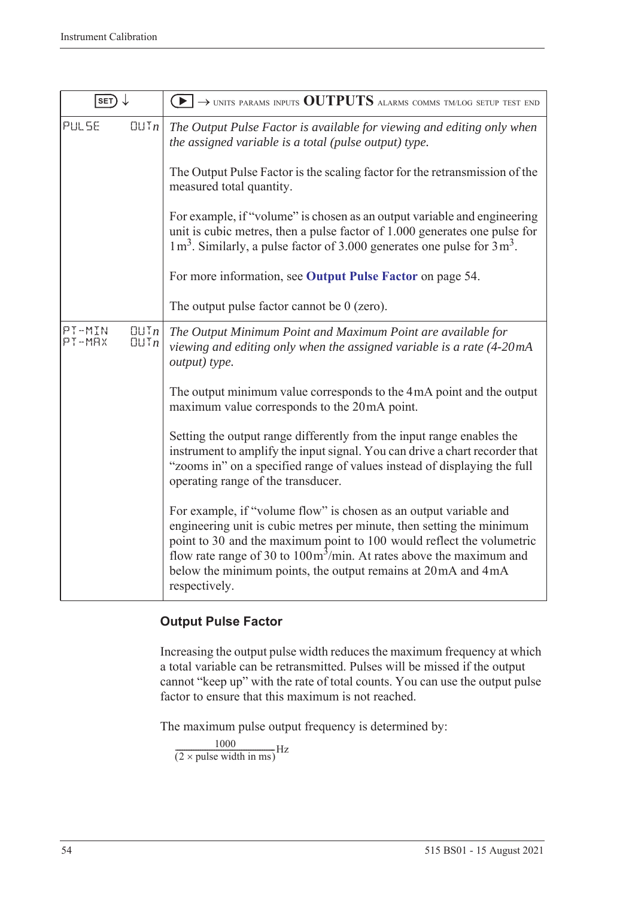| SET ↓ | ▶ → UNITS PARAMS INPUTS **OUTPUTS** ALARMS COMMS TM/LOG SETUP TEST END |
|---|---|
| PULSE OUT*n* | *The Output Pulse Factor is available for viewing and editing only when the assigned variable is a total (pulse output) type.*<br><br>The Output Pulse Factor is the scaling factor for the retransmission of the measured total quantity.<br><br>For example, if "volume" is chosen as an output variable and engineering unit is cubic metres, then a pulse factor of 1.000 generates one pulse for $1\,m^3$. Similarly, a pulse factor of 3.000 generates one pulse for $3\,m^3$.<br><br>For more information, see **Output Pulse Factor** on page 54.<br><br>The output pulse factor cannot be 0 (zero). |
| PT-MIN OUT*n*<br>PT-MAX OUT*n* | *The Output Minimum Point and Maximum Point are available for viewing and editing only when the assigned variable is a rate (4-20mA output) type.*<br><br>The output minimum value corresponds to the 4mA point and the output maximum value corresponds to the 20mA point.<br><br>Setting the output range differently from the input range enables the instrument to amplify the input signal. You can drive a chart recorder that "zooms in" on a specified range of values instead of displaying the full operating range of the transducer.<br><br>For example, if "volume flow" is chosen as an output variable and engineering unit is cubic metres per minute, then setting the minimum point to 30 and the maximum point to 100 would reflect the volumetric flow rate range of 30 to $100\,m^3$/min. At rates above the maximum and below the minimum points, the output remains at 20mA and 4mA respectively. |

### Output Pulse Factor

Increasing the output pulse width reduces the maximum frequency at which a total variable can be retransmitted. Pulses will be missed if the output cannot "keep up" with the rate of total counts. You can use the output pulse factor to ensure that this maximum is not reached.

The maximum pulse output frequency is determined by:

$$\frac{1000}{(2 \times \text{pulse width in ms})}\text{Hz}$$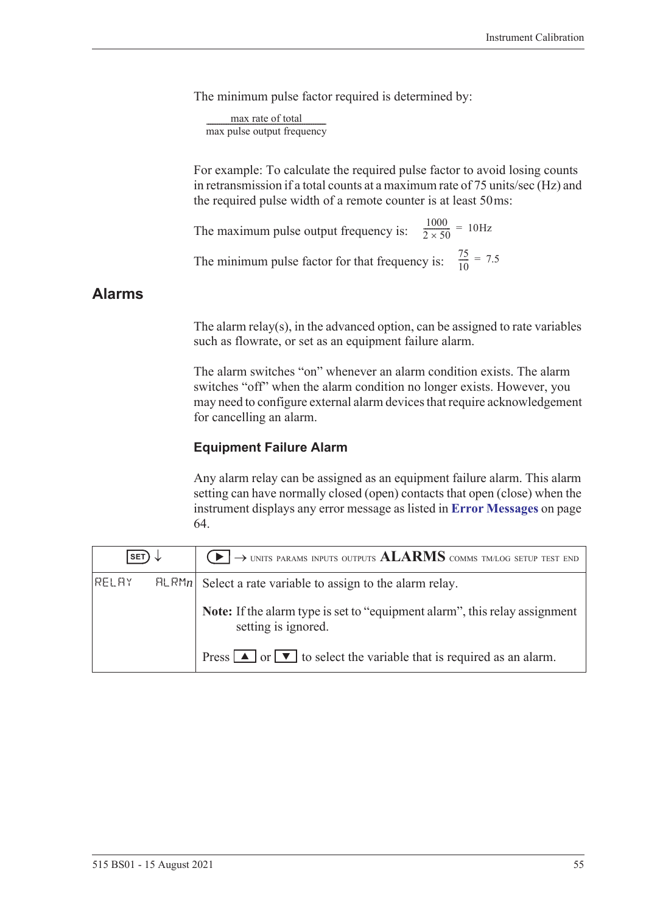The minimum pulse factor required is determined by:

$$\frac{\text{max rate of total}}{\text{max pulse output frequency}}$$

For example: To calculate the required pulse factor to avoid losing counts in retransmission if a total counts at a maximum rate of 75 units/sec (Hz) and the required pulse width of a remote counter is at least 50 ms:

The maximum pulse output frequency is: $\frac{1000}{2 \times 50} = 10\text{Hz}$

The minimum pulse factor for that frequency is: $\frac{75}{10} = 7.5$

## Alarms

The alarm relay(s), in the advanced option, can be assigned to rate variables such as flowrate, or set as an equipment failure alarm.

The alarm switches "on" whenever an alarm condition exists. The alarm switches "off" when the alarm condition no longer exists. However, you may need to configure external alarm devices that require acknowledgement for cancelling an alarm.

### Equipment Failure Alarm

Any alarm relay can be assigned as an equipment failure alarm. This alarm setting can have normally closed (open) contacts that open (close) when the instrument displays any error message as listed in **Error Messages** on page 64.

| SET ↓ | ▶ → UNITS PARAMS INPUTS OUTPUTS **ALARMS** COMMS TM/LOG SETUP TEST END |
|---|---|
| RELAY ALRM*n* | Select a rate variable to assign to the alarm relay.<br><br>**Note:** If the alarm type is set to "equipment alarm", this relay assignment setting is ignored.<br><br>Press ▲ or ▼ to select the variable that is required as an alarm. |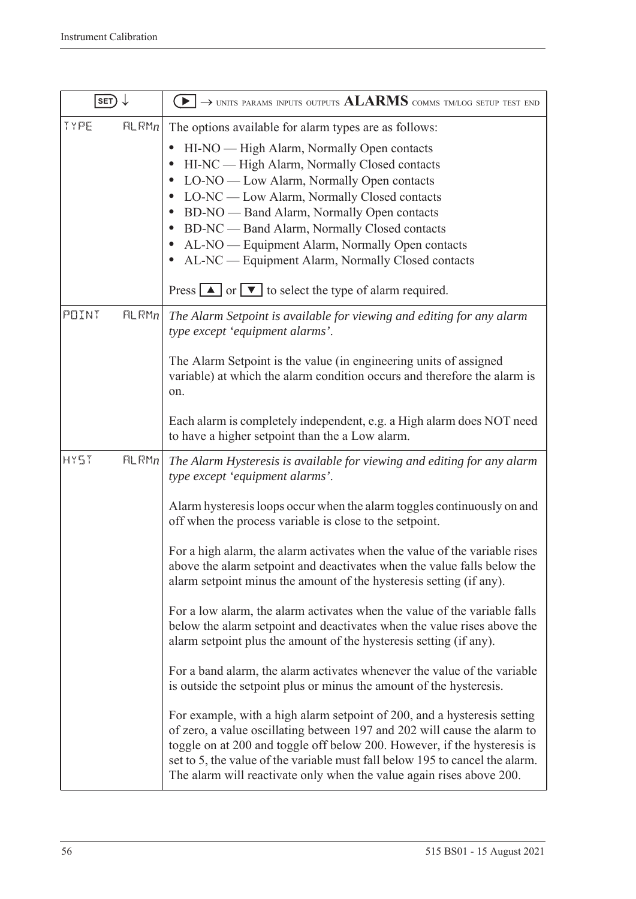| SET ↓ | ▶ → UNITS PARAMS INPUTS OUTPUTS **ALARMS** COMMS TM/LOG SETUP TEST END |
|---|---|
| TYPE ALRM*n* | The options available for alarm types are as follows:<br>• HI-NO — High Alarm, Normally Open contacts<br>• HI-NC — High Alarm, Normally Closed contacts<br>• LO-NO — Low Alarm, Normally Open contacts<br>• LO-NC — Low Alarm, Normally Closed contacts<br>• BD-NO — Band Alarm, Normally Open contacts<br>• BD-NC — Band Alarm, Normally Closed contacts<br>• AL-NO — Equipment Alarm, Normally Open contacts<br>• AL-NC — Equipment Alarm, Normally Closed contacts<br><br>Press ▲ or ▼ to select the type of alarm required. |
| POINT ALRM*n* | *The Alarm Setpoint is available for viewing and editing for any alarm type except 'equipment alarms'.*<br><br>The Alarm Setpoint is the value (in engineering units of assigned variable) at which the alarm condition occurs and therefore the alarm is on.<br><br>Each alarm is completely independent, e.g. a High alarm does NOT need to have a higher setpoint than the a Low alarm. |
| HYST ALRM*n* | *The Alarm Hysteresis is available for viewing and editing for any alarm type except 'equipment alarms'.*<br><br>Alarm hysteresis loops occur when the alarm toggles continuously on and off when the process variable is close to the setpoint.<br><br>For a high alarm, the alarm activates when the value of the variable rises above the alarm setpoint and deactivates when the value falls below the alarm setpoint minus the amount of the hysteresis setting (if any).<br><br>For a low alarm, the alarm activates when the value of the variable falls below the alarm setpoint and deactivates when the value rises above the alarm setpoint plus the amount of the hysteresis setting (if any).<br><br>For a band alarm, the alarm activates whenever the value of the variable is outside the setpoint plus or minus the amount of the hysteresis.<br><br>For example, with a high alarm setpoint of 200, and a hysteresis setting of zero, a value oscillating between 197 and 202 will cause the alarm to toggle on at 200 and toggle off below 200. However, if the hysteresis is set to 5, the value of the variable must fall below 195 to cancel the alarm. The alarm will reactivate only when the value again rises above 200. |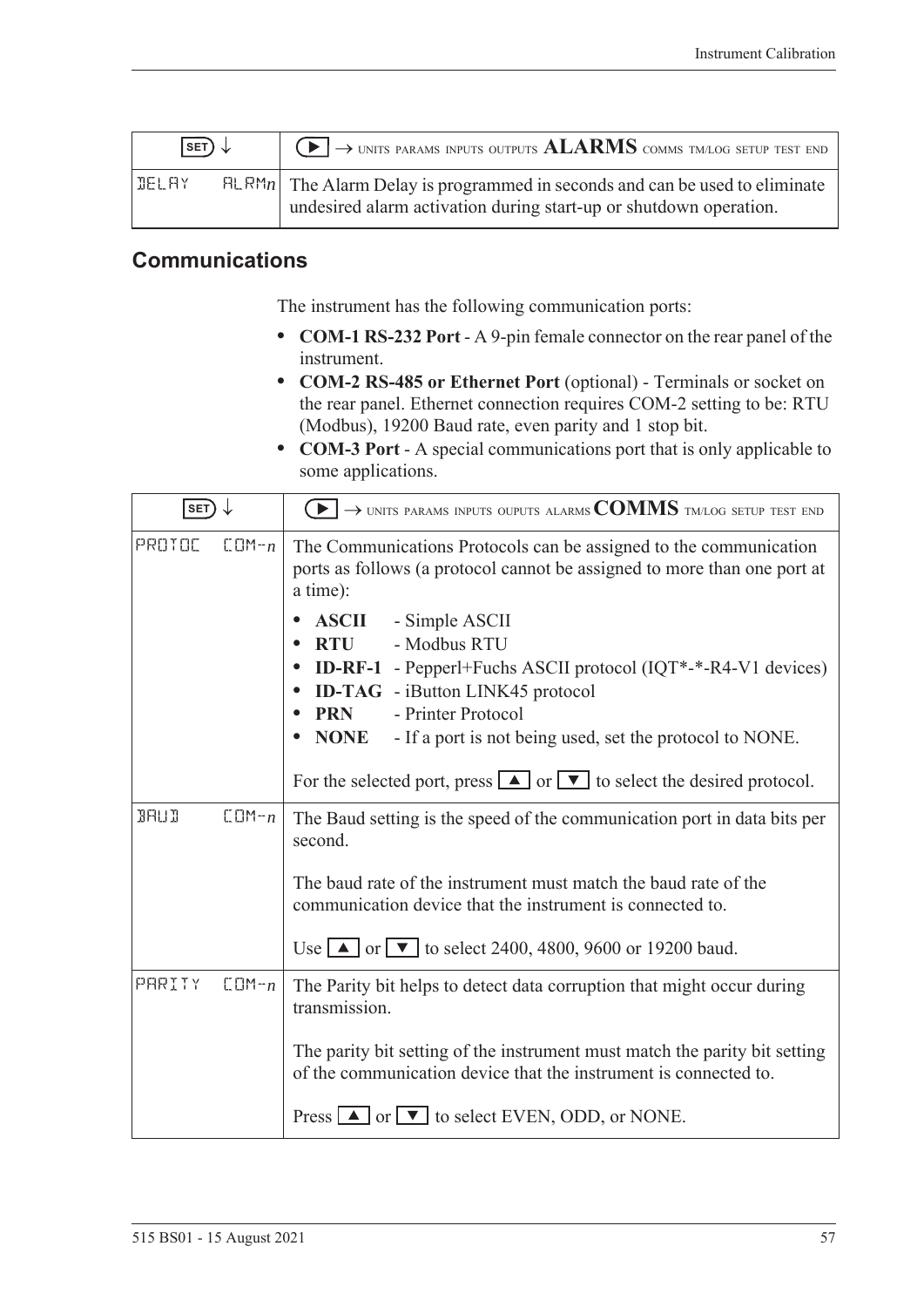| SET ↓ | ▶ → UNITS PARAMS INPUTS OUTPUTS **ALARMS** COMMS TM/LOG SETUP TEST END |
|---|---|
| DELAY ALRM*n* | The Alarm Delay is programmed in seconds and can be used to eliminate undesired alarm activation during start-up or shutdown operation. |

## Communications

The instrument has the following communication ports:

- **COM-1 RS-232 Port** - A 9-pin female connector on the rear panel of the instrument.
- **COM-2 RS-485 or Ethernet Port** (optional) - Terminals or socket on the rear panel. Ethernet connection requires COM-2 setting to be: RTU (Modbus), 19200 Baud rate, even parity and 1 stop bit.
- **COM-3 Port** - A special communications port that is only applicable to some applications.

| SET ↓ | ▶ → UNITS PARAMS INPUTS OUPUTS ALARMS **COMMS** TM/LOG SETUP TEST END |
|---|---|
| PROTOC COM-*n* | The Communications Protocols can be assigned to the communication ports as follows (a protocol cannot be assigned to more than one port at a time):<br>• **ASCII** - Simple ASCII<br>• **RTU** - Modbus RTU<br>• **ID-RF-1** - Pepperl+Fuchs ASCII protocol (IQT*-*-R4-V1 devices)<br>• **ID-TAG** - iButton LINK45 protocol<br>• **PRN** - Printer Protocol<br>• **NONE** - If a port is not being used, set the protocol to NONE.<br><br>For the selected port, press ▲ or ▼ to select the desired protocol. |
| BAUD COM-*n* | The Baud setting is the speed of the communication port in data bits per second.<br><br>The baud rate of the instrument must match the baud rate of the communication device that the instrument is connected to.<br><br>Use ▲ or ▼ to select 2400, 4800, 9600 or 19200 baud. |
| PARITY COM-*n* | The Parity bit helps to detect data corruption that might occur during transmission.<br><br>The parity bit setting of the instrument must match the parity bit setting of the communication device that the instrument is connected to.<br><br>Press ▲ or ▼ to select EVEN, ODD, or NONE. |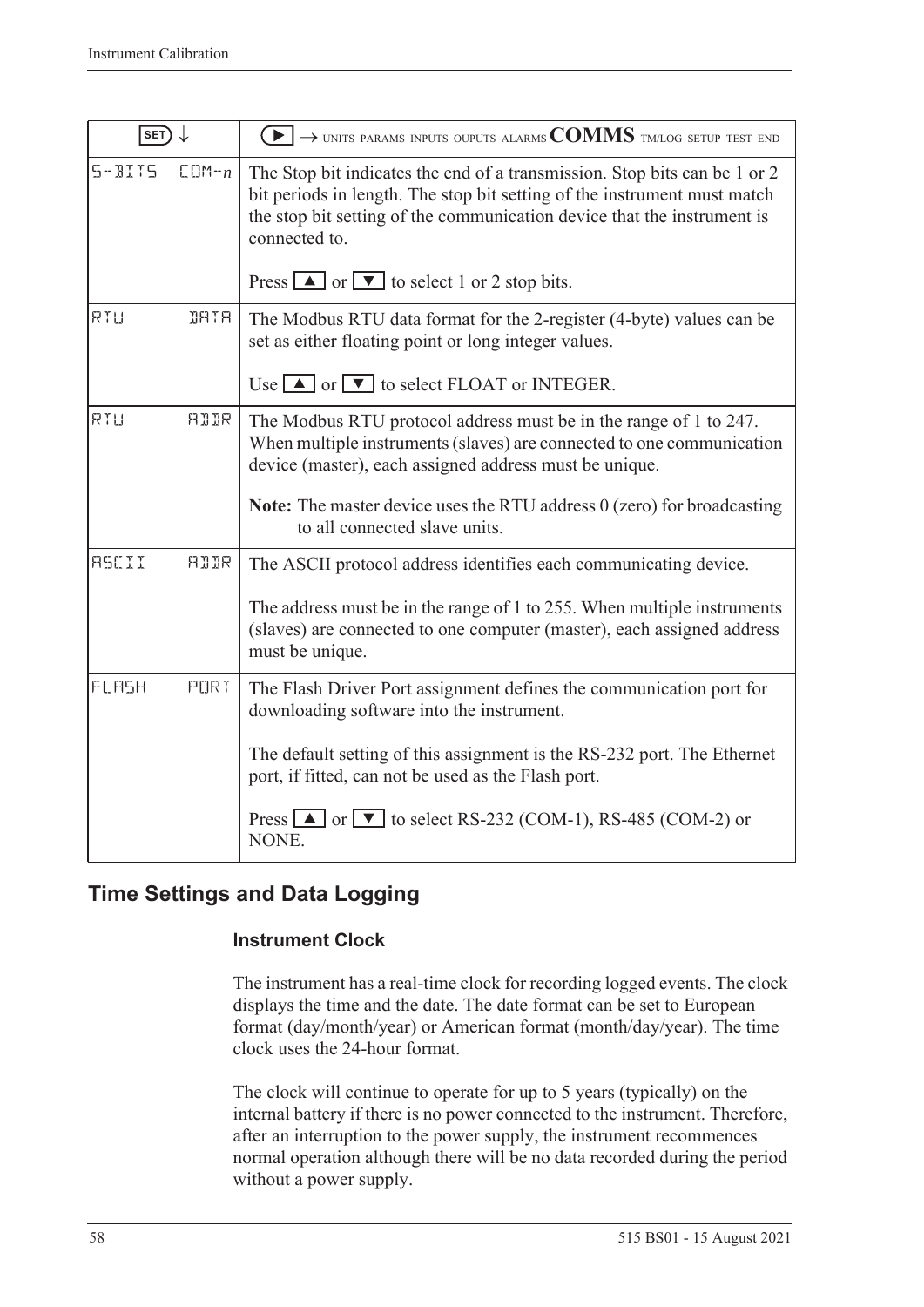| SET ↓ | ▶ → UNITS PARAMS INPUTS OUPUTS ALARMS **COMMS** TM/LOG SETUP TEST END |
|---|---|
| S-BITS   COM-*n* | The Stop bit indicates the end of a transmission. Stop bits can be 1 or 2 bit periods in length. The stop bit setting of the instrument must match the stop bit setting of the communication device that the instrument is connected to.<br><br>Press ▲ or ▼ to select 1 or 2 stop bits. |
| RTU   DATA | The Modbus RTU data format for the 2-register (4-byte) values can be set as either floating point or long integer values.<br><br>Use ▲ or ▼ to select FLOAT or INTEGER. |
| RTU   ADDR | The Modbus RTU protocol address must be in the range of 1 to 247. When multiple instruments (slaves) are connected to one communication device (master), each assigned address must be unique.<br><br>**Note:** The master device uses the RTU address 0 (zero) for broadcasting to all connected slave units. |
| ASCII   ADDR | The ASCII protocol address identifies each communicating device.<br><br>The address must be in the range of 1 to 255. When multiple instruments (slaves) are connected to one computer (master), each assigned address must be unique. |
| FLASH   PORT | The Flash Driver Port assignment defines the communication port for downloading software into the instrument.<br><br>The default setting of this assignment is the RS-232 port. The Ethernet port, if fitted, can not be used as the Flash port.<br><br>Press ▲ or ▼ to select RS-232 (COM-1), RS-485 (COM-2) or NONE. |

## Time Settings and Data Logging

### Instrument Clock

The instrument has a real-time clock for recording logged events. The clock displays the time and the date. The date format can be set to European format (day/month/year) or American format (month/day/year). The time clock uses the 24-hour format.

The clock will continue to operate for up to 5 years (typically) on the internal battery if there is no power connected to the instrument. Therefore, after an interruption to the power supply, the instrument recommences normal operation although there will be no data recorded during the period without a power supply.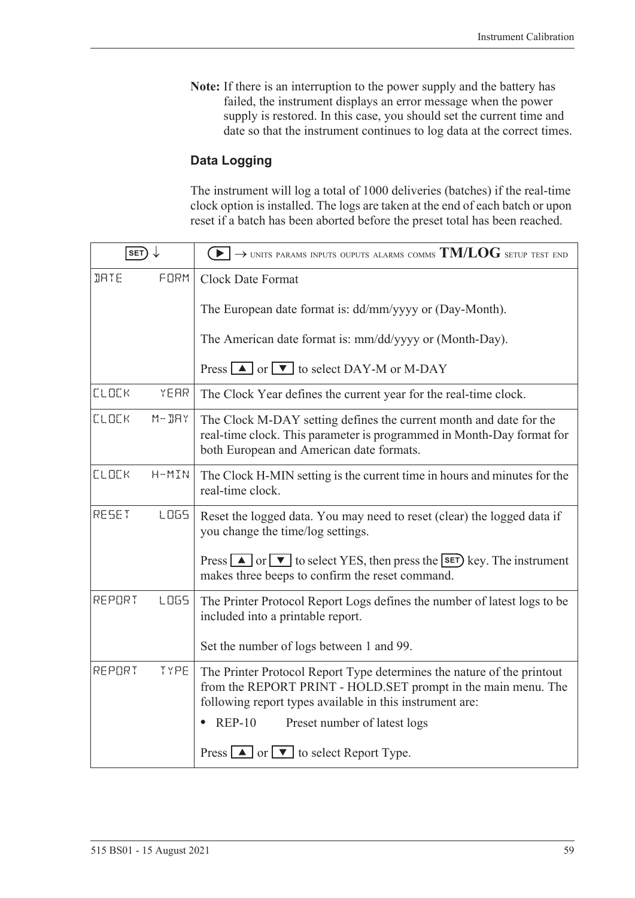**Note:** If there is an interruption to the power supply and the battery has failed, the instrument displays an error message when the power supply is restored. In this case, you should set the current time and date so that the instrument continues to log data at the correct times.

### Data Logging

The instrument will log a total of 1000 deliveries (batches) if the real-time clock option is installed. The logs are taken at the end of each batch or upon reset if a batch has been aborted before the preset total has been reached.

| SET ↓ | ▶ → UNITS PARAMS INPUTS OUPUTS ALARMS COMMS **TM/LOG** SETUP TEST END |
|---|---|
| DATE FORM | Clock Date Format<br><br>The European date format is: dd/mm/yyyy or (Day-Month).<br><br>The American date format is: mm/dd/yyyy or (Month-Day).<br><br>Press ▲ or ▼ to select DAY-M or M-DAY |
| CLOCK YEAR | The Clock Year defines the current year for the real-time clock. |
| CLOCK M-DAY | The Clock M-DAY setting defines the current month and date for the real-time clock. This parameter is programmed in Month-Day format for both European and American date formats. |
| CLOCK H-MIN | The Clock H-MIN setting is the current time in hours and minutes for the real-time clock. |
| RESET LOGS | Reset the logged data. You may need to reset (clear) the logged data if you change the time/log settings.<br><br>Press ▲ or ▼ to select YES, then press the SET key. The instrument makes three beeps to confirm the reset command. |
| REPORT LOGS | The Printer Protocol Report Logs defines the number of latest logs to be included into a printable report.<br><br>Set the number of logs between 1 and 99. |
| REPORT TYPE | The Printer Protocol Report Type determines the nature of the printout from the REPORT PRINT - HOLD.SET prompt in the main menu. The following report types available in this instrument are:<br><br>• REP-10 Preset number of latest logs<br><br>Press ▲ or ▼ to select Report Type. |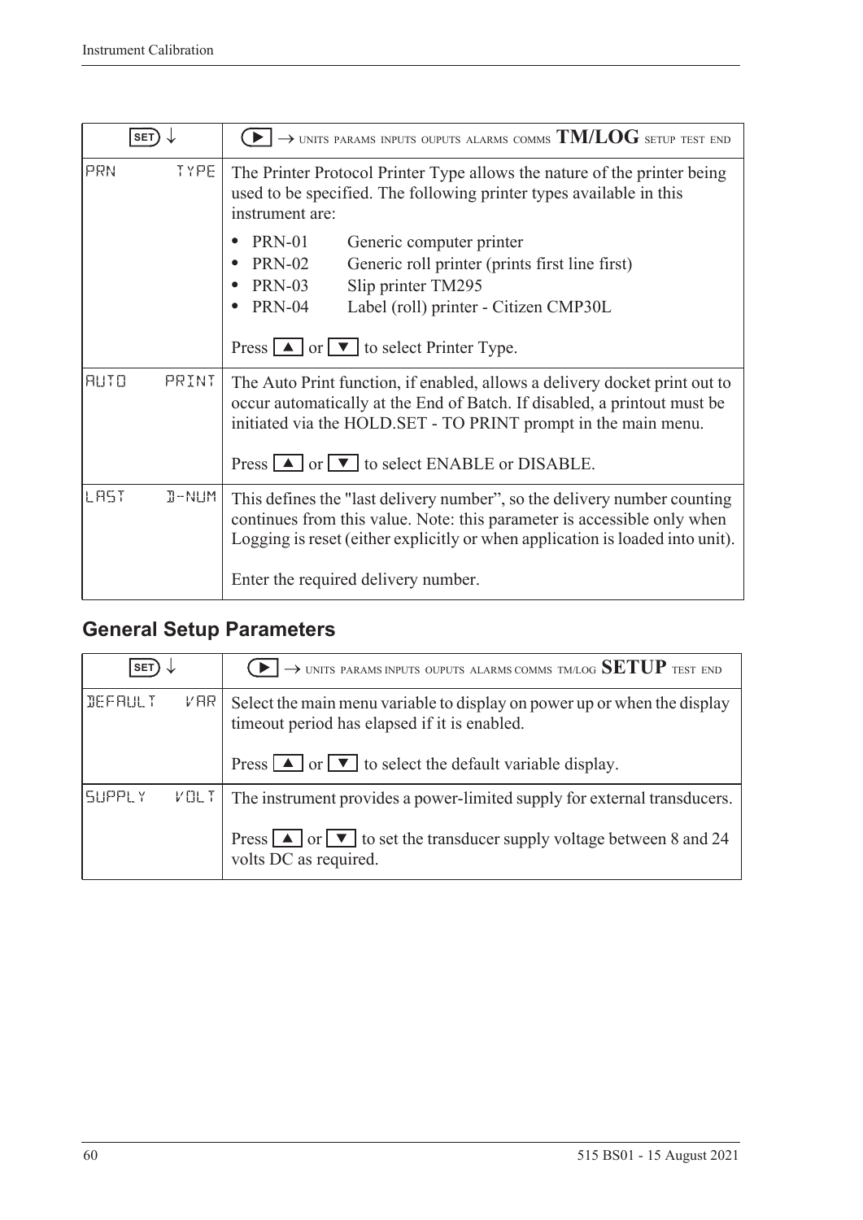| SET ↓ | ▶ → UNITS PARAMS INPUTS OUPUTS ALARMS COMMS **TM/LOG** SETUP TEST END |
|---|---|
| PRN TYPE | The Printer Protocol Printer Type allows the nature of the printer being used to be specified. The following printer types available in this instrument are:<br>• PRN-01 Generic computer printer<br>• PRN-02 Generic roll printer (prints first line first)<br>• PRN-03 Slip printer TM295<br>• PRN-04 Label (roll) printer - Citizen CMP30L<br><br>Press ▲ or ▼ to select Printer Type. |
| AUTO PRINT | The Auto Print function, if enabled, allows a delivery docket print out to occur automatically at the End of Batch. If disabled, a printout must be initiated via the HOLD.SET - TO PRINT prompt in the main menu.<br><br>Press ▲ or ▼ to select ENABLE or DISABLE. |
| LAST D-NUM | This defines the "last delivery number", so the delivery number counting continues from this value. Note: this parameter is accessible only when Logging is reset (either explicitly or when application is loaded into unit).<br><br>Enter the required delivery number. |

## General Setup Parameters

| SET ↓ | ▶ → UNITS PARAMS INPUTS OUPUTS ALARMS COMMS TM/LOG **SETUP** TEST END |
|---|---|
| DEFAULT VAR | Select the main menu variable to display on power up or when the display timeout period has elapsed if it is enabled.<br><br>Press ▲ or ▼ to select the default variable display. |
| SUPPLY VOLT | The instrument provides a power-limited supply for external transducers.<br><br>Press ▲ or ▼ to set the transducer supply voltage between 8 and 24 volts DC as required. |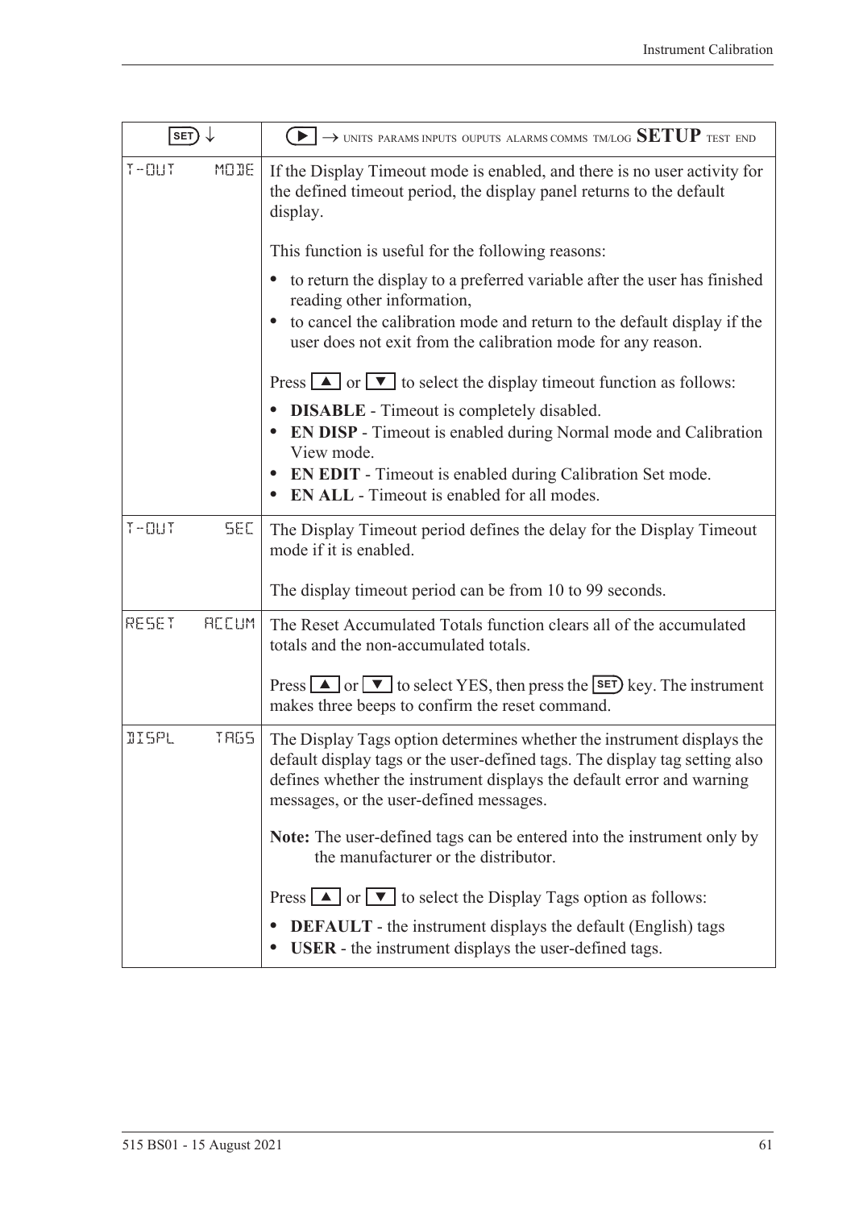| SET ↓ | ▶ → UNITS PARAMS INPUTS OUPUTS ALARMS COMMS TM/LOG **SETUP** TEST END |
|---|---|
| T-OUT MODE | If the Display Timeout mode is enabled, and there is no user activity for the defined timeout period, the display panel returns to the default display.<br><br>This function is useful for the following reasons:<br>• to return the display to a preferred variable after the user has finished reading other information,<br>• to cancel the calibration mode and return to the default display if the user does not exit from the calibration mode for any reason.<br><br>Press ▲ or ▼ to select the display timeout function as follows:<br>• **DISABLE** - Timeout is completely disabled.<br>• **EN DISP** - Timeout is enabled during Normal mode and Calibration View mode.<br>• **EN EDIT** - Timeout is enabled during Calibration Set mode.<br>• **EN ALL** - Timeout is enabled for all modes. |
| T-OUT SEC | The Display Timeout period defines the delay for the Display Timeout mode if it is enabled.<br><br>The display timeout period can be from 10 to 99 seconds. |
| RESET ACCUM | The Reset Accumulated Totals function clears all of the accumulated totals and the non-accumulated totals.<br><br>Press ▲ or ▼ to select YES, then press the SET key. The instrument makes three beeps to confirm the reset command. |
| DISPL TAGS | The Display Tags option determines whether the instrument displays the default display tags or the user-defined tags. The display tag setting also defines whether the instrument displays the default error and warning messages, or the user-defined messages.<br><br>**Note:** The user-defined tags can be entered into the instrument only by the manufacturer or the distributor.<br><br>Press ▲ or ▼ to select the Display Tags option as follows:<br>• **DEFAULT** - the instrument displays the default (English) tags<br>• **USER** - the instrument displays the user-defined tags. |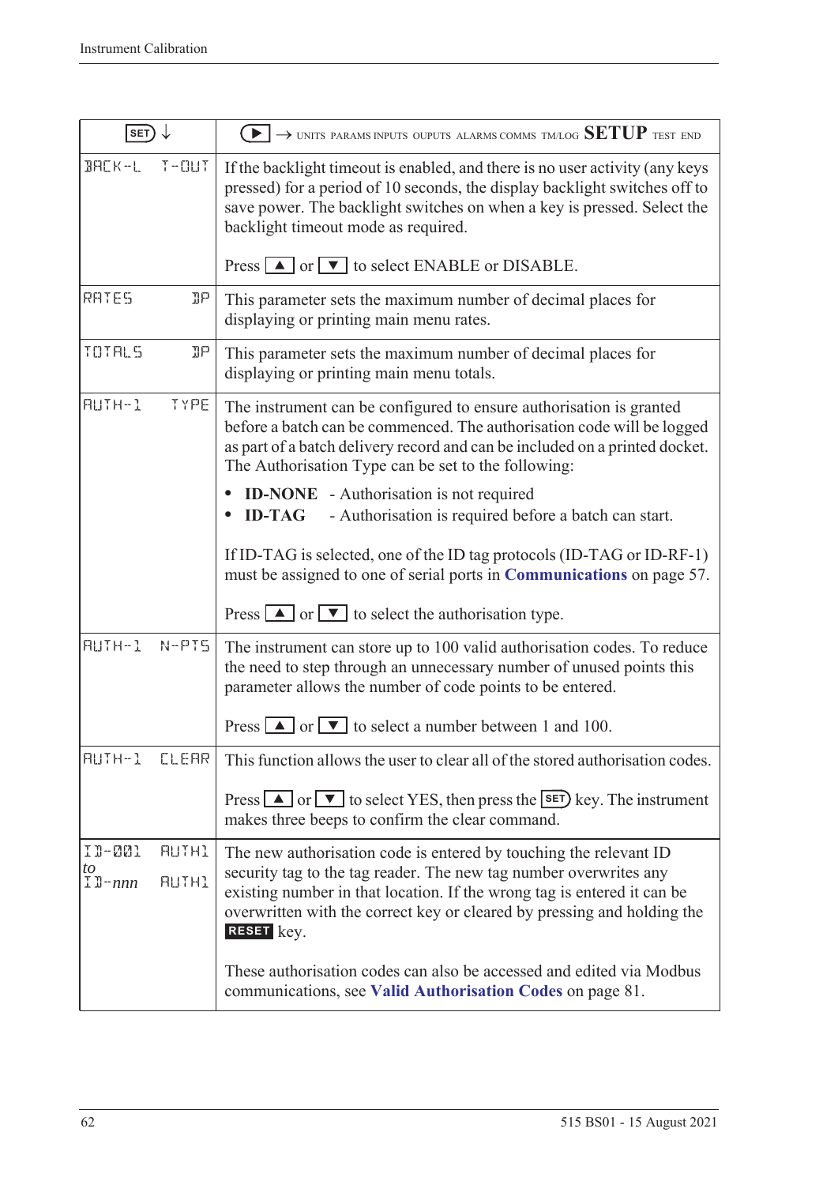| SET ↓ | ▶ → UNITS PARAMS INPUTS OUPUTS ALARMS COMMS TM/LOG **SETUP** TEST END |
|---|---|
| BACK-L T-OUT | If the backlight timeout is enabled, and there is no user activity (any keys pressed) for a period of 10 seconds, the display backlight switches off to save power. The backlight switches on when a key is pressed. Select the backlight timeout mode as required.<br><br>Press ▲ or ▼ to select ENABLE or DISABLE. |
| RATES DP | This parameter sets the maximum number of decimal places for displaying or printing main menu rates. |
| TOTALS DP | This parameter sets the maximum number of decimal places for displaying or printing main menu totals. |
| AUTH-1 TYPE | The instrument can be configured to ensure authorisation is granted before a batch can be commenced. The authorisation code will be logged as part of a batch delivery record and can be included on a printed docket. The Authorisation Type can be set to the following:<br>• **ID-NONE** - Authorisation is not required<br>• **ID-TAG** - Authorisation is required before a batch can start.<br><br>If ID-TAG is selected, one of the ID tag protocols (ID-TAG or ID-RF-1) must be assigned to one of serial ports in **Communications** on page 57.<br><br>Press ▲ or ▼ to select the authorisation type. |
| AUTH-1 N-PTS | The instrument can store up to 100 valid authorisation codes. To reduce the need to step through an unnecessary number of unused points this parameter allows the number of code points to be entered.<br><br>Press ▲ or ▼ to select a number between 1 and 100. |
| AUTH-1 CLEAR | This function allows the user to clear all of the stored authorisation codes.<br><br>Press ▲ or ▼ to select YES, then press the SET key. The instrument makes three beeps to confirm the clear command. |
| ID-001 AUTH1<br>*to*<br>ID-*nnn* AUTH1 | The new authorisation code is entered by touching the relevant ID security tag to the tag reader. The new tag number overwrites any existing number in that location. If the wrong tag is entered it can be overwritten with the correct key or cleared by pressing and holding the **RESET** key.<br><br>These authorisation codes can also be accessed and edited via Modbus communications, see **Valid Authorisation Codes** on page 81. |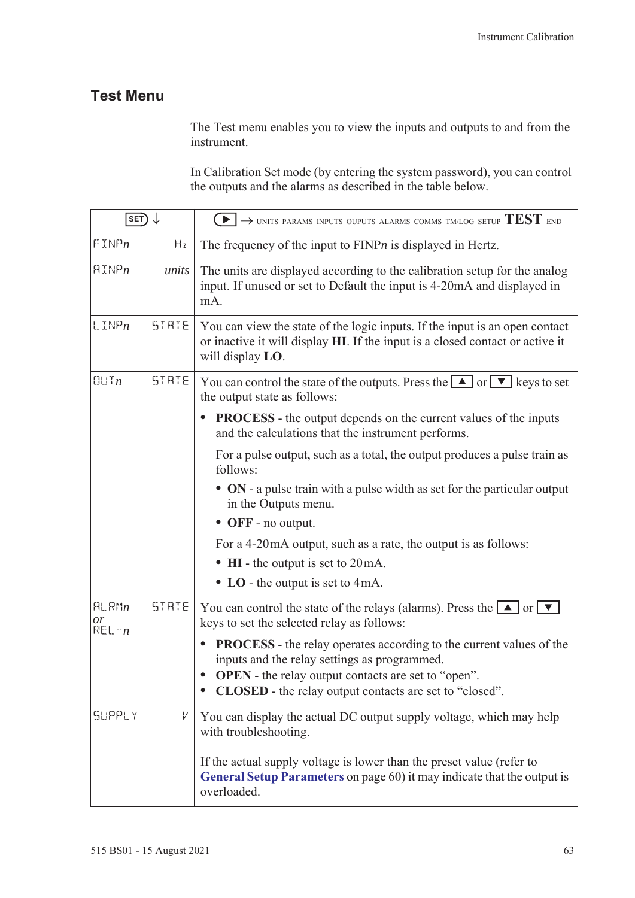## Test Menu

The Test menu enables you to view the inputs and outputs to and from the instrument.

In Calibration Set mode (by entering the system password), you can control the outputs and the alarms as described in the table below.

| SET ↓ | ▶ → UNITS PARAMS INPUTS OUPUTS ALARMS COMMS TM/LOG SETUP **TEST** END |
|---|---|
| FINP*n* Hz | The frequency of the input to FINP*n* is displayed in Hertz. |
| AINP*n* *units* | The units are displayed according to the calibration setup for the analog input. If unused or set to Default the input is 4-20mA and displayed in mA. |
| LINP*n* STATE | You can view the state of the logic inputs. If the input is an open contact or inactive it will display **HI**. If the input is a closed contact or active it will display **LO**. |
| OUT*n* STATE | You can control the state of the outputs. Press the ▲ or ▼ keys to set the output state as follows:<br>• **PROCESS** - the output depends on the current values of the inputs and the calculations that the instrument performs.<br>For a pulse output, such as a total, the output produces a pulse train as follows:<br>• **ON** - a pulse train with a pulse width as set for the particular output in the Outputs menu.<br>• **OFF** - no output.<br>For a 4-20mA output, such as a rate, the output is as follows:<br>• **HI** - the output is set to 20mA.<br>• **LO** - the output is set to 4mA. |
| ALRM*n* *or* REL-*n* STATE | You can control the state of the relays (alarms). Press the ▲ or ▼ keys to set the selected relay as follows:<br>• **PROCESS** - the relay operates according to the current values of the inputs and the relay settings as programmed.<br>• **OPEN** - the relay output contacts are set to "open".<br>• **CLOSED** - the relay output contacts are set to "closed". |
| SUPPLY V | You can display the actual DC output supply voltage, which may help with troubleshooting.<br><br>If the actual supply voltage is lower than the preset value (refer to **General Setup Parameters** on page 60) it may indicate that the output is overloaded. |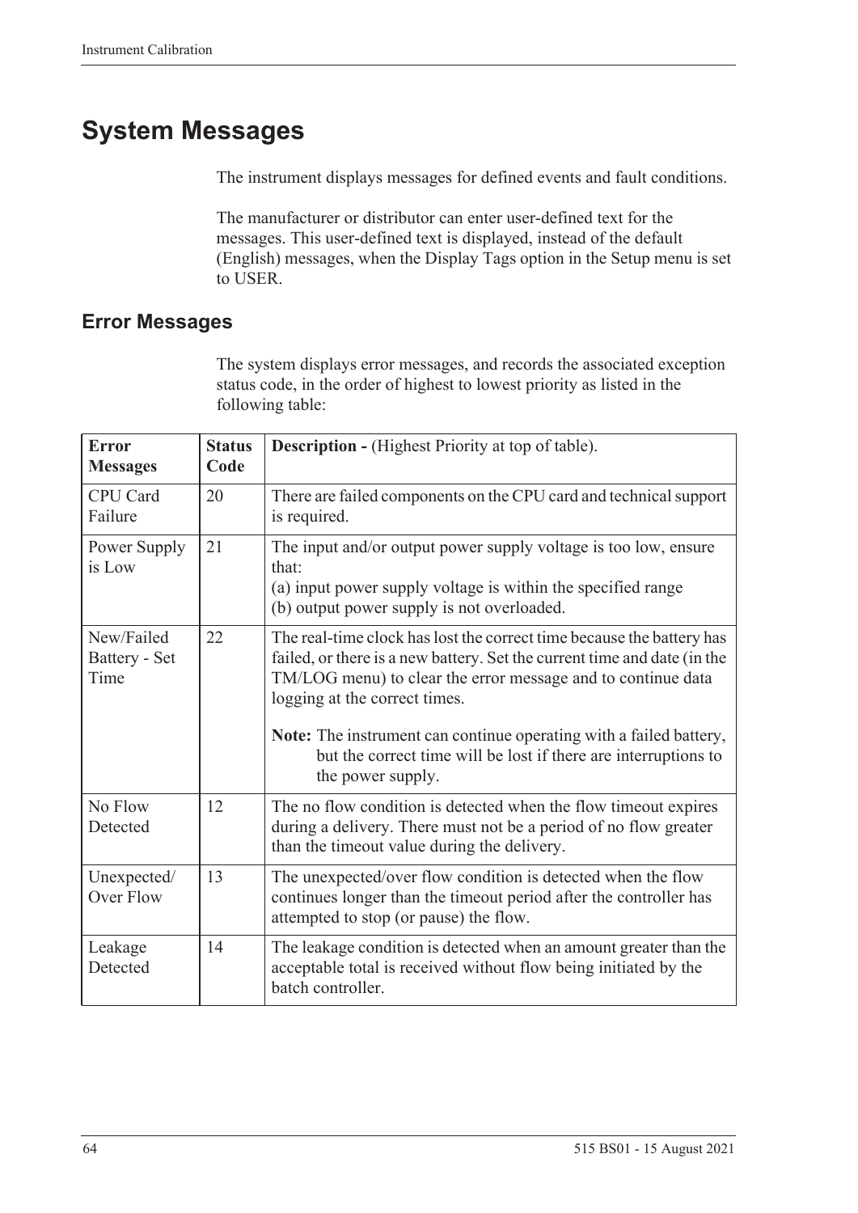# System Messages

The instrument displays messages for defined events and fault conditions.

The manufacturer or distributor can enter user-defined text for the messages. This user-defined text is displayed, instead of the default (English) messages, when the Display Tags option in the Setup menu is set to USER.

## Error Messages

The system displays error messages, and records the associated exception status code, in the order of highest to lowest priority as listed in the following table:

| **Error Messages** | **Status Code** | **Description -** (Highest Priority at top of table). |
|---|---|---|
| CPU Card Failure | 20 | There are failed components on the CPU card and technical support is required. |
| Power Supply is Low | 21 | The input and/or output power supply voltage is too low, ensure that:<br>(a) input power supply voltage is within the specified range<br>(b) output power supply is not overloaded. |
| New/Failed Battery - Set Time | 22 | The real-time clock has lost the correct time because the battery has failed, or there is a new battery. Set the current time and date (in the TM/LOG menu) to clear the error message and to continue data logging at the correct times.<br><br>**Note:** The instrument can continue operating with a failed battery, but the correct time will be lost if there are interruptions to the power supply. |
| No Flow Detected | 12 | The no flow condition is detected when the flow timeout expires during a delivery. There must not be a period of no flow greater than the timeout value during the delivery. |
| Unexpected/ Over Flow | 13 | The unexpected/over flow condition is detected when the flow continues longer than the timeout period after the controller has attempted to stop (or pause) the flow. |
| Leakage Detected | 14 | The leakage condition is detected when an amount greater than the acceptable total is received without flow being initiated by the batch controller. |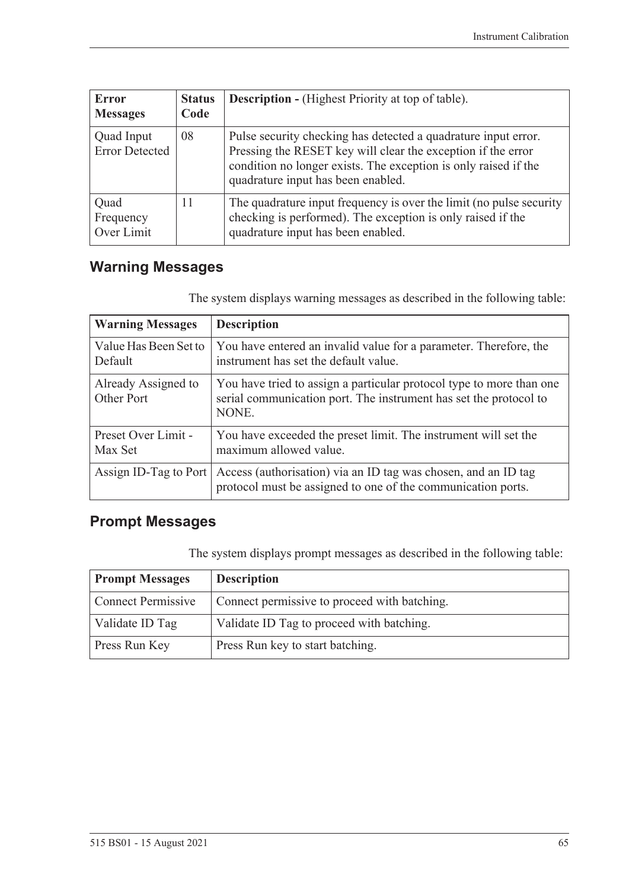| Error Messages | Status Code | Description - (Highest Priority at top of table). |
|---|---|---|
| Quad Input Error Detected | 08 | Pulse security checking has detected a quadrature input error. Pressing the RESET key will clear the exception if the error condition no longer exists. The exception is only raised if the quadrature input has been enabled. |
| Quad Frequency Over Limit | 11 | The quadrature input frequency is over the limit (no pulse security checking is performed). The exception is only raised if the quadrature input has been enabled. |

## Warning Messages

The system displays warning messages as described in the following table:

| Warning Messages | Description |
|---|---|
| Value Has Been Set to Default | You have entered an invalid value for a parameter. Therefore, the instrument has set the default value. |
| Already Assigned to Other Port | You have tried to assign a particular protocol type to more than one serial communication port. The instrument has set the protocol to NONE. |
| Preset Over Limit - Max Set | You have exceeded the preset limit. The instrument will set the maximum allowed value. |
| Assign ID-Tag to Port | Access (authorisation) via an ID tag was chosen, and an ID tag protocol must be assigned to one of the communication ports. |

## Prompt Messages

The system displays prompt messages as described in the following table:

| Prompt Messages | Description |
|---|---|
| Connect Permissive | Connect permissive to proceed with batching. |
| Validate ID Tag | Validate ID Tag to proceed with batching. |
| Press Run Key | Press Run key to start batching. |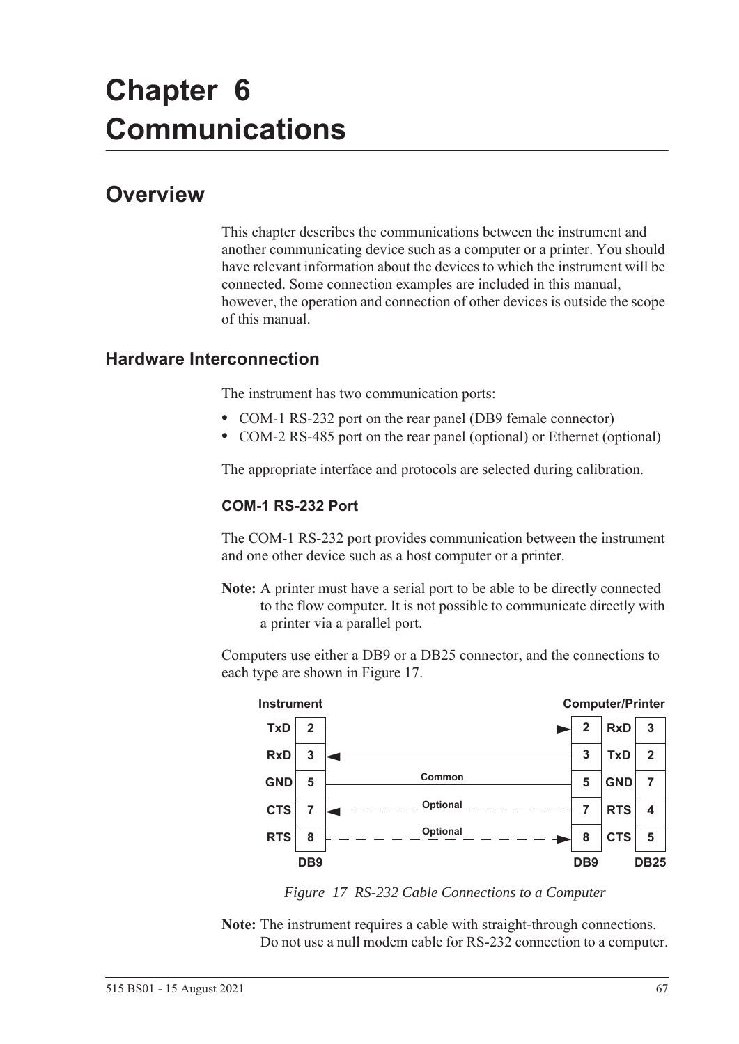# Chapter 6 Communications

## Overview

This chapter describes the communications between the instrument and another communicating device such as a computer or a printer. You should have relevant information about the devices to which the instrument will be connected. Some connection examples are included in this manual, however, the operation and connection of other devices is outside the scope of this manual.

### Hardware Interconnection

The instrument has two communication ports:

- COM-1 RS-232 port on the rear panel (DB9 female connector)
- COM-2 RS-485 port on the rear panel (optional) or Ethernet (optional)

The appropriate interface and protocols are selected during calibration.

#### COM-1 RS-232 Port

The COM-1 RS-232 port provides communication between the instrument and one other device such as a host computer or a printer.

**Note:** A printer must have a serial port to be able to be directly connected to the flow computer. It is not possible to communicate directly with a printer via a parallel port.

Computers use either a DB9 or a DB25 connector, and the connections to each type are shown in Figure 17.

| Instrument | DB9 | Connection | Computer/Printer DB9 | Signal | DB25 |
|---|---|---|---|---|---|
| TxD | 2 | → | 2 | RxD | 3 |
| RxD | 3 | ← | 3 | TxD | 2 |
| GND | 5 | Common | 5 | GND | 7 |
| CTS | 7 | ← Optional | 7 | RTS | 4 |
| RTS | 8 | Optional → | 8 | CTS | 5 |

*Figure 17 RS-232 Cable Connections to a Computer*

**Note:** The instrument requires a cable with straight-through connections. Do not use a null modem cable for RS-232 connection to a computer.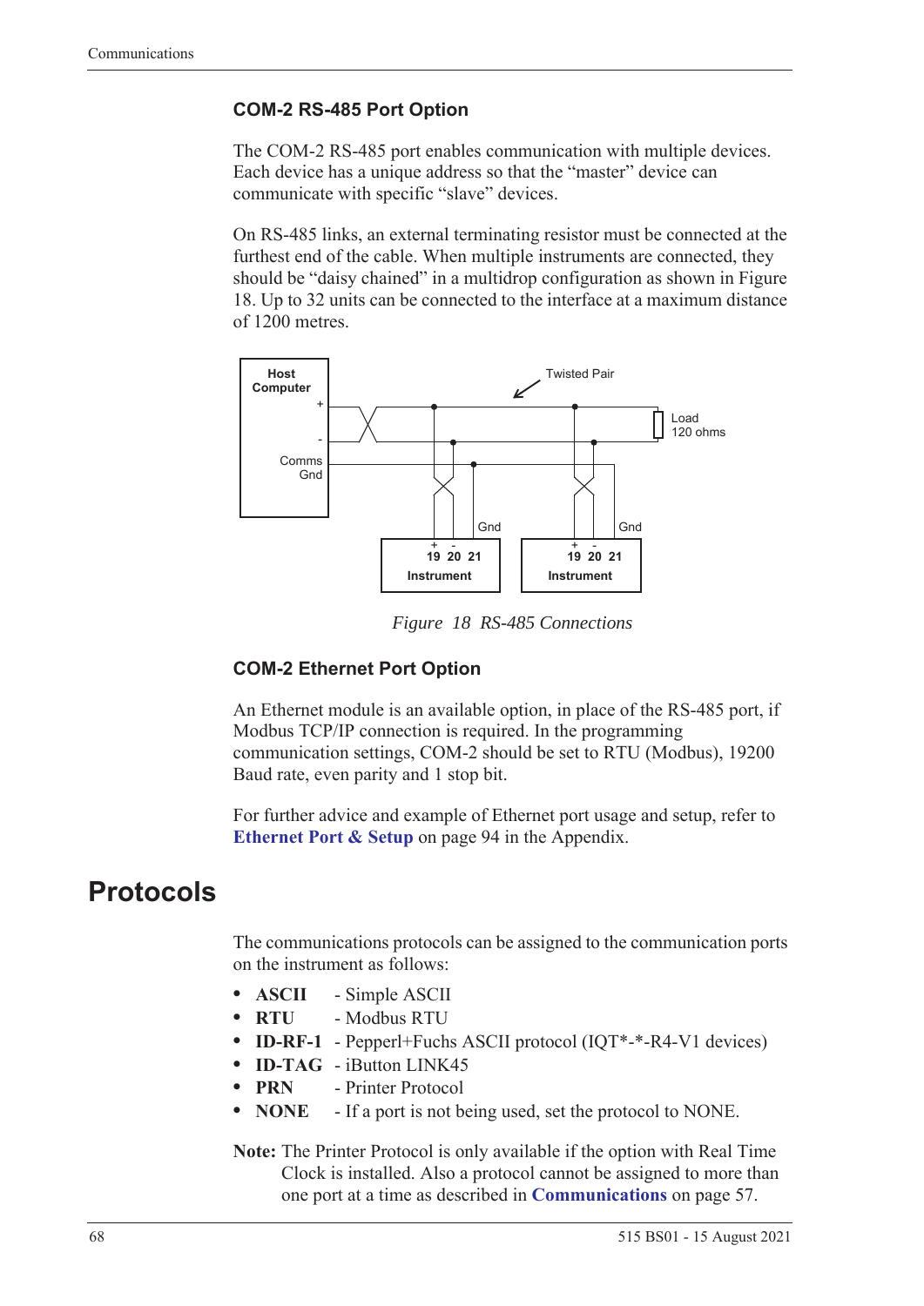### COM-2 RS-485 Port Option

The COM-2 RS-485 port enables communication with multiple devices. Each device has a unique address so that the "master" device can communicate with specific "slave" devices.

On RS-485 links, an external terminating resistor must be connected at the furthest end of the cable. When multiple instruments are connected, they should be "daisy chained" in a multidrop configuration as shown in Figure 18. Up to 32 units can be connected to the interface at a maximum distance of 1200 metres.

*Figure 18 RS-485 Connections*

### COM-2 Ethernet Port Option

An Ethernet module is an available option, in place of the RS-485 port, if Modbus TCP/IP connection is required. In the programming communication settings, COM-2 should be set to RTU (Modbus), 19200 Baud rate, even parity and 1 stop bit.

For further advice and example of Ethernet port usage and setup, refer to **Ethernet Port & Setup** on page 94 in the Appendix.

# Protocols

The communications protocols can be assigned to the communication ports on the instrument as follows:

- **ASCII** - Simple ASCII
- **RTU** - Modbus RTU
- **ID-RF-1** - Pepperl+Fuchs ASCII protocol (IQT*-*-R4-V1 devices)
- **ID-TAG** - iButton LINK45
- **PRN** - Printer Protocol
- **NONE** - If a port is not being used, set the protocol to NONE.

**Note:** The Printer Protocol is only available if the option with Real Time Clock is installed. Also a protocol cannot be assigned to more than one port at a time as described in **Communications** on page 57.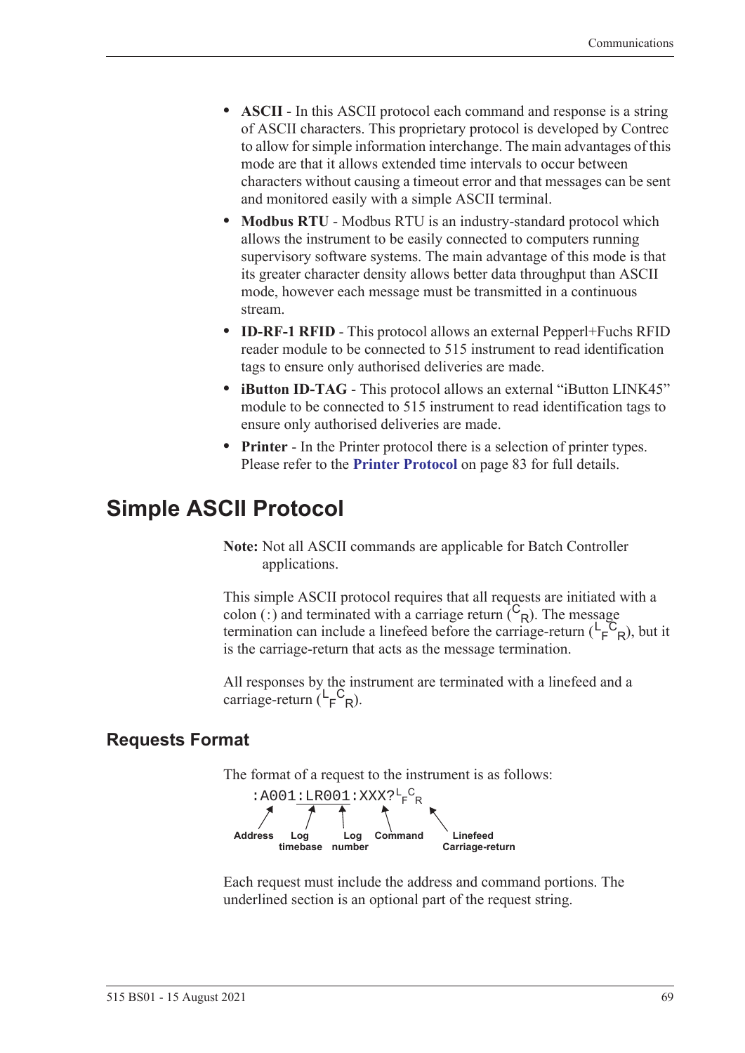- **ASCII** - In this ASCII protocol each command and response is a string of ASCII characters. This proprietary protocol is developed by Contrec to allow for simple information interchange. The main advantages of this mode are that it allows extended time intervals to occur between characters without causing a timeout error and that messages can be sent and monitored easily with a simple ASCII terminal.
- **Modbus RTU** - Modbus RTU is an industry-standard protocol which allows the instrument to be easily connected to computers running supervisory software systems. The main advantage of this mode is that its greater character density allows better data throughput than ASCII mode, however each message must be transmitted in a continuous stream.
- **ID-RF-1 RFID** - This protocol allows an external Pepperl+Fuchs RFID reader module to be connected to 515 instrument to read identification tags to ensure only authorised deliveries are made.
- **iButton ID-TAG** - This protocol allows an external "iButton LINK45" module to be connected to 515 instrument to read identification tags to ensure only authorised deliveries are made.
- **Printer** - In the Printer protocol there is a selection of printer types. Please refer to the **Printer Protocol** on page 83 for full details.

# Simple ASCII Protocol

**Note:** Not all ASCII commands are applicable for Batch Controller applications.

This simple ASCII protocol requires that all requests are initiated with a colon (`:`) and terminated with a carriage return ($^{C}{}_{R}$). The message termination can include a linefeed before the carriage-return ($^{L}{}_{F}{}^{C}{}_{R}$), but it is the carriage-return that acts as the message termination.

All responses by the instrument are terminated with a linefeed and a carriage-return ($^{L}{}_{F}{}^{C}{}_{R}$).

## Requests Format

The format of a request to the instrument is as follows:

```
:A001:LR001:XXX?LFCR
```

Address — Log timebase — Log number — Command — Linefeed Carriage-return

Each request must include the address and command portions. The underlined section is an optional part of the request string.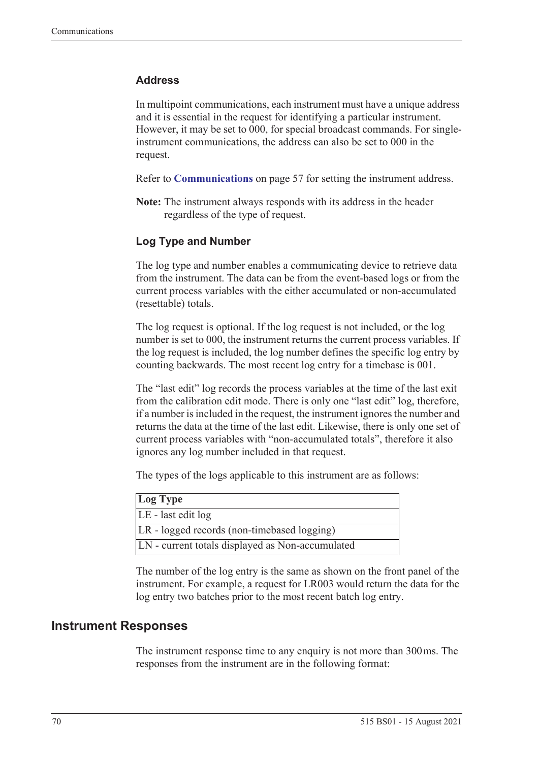### Address

In multipoint communications, each instrument must have a unique address and it is essential in the request for identifying a particular instrument. However, it may be set to 000, for special broadcast commands. For single-instrument communications, the address can also be set to 000 in the request.

Refer to **Communications** on page 57 for setting the instrument address.

**Note:** The instrument always responds with its address in the header regardless of the type of request.

### Log Type and Number

The log type and number enables a communicating device to retrieve data from the instrument. The data can be from the event-based logs or from the current process variables with the either accumulated or non-accumulated (resettable) totals.

The log request is optional. If the log request is not included, or the log number is set to 000, the instrument returns the current process variables. If the log request is included, the log number defines the specific log entry by counting backwards. The most recent log entry for a timebase is 001.

The "last edit" log records the process variables at the time of the last exit from the calibration edit mode. There is only one "last edit" log, therefore, if a number is included in the request, the instrument ignores the number and returns the data at the time of the last edit. Likewise, there is only one set of current process variables with "non-accumulated totals", therefore it also ignores any log number included in that request.

The types of the logs applicable to this instrument are as follows:

| Log Type |
|---|
| LE - last edit log |
| LR - logged records (non-timebased logging) |
| LN - current totals displayed as Non-accumulated |

The number of the log entry is the same as shown on the front panel of the instrument. For example, a request for LR003 would return the data for the log entry two batches prior to the most recent batch log entry.

## Instrument Responses

The instrument response time to any enquiry is not more than 300 ms. The responses from the instrument are in the following format: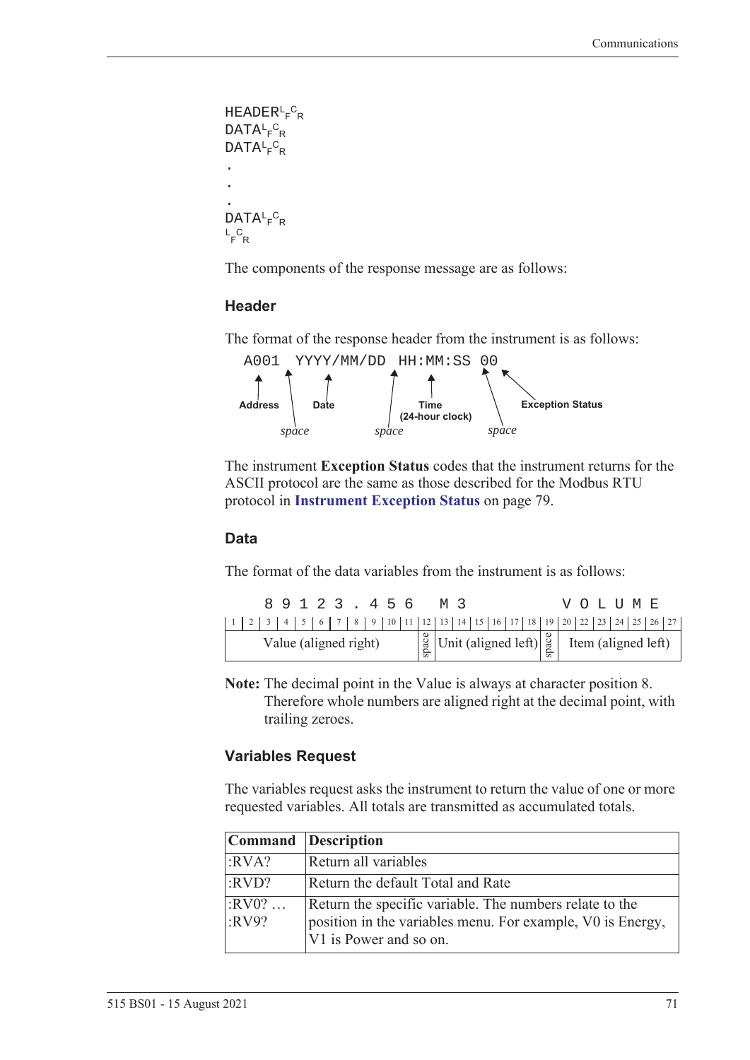```
HEADER<LF><CR>
DATA<LF><CR>
DATA<LF><CR>
.
.
.
DATA<LF><CR>
<LF><CR>
```

The components of the response message are as follows:

### Header

The format of the response header from the instrument is as follows:

```
A001 YYYY/MM/DD HH:MM:SS 00
```

- **Address** (A001)
- *space*
- **Date** (YYYY/MM/DD)
- *space*
- **Time (24-hour clock)** (HH:MM:SS)
- *space*
- **Exception Status** (00)

The instrument **Exception Status** codes that the instrument returns for the ASCII protocol are the same as those described for the Modbus RTU protocol in **Instrument Exception Status** on page 79.

### Data

The format of the data variables from the instrument is as follows:

| 1 | 2 | 3 | 4 | 5 | 6 | 7 | 8 | 9 | 10 | 11 | 12 | 13 | 14 | 15 | 16 | 17 | 18 | 19 | 20 | 22 | 23 | 24 | 25 | 26 | 27 |
|---|---|---|---|---|---|---|---|---|---|---|---|---|---|---|---|---|---|---|---|---|---|---|---|---|---|
| | | 8 | 9 | 1 | 2 | 3 | . | 4 | 5 | 6 | | M | 3 | | | | | | V | O | L | U | M | E | |
| Value (aligned right) | | | | | | | | | | | space | Unit (aligned left) | | | | | | space | Item (aligned left) | | | | | | |

**Note:** The decimal point in the Value is always at character position 8. Therefore whole numbers are aligned right at the decimal point, with trailing zeroes.

### Variables Request

The variables request asks the instrument to return the value of one or more requested variables. All totals are transmitted as accumulated totals.

| Command | Description |
|---|---|
| :RVA? | Return all variables |
| :RVD? | Return the default Total and Rate |
| :RV0? … :RV9? | Return the specific variable. The numbers relate to the position in the variables menu. For example, V0 is Energy, V1 is Power and so on. |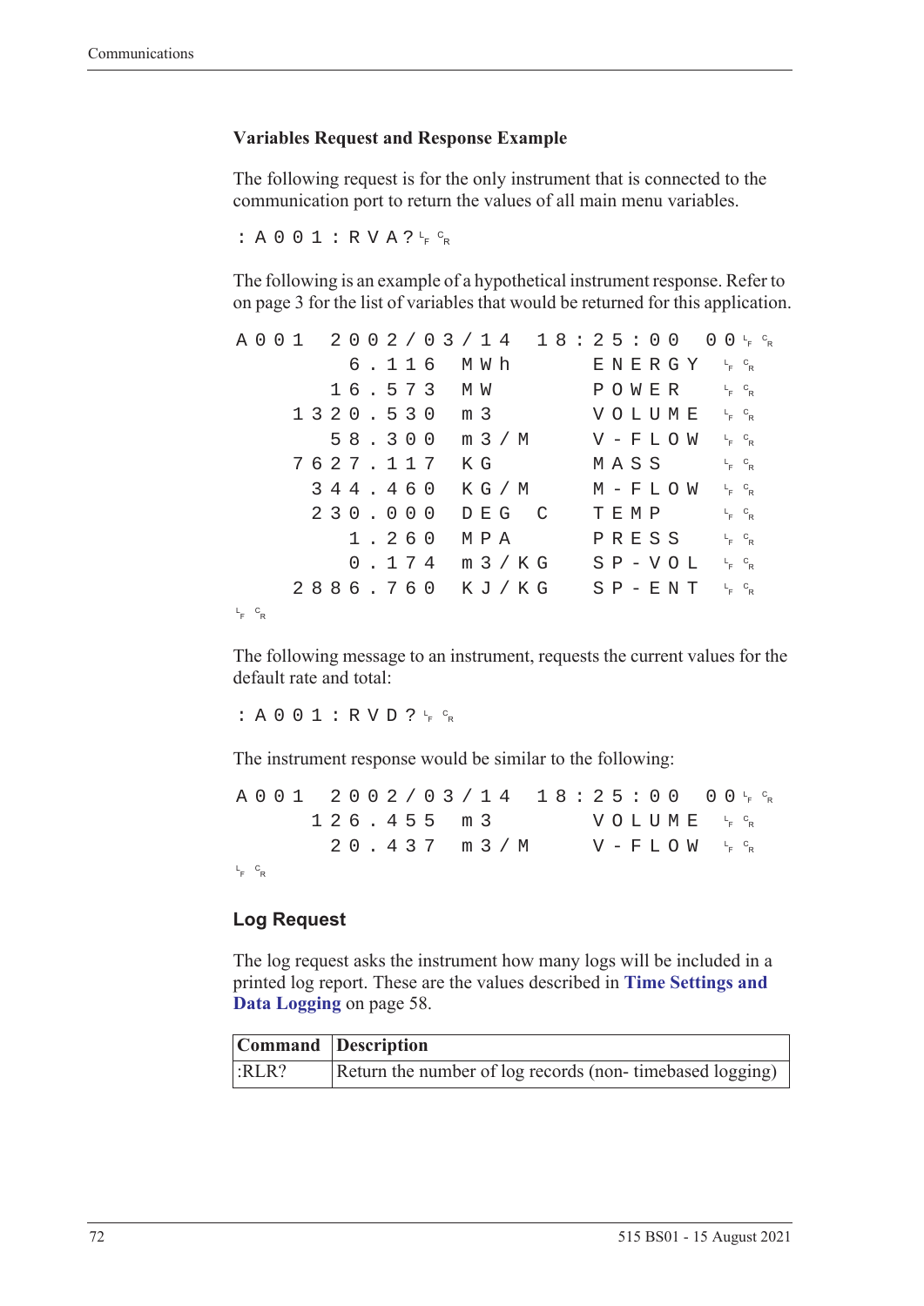### Variables Request and Response Example

The following request is for the only instrument that is connected to the communication port to return the values of all main menu variables.

```
:A001:RVA?LFCR
```

The following is an example of a hypothetical instrument response. Refer to on page 3 for the list of variables that would be returned for this application.

```
A001  2002/03/14  18:25:00  00LFCR
         6.116  MWh      ENERGY  LFCR
        16.573  MW       POWER   LFCR
      1320.530  m3       VOLUME  LFCR
        58.300  m3/M     V-FLOW  LFCR
      7627.117  KG       MASS    LFCR
       344.460  KG/M     M-FLOW  LFCR
       230.000  DEG  C   TEMP    LFCR
         1.260  MPA      PRESS   LFCR
         0.174  m3/KG    SP-VOL  LFCR
      2886.760  KJ/KG    SP-ENT  LFCR
LFCR
```

The following message to an instrument, requests the current values for the default rate and total:

```
:A001:RVD?LFCR
```

The instrument response would be similar to the following:

```
A001  2002/03/14  18:25:00  00LFCR
       126.455  m3       VOLUME  LFCR
        20.437  m3/M     V-FLOW  LFCR
LFCR
```

## Log Request

The log request asks the instrument how many logs will be included in a printed log report. These are the values described in **Time Settings and Data Logging** on page 58.

| Command | Description |
|---|---|
| :RLR? | Return the number of log records (non- timebased logging) |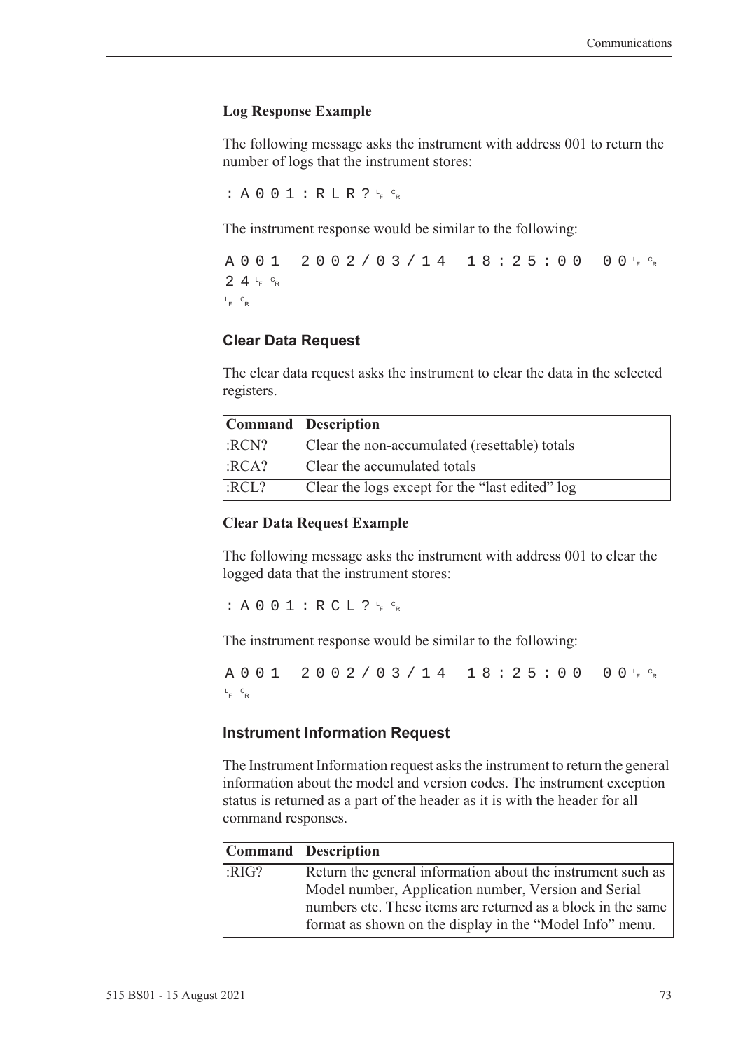### Log Response Example

The following message asks the instrument with address 001 to return the number of logs that the instrument stores:

```
:A001:RLR?LFCR
```

The instrument response would be similar to the following:

```
A001 2002/03/14 18:25:00 00LFCR
24LFCR
LFCR
```

## Clear Data Request

The clear data request asks the instrument to clear the data in the selected registers.

| Command | Description |
|---|---|
| :RCN? | Clear the non-accumulated (resettable) totals |
| :RCA? | Clear the accumulated totals |
| :RCL? | Clear the logs except for the “last edited” log |

### Clear Data Request Example

The following message asks the instrument with address 001 to clear the logged data that the instrument stores:

```
:A001:RCL?LFCR
```

The instrument response would be similar to the following:

```
A001 2002/03/14 18:25:00 00LFCR
LFCR
```

## Instrument Information Request

The Instrument Information request asks the instrument to return the general information about the model and version codes. The instrument exception status is returned as a part of the header as it is with the header for all command responses.

| Command | Description |
|---|---|
| :RIG? | Return the general information about the instrument such as Model number, Application number, Version and Serial numbers etc. These items are returned as a block in the same format as shown on the display in the “Model Info” menu. |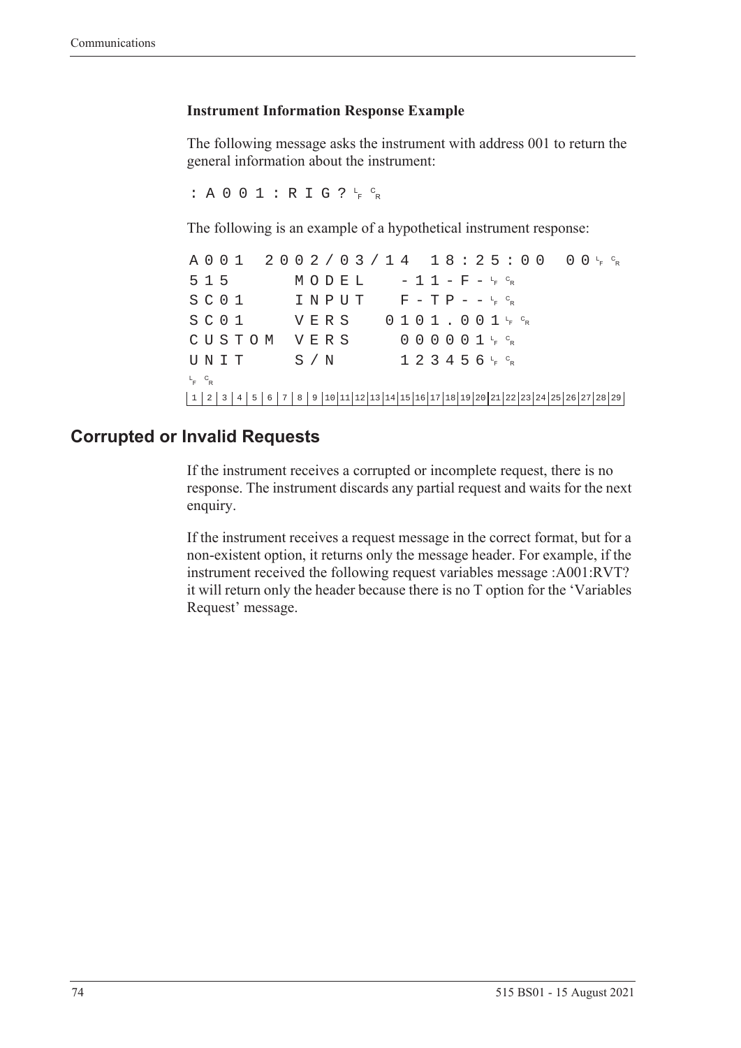#### Instrument Information Response Example

The following message asks the instrument with address 001 to return the general information about the instrument:

```
:A001:RIG?LF CR
```

The following is an example of a hypothetical instrument response:

```
A001  2002/03/14  18:25:00  00LF CR
515      MODEL    -11-F-LF CR
SC01     INPUT    F-TP--LF CR
SC01     VERS   0101.001LF CR
CUSTOM  VERS      000001LF CR
UNIT     S/N      123456LF CR
LF CR
 1| 2| 3| 4| 5| 6| 7| 8| 9|10|11|12|13|14|15|16|17|18|19|20|21|22|23|24|25|26|27|28|29
```

## Corrupted or Invalid Requests

If the instrument receives a corrupted or incomplete request, there is no response. The instrument discards any partial request and waits for the next enquiry.

If the instrument receives a request message in the correct format, but for a non-existent option, it returns only the message header. For example, if the instrument received the following request variables message :A001:RVT? it will return only the header because there is no T option for the 'Variables Request' message.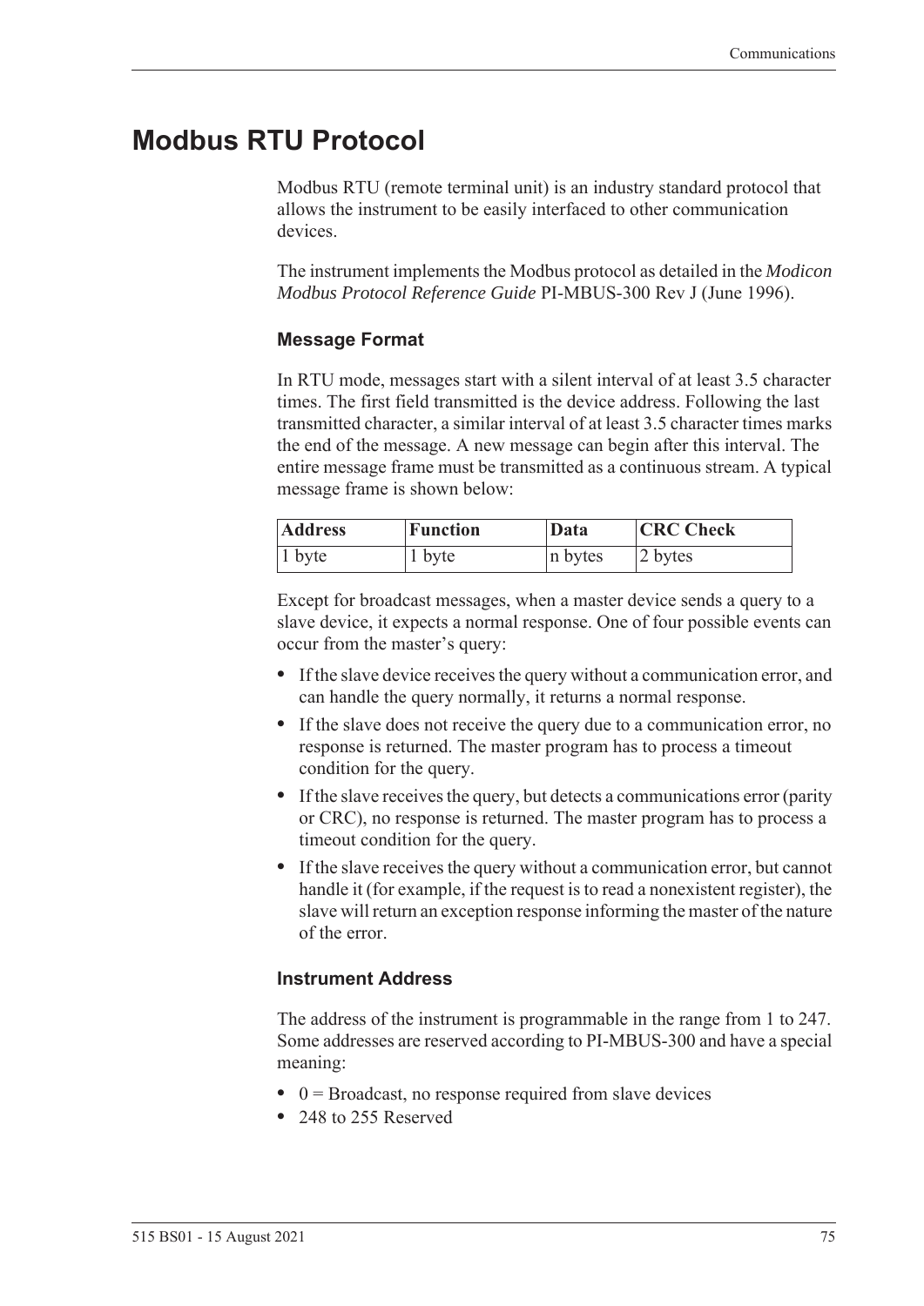# Modbus RTU Protocol

Modbus RTU (remote terminal unit) is an industry standard protocol that allows the instrument to be easily interfaced to other communication devices.

The instrument implements the Modbus protocol as detailed in the *Modicon Modbus Protocol Reference Guide* PI-MBUS-300 Rev J (June 1996).

### Message Format

In RTU mode, messages start with a silent interval of at least 3.5 character times. The first field transmitted is the device address. Following the last transmitted character, a similar interval of at least 3.5 character times marks the end of the message. A new message can begin after this interval. The entire message frame must be transmitted as a continuous stream. A typical message frame is shown below:

| **Address** | **Function** | **Data** | **CRC Check** |
|---|---|---|---|
| 1 byte | 1 byte | n bytes | 2 bytes |

Except for broadcast messages, when a master device sends a query to a slave device, it expects a normal response. One of four possible events can occur from the master's query:

- If the slave device receives the query without a communication error, and can handle the query normally, it returns a normal response.
- If the slave does not receive the query due to a communication error, no response is returned. The master program has to process a timeout condition for the query.
- If the slave receives the query, but detects a communications error (parity or CRC), no response is returned. The master program has to process a timeout condition for the query.
- If the slave receives the query without a communication error, but cannot handle it (for example, if the request is to read a nonexistent register), the slave will return an exception response informing the master of the nature of the error.

### Instrument Address

The address of the instrument is programmable in the range from 1 to 247. Some addresses are reserved according to PI-MBUS-300 and have a special meaning:

- 0 = Broadcast, no response required from slave devices
- 248 to 255 Reserved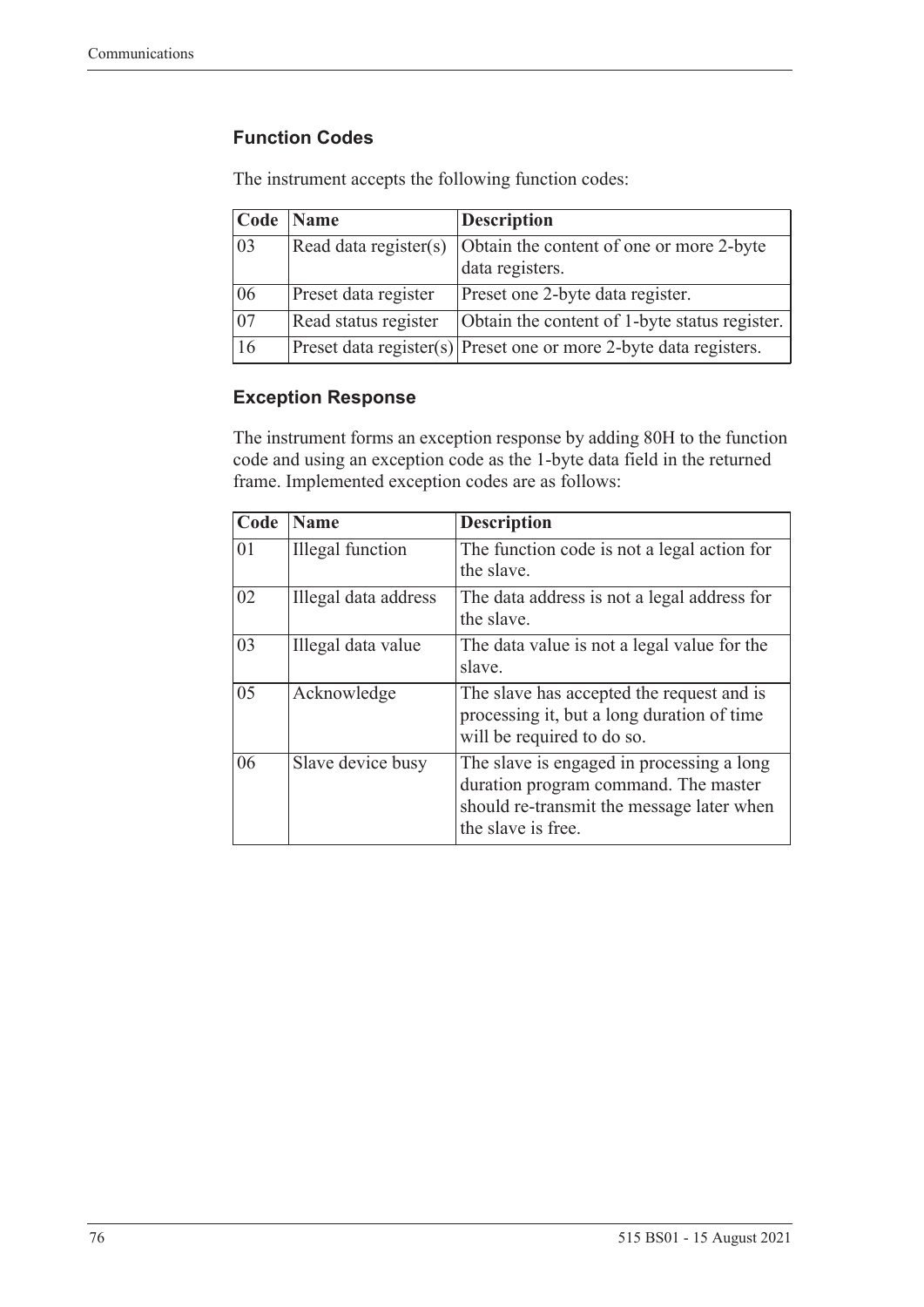### Function Codes

The instrument accepts the following function codes:

| Code | Name | Description |
|---|---|---|
| 03 | Read data register(s) | Obtain the content of one or more 2-byte data registers. |
| 06 | Preset data register | Preset one 2-byte data register. |
| 07 | Read status register | Obtain the content of 1-byte status register. |
| 16 | Preset data register(s) | Preset one or more 2-byte data registers. |

### Exception Response

The instrument forms an exception response by adding 80H to the function code and using an exception code as the 1-byte data field in the returned frame. Implemented exception codes are as follows:

| Code | Name | Description |
|---|---|---|
| 01 | Illegal function | The function code is not a legal action for the slave. |
| 02 | Illegal data address | The data address is not a legal address for the slave. |
| 03 | Illegal data value | The data value is not a legal value for the slave. |
| 05 | Acknowledge | The slave has accepted the request and is processing it, but a long duration of time will be required to do so. |
| 06 | Slave device busy | The slave is engaged in processing a long duration program command. The master should re-transmit the message later when the slave is free. |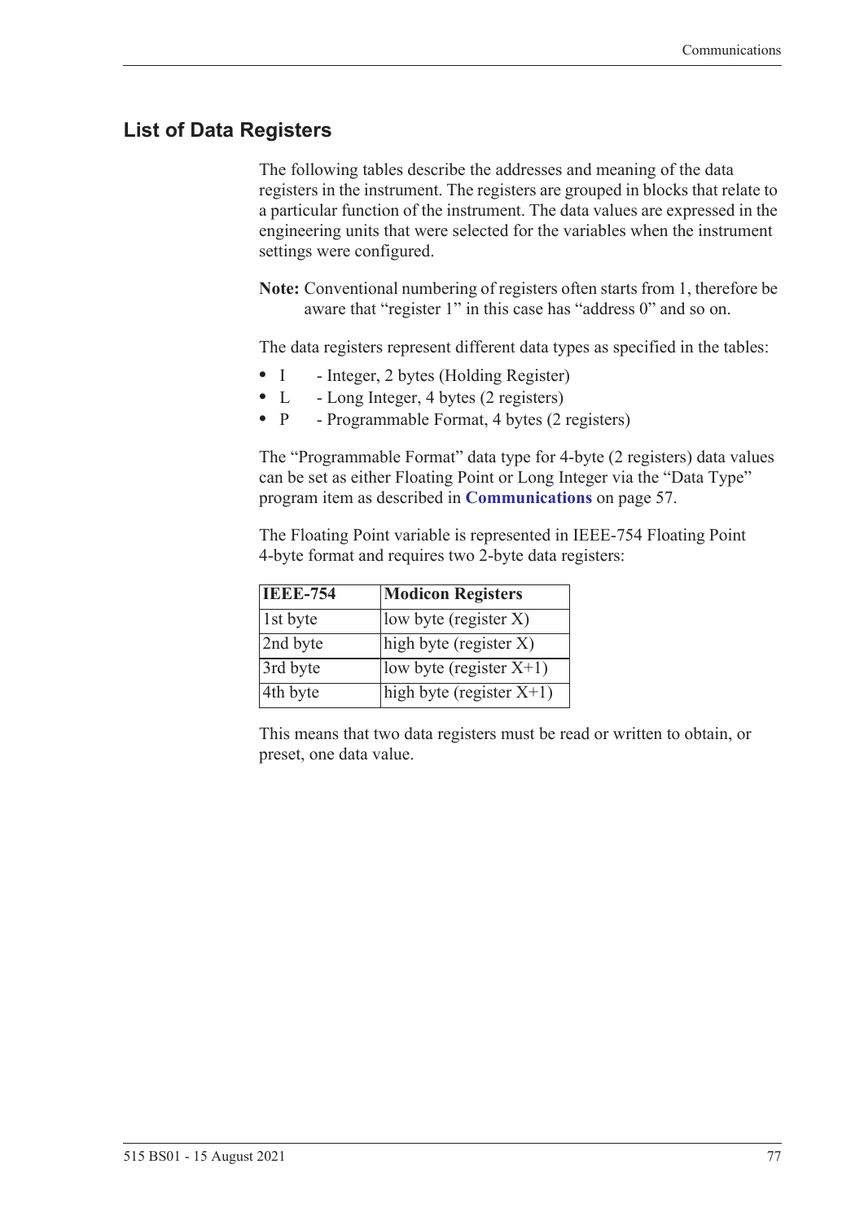## List of Data Registers

The following tables describe the addresses and meaning of the data registers in the instrument. The registers are grouped in blocks that relate to a particular function of the instrument. The data values are expressed in the engineering units that were selected for the variables when the instrument settings were configured.

**Note:** Conventional numbering of registers often starts from 1, therefore be aware that "register 1" in this case has "address 0" and so on.

The data registers represent different data types as specified in the tables:

- I - Integer, 2 bytes (Holding Register)
- L - Long Integer, 4 bytes (2 registers)
- P - Programmable Format, 4 bytes (2 registers)

The "Programmable Format" data type for 4-byte (2 registers) data values can be set as either Floating Point or Long Integer via the "Data Type" program item as described in **Communications** on page 57.

The Floating Point variable is represented in IEEE-754 Floating Point 4-byte format and requires two 2-byte data registers:

| IEEE-754 | Modicon Registers |
|---|---|
| 1st byte | low byte (register X) |
| 2nd byte | high byte (register X) |
| 3rd byte | low byte (register X+1) |
| 4th byte | high byte (register X+1) |

This means that two data registers must be read or written to obtain, or preset, one data value.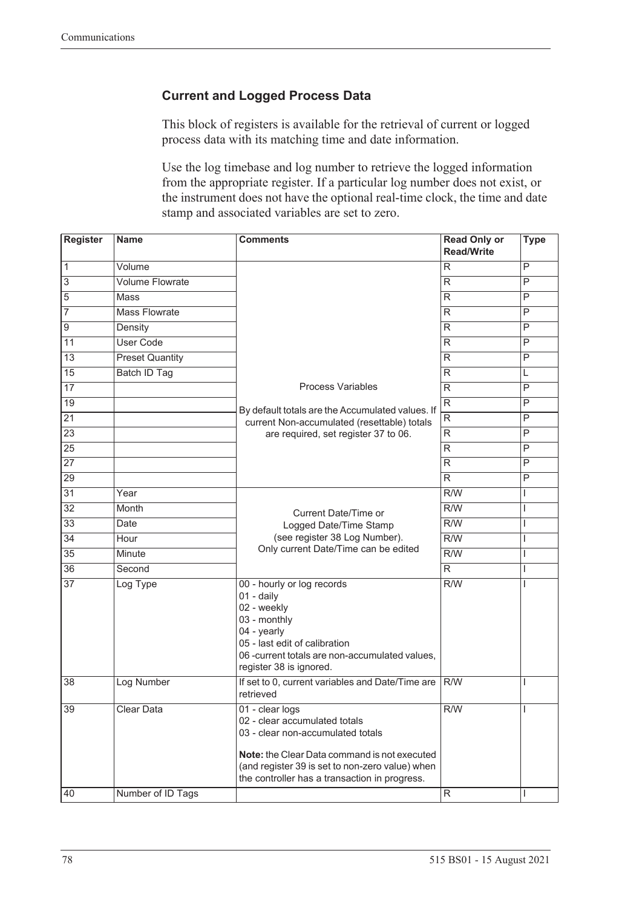### Current and Logged Process Data

This block of registers is available for the retrieval of current or logged process data with its matching time and date information.

Use the log timebase and log number to retrieve the logged information from the appropriate register. If a particular log number does not exist, or the instrument does not have the optional real-time clock, the time and date stamp and associated variables are set to zero.

| Register | Name | Comments | Read Only or Read/Write | Type |
|---|---|---|---|---|
| 1 | Volume | Process Variables<br><br>By default totals are the Accumulated values. If current Non-accumulated (resettable) totals are required, set register 37 to 06. | R | P |
| 3 | Volume Flowrate | | R | P |
| 5 | Mass | | R | P |
| 7 | Mass Flowrate | | R | P |
| 9 | Density | | R | P |
| 11 | User Code | | R | P |
| 13 | Preset Quantity | | R | P |
| 15 | Batch ID Tag | | R | L |
| 17 | | | R | P |
| 19 | | | R | P |
| 21 | | | R | P |
| 23 | | | R | P |
| 25 | | | R | P |
| 27 | | | R | P |
| 29 | | | R | P |
| 31 | Year | Current Date/Time or Logged Date/Time Stamp (see register 38 Log Number). Only current Date/Time can be edited | R/W | I |
| 32 | Month | | R/W | I |
| 33 | Date | | R/W | I |
| 34 | Hour | | R/W | I |
| 35 | Minute | | R/W | I |
| 36 | Second | | R | I |
| 37 | Log Type | 00 - hourly or log records<br>01 - daily<br>02 - weekly<br>03 - monthly<br>04 - yearly<br>05 - last edit of calibration<br>06 -current totals are non-accumulated values, register 38 is ignored. | R/W | I |
| 38 | Log Number | If set to 0, current variables and Date/Time are retrieved | R/W | I |
| 39 | Clear Data | 01 - clear logs<br>02 - clear accumulated totals<br>03 - clear non-accumulated totals<br><br>**Note:** the Clear Data command is not executed (and register 39 is set to non-zero value) when the controller has a transaction in progress. | R/W | I |
| 40 | Number of ID Tags | | R | I |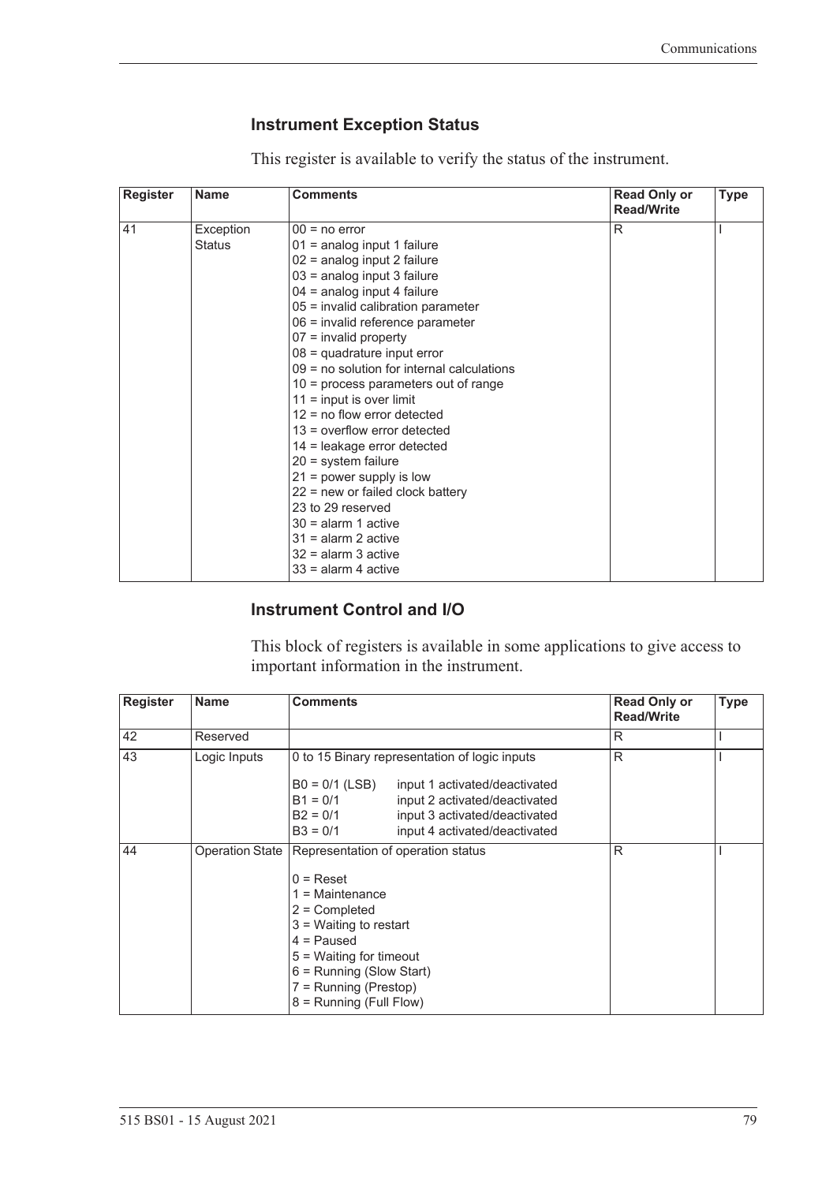### Instrument Exception Status

This register is available to verify the status of the instrument.

| Register | Name | Comments | Read Only or Read/Write | Type |
|---|---|---|---|---|
| 41 | Exception Status | 00 = no error<br>01 = analog input 1 failure<br>02 = analog input 2 failure<br>03 = analog input 3 failure<br>04 = analog input 4 failure<br>05 = invalid calibration parameter<br>06 = invalid reference parameter<br>07 = invalid property<br>08 = quadrature input error<br>09 = no solution for internal calculations<br>10 = process parameters out of range<br>11 = input is over limit<br>12 = no flow error detected<br>13 = overflow error detected<br>14 = leakage error detected<br>20 = system failure<br>21 = power supply is low<br>22 = new or failed clock battery<br>23 to 29 reserved<br>30 = alarm 1 active<br>31 = alarm 2 active<br>32 = alarm 3 active<br>33 = alarm 4 active | R | I |

### Instrument Control and I/O

This block of registers is available in some applications to give access to important information in the instrument.

| Register | Name | Comments | Read Only or Read/Write | Type |
|---|---|---|---|---|
| 42 | Reserved | | R | I |
| 43 | Logic Inputs | 0 to 15 Binary representation of logic inputs<br><br>B0 = 0/1 (LSB) input 1 activated/deactivated<br>B1 = 0/1 input 2 activated/deactivated<br>B2 = 0/1 input 3 activated/deactivated<br>B3 = 0/1 input 4 activated/deactivated | R | I |
| 44 | Operation State | Representation of operation status<br><br>0 = Reset<br>1 = Maintenance<br>2 = Completed<br>3 = Waiting to restart<br>4 = Paused<br>5 = Waiting for timeout<br>6 = Running (Slow Start)<br>7 = Running (Prestop)<br>8 = Running (Full Flow) | R | I |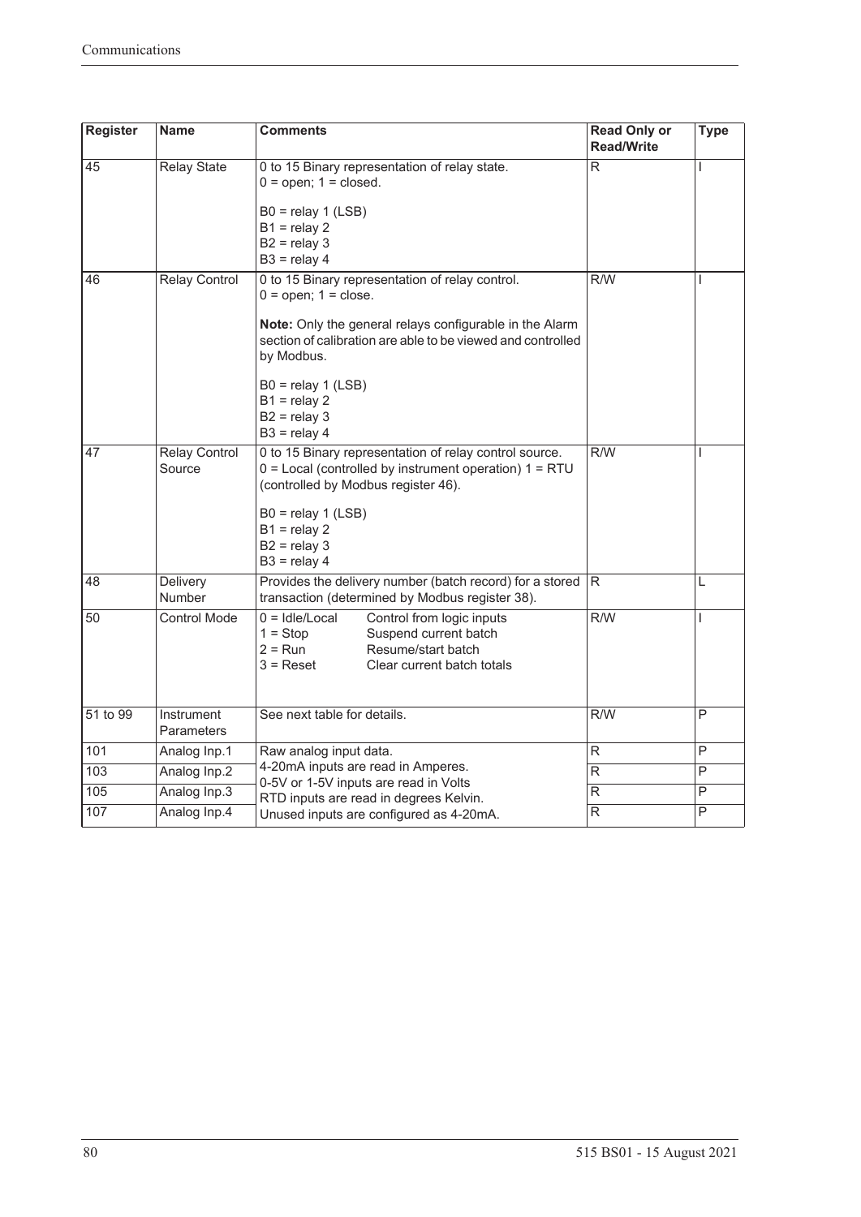| Register | Name | Comments | Read Only or Read/Write | Type |
|---|---|---|---|---|
| 45 | Relay State | 0 to 15 Binary representation of relay state.<br>0 = open; 1 = closed.<br><br>B0 = relay 1 (LSB)<br>B1 = relay 2<br>B2 = relay 3<br>B3 = relay 4 | R | I |
| 46 | Relay Control | 0 to 15 Binary representation of relay control.<br>0 = open; 1 = close.<br><br>**Note:** Only the general relays configurable in the Alarm section of calibration are able to be viewed and controlled by Modbus.<br><br>B0 = relay 1 (LSB)<br>B1 = relay 2<br>B2 = relay 3<br>B3 = relay 4 | R/W | I |
| 47 | Relay Control Source | 0 to 15 Binary representation of relay control source.<br>0 = Local (controlled by instrument operation) 1 = RTU (controlled by Modbus register 46).<br><br>B0 = relay 1 (LSB)<br>B1 = relay 2<br>B2 = relay 3<br>B3 = relay 4 | R/W | I |
| 48 | Delivery Number | Provides the delivery number (batch record) for a stored transaction (determined by Modbus register 38). | R | L |
| 50 | Control Mode | 0 = Idle/Local — Control from logic inputs<br>1 = Stop — Suspend current batch<br>2 = Run — Resume/start batch<br>3 = Reset — Clear current batch totals | R/W | I |
| 51 to 99 | Instrument Parameters | See next table for details. | R/W | P |
| 101 | Analog Inp.1 | Raw analog input data.<br>4-20mA inputs are read in Amperes.<br>0-5V or 1-5V inputs are read in Volts<br>RTD inputs are read in degrees Kelvin.<br>Unused inputs are configured as 4-20mA. | R | P |
| 103 | Analog Inp.2 | | R | P |
| 105 | Analog Inp.3 | | R | P |
| 107 | Analog Inp.4 | | R | P |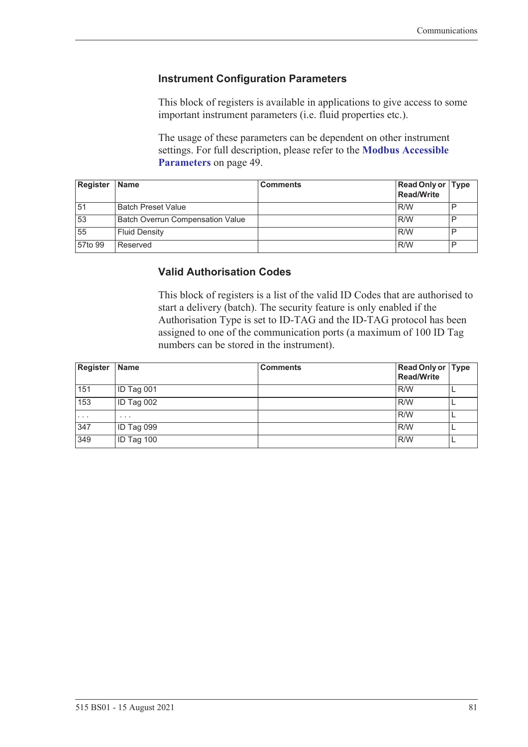### Instrument Configuration Parameters

This block of registers is available in applications to give access to some important instrument parameters (i.e. fluid properties etc.).

The usage of these parameters can be dependent on other instrument settings. For full description, please refer to the **Modbus Accessible Parameters** on page 49.

| Register | Name | Comments | Read Only or Read/Write | Type |
|---|---|---|---|---|
| 51 | Batch Preset Value | | R/W | P |
| 53 | Batch Overrun Compensation Value | | R/W | P |
| 55 | Fluid Density | | R/W | P |
| 57to 99 | Reserved | | R/W | P |

### Valid Authorisation Codes

This block of registers is a list of the valid ID Codes that are authorised to start a delivery (batch). The security feature is only enabled if the Authorisation Type is set to ID-TAG and the ID-TAG protocol has been assigned to one of the communication ports (a maximum of 100 ID Tag numbers can be stored in the instrument).

| Register | Name | Comments | Read Only or Read/Write | Type |
|---|---|---|---|---|
| 151 | ID Tag 001 | | R/W | L |
| 153 | ID Tag 002 | | R/W | L |
| . . . | . . . | | R/W | L |
| 347 | ID Tag 099 | | R/W | L |
| 349 | ID Tag 100 | | R/W | L |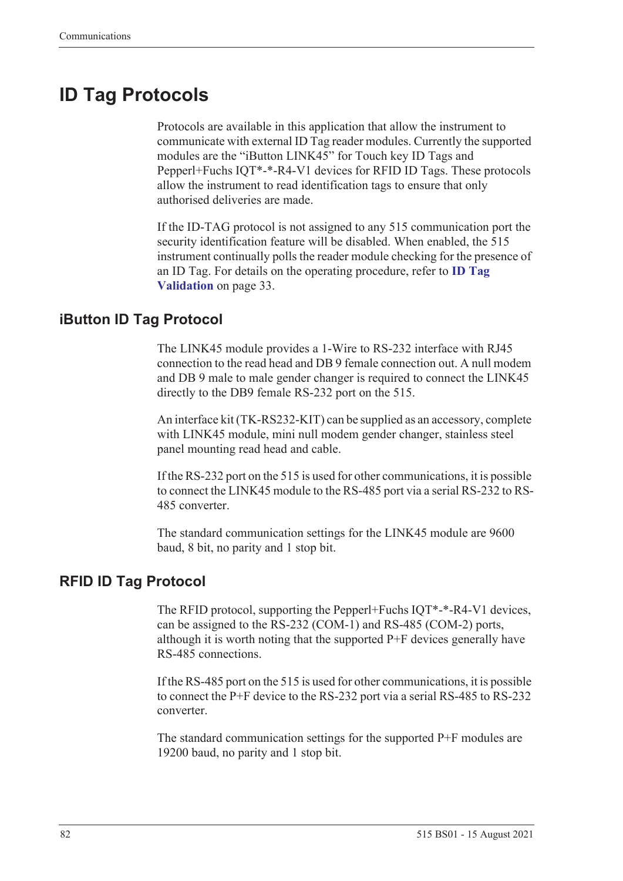# ID Tag Protocols

Protocols are available in this application that allow the instrument to communicate with external ID Tag reader modules. Currently the supported modules are the "iButton LINK45" for Touch key ID Tags and Pepperl+Fuchs IQT*-*-R4-V1 devices for RFID ID Tags. These protocols allow the instrument to read identification tags to ensure that only authorised deliveries are made.

If the ID-TAG protocol is not assigned to any 515 communication port the security identification feature will be disabled. When enabled, the 515 instrument continually polls the reader module checking for the presence of an ID Tag. For details on the operating procedure, refer to **ID Tag Validation** on page 33.

## iButton ID Tag Protocol

The LINK45 module provides a 1-Wire to RS-232 interface with RJ45 connection to the read head and DB 9 female connection out. A null modem and DB 9 male to male gender changer is required to connect the LINK45 directly to the DB9 female RS-232 port on the 515.

An interface kit (TK-RS232-KIT) can be supplied as an accessory, complete with LINK45 module, mini null modem gender changer, stainless steel panel mounting read head and cable.

If the RS-232 port on the 515 is used for other communications, it is possible to connect the LINK45 module to the RS-485 port via a serial RS-232 to RS-485 converter.

The standard communication settings for the LINK45 module are 9600 baud, 8 bit, no parity and 1 stop bit.

## RFID ID Tag Protocol

The RFID protocol, supporting the Pepperl+Fuchs IQT*-*-R4-V1 devices, can be assigned to the RS-232 (COM-1) and RS-485 (COM-2) ports, although it is worth noting that the supported P+F devices generally have RS-485 connections.

If the RS-485 port on the 515 is used for other communications, it is possible to connect the P+F device to the RS-232 port via a serial RS-485 to RS-232 converter.

The standard communication settings for the supported P+F modules are 19200 baud, no parity and 1 stop bit.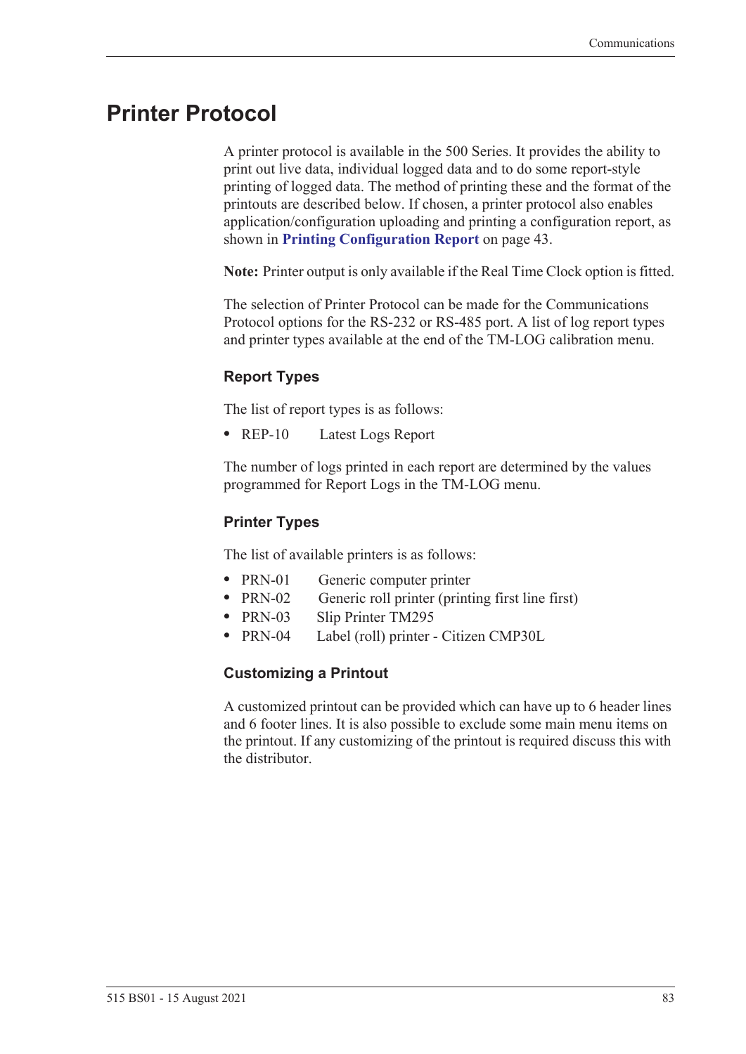# Printer Protocol

A printer protocol is available in the 500 Series. It provides the ability to print out live data, individual logged data and to do some report-style printing of logged data. The method of printing these and the format of the printouts are described below. If chosen, a printer protocol also enables application/configuration uploading and printing a configuration report, as shown in **Printing Configuration Report** on page 43.

**Note:** Printer output is only available if the Real Time Clock option is fitted.

The selection of Printer Protocol can be made for the Communications Protocol options for the RS-232 or RS-485 port. A list of log report types and printer types available at the end of the TM-LOG calibration menu.

### Report Types

The list of report types is as follows:

- REP-10 Latest Logs Report

The number of logs printed in each report are determined by the values programmed for Report Logs in the TM-LOG menu.

### Printer Types

The list of available printers is as follows:

- PRN-01 Generic computer printer
- PRN-02 Generic roll printer (printing first line first)
- PRN-03 Slip Printer TM295
- PRN-04 Label (roll) printer - Citizen CMP30L

### Customizing a Printout

A customized printout can be provided which can have up to 6 header lines and 6 footer lines. It is also possible to exclude some main menu items on the printout. If any customizing of the printout is required discuss this with the distributor.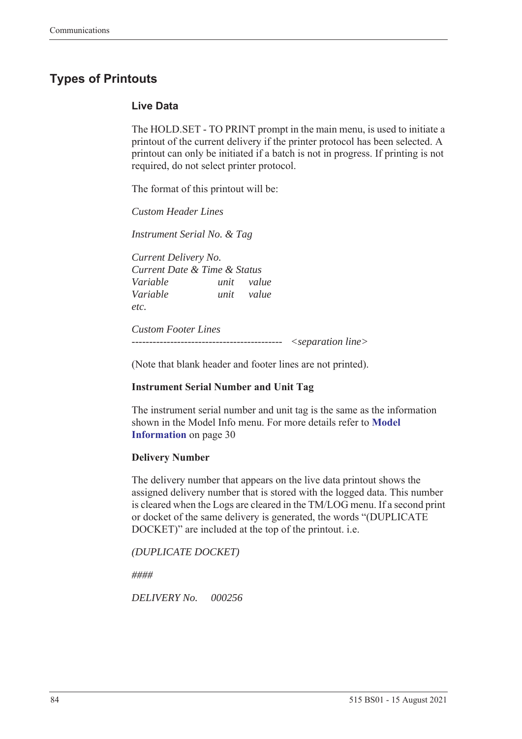## Types of Printouts

### Live Data

The HOLD.SET - TO PRINT prompt in the main menu, is used to initiate a printout of the current delivery if the printer protocol has been selected. A printout can only be initiated if a batch is not in progress. If printing is not required, do not select printer protocol.

The format of this printout will be:

*Custom Header Lines*

*Instrument Serial No. & Tag*

*Current Delivery No.*
*Current Date & Time & Status*
*Variable unit value*
*Variable unit value*
*etc.*

*Custom Footer Lines*
------------------------------------------- *<separation line>*

(Note that blank header and footer lines are not printed).

**Instrument Serial Number and Unit Tag**

The instrument serial number and unit tag is the same as the information shown in the Model Info menu. For more details refer to **Model Information** on page 30

**Delivery Number**

The delivery number that appears on the live data printout shows the assigned delivery number that is stored with the logged data. This number is cleared when the Logs are cleared in the TM/LOG menu. If a second print or docket of the same delivery is generated, the words "(DUPLICATE DOCKET)" are included at the top of the printout. i.e.

*(DUPLICATE DOCKET)*

*####*

*DELIVERY No. 000256*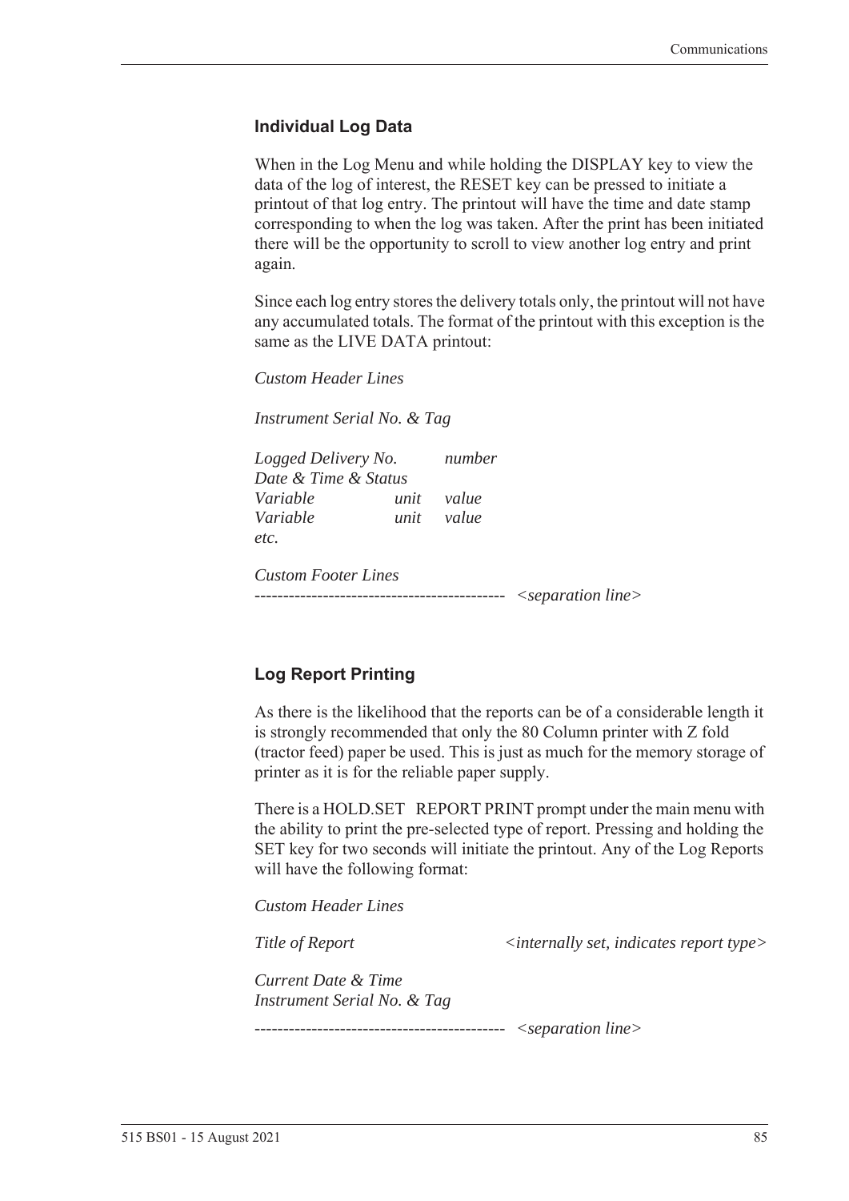### Individual Log Data

When in the Log Menu and while holding the DISPLAY key to view the data of the log of interest, the RESET key can be pressed to initiate a printout of that log entry. The printout will have the time and date stamp corresponding to when the log was taken. After the print has been initiated there will be the opportunity to scroll to view another log entry and print again.

Since each log entry stores the delivery totals only, the printout will not have any accumulated totals. The format of the printout with this exception is the same as the LIVE DATA printout:

*Custom Header Lines*

*Instrument Serial No. & Tag*

*Logged Delivery No.* *number*
*Date & Time & Status*
*Variable* *unit* *value*
*Variable* *unit* *value*
*etc.*

*Custom Footer Lines*
------------------------------------------- *<separation line>*

### Log Report Printing

As there is the likelihood that the reports can be of a considerable length it is strongly recommended that only the 80 Column printer with Z fold (tractor feed) paper be used. This is just as much for the memory storage of printer as it is for the reliable paper supply.

There is a HOLD.SET REPORT PRINT prompt under the main menu with the ability to print the pre-selected type of report. Pressing and holding the SET key for two seconds will initiate the printout. Any of the Log Reports will have the following format:

*Custom Header Lines*

*Title of Report* *<internally set, indicates report type>*

*Current Date & Time*
*Instrument Serial No. & Tag*

------------------------------------------- *<separation line>*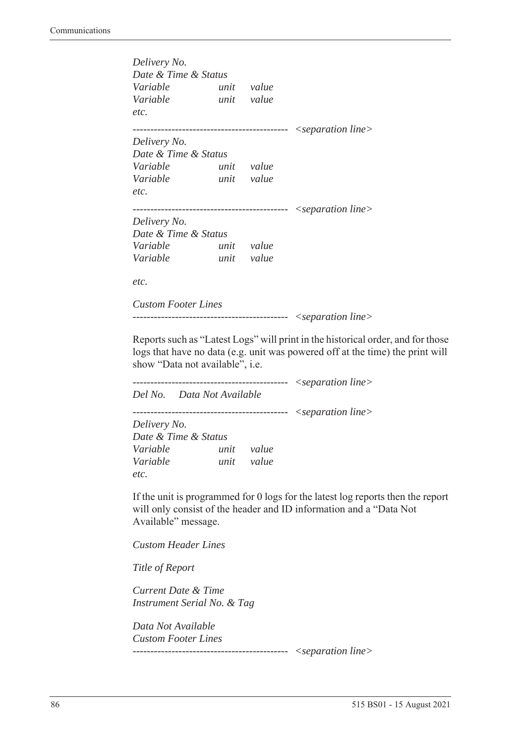*Delivery No.*
*Date & Time & Status*
*Variable     unit   value*
*Variable     unit   value*
*etc.*

```
-------------------------------------------  <separation line>
```

*Delivery No.*
*Date & Time & Status*
*Variable     unit   value*
*Variable     unit   value*
*etc.*

```
-------------------------------------------  <separation line>
```

*Delivery No.*
*Date & Time & Status*
*Variable     unit   value*
*Variable     unit   value*

*etc.*

*Custom Footer Lines*

```
-------------------------------------------  <separation line>
```

Reports such as "Latest Logs" will print in the historical order, and for those logs that have no data (e.g. unit was powered off at the time) the print will show "Data not available", i.e.

```
-------------------------------------------  <separation line>
```

*Del No.   Data Not Available*

```
-------------------------------------------  <separation line>
```

*Delivery No.*
*Date & Time & Status*
*Variable     unit   value*
*Variable     unit   value*
*etc.*

If the unit is programmed for 0 logs for the latest log reports then the report will only consist of the header and ID information and a "Data Not Available" message.

*Custom Header Lines*

*Title of Report*

*Current Date & Time*
*Instrument Serial No. & Tag*

*Data Not Available*
*Custom Footer Lines*

```
-------------------------------------------  <separation line>
```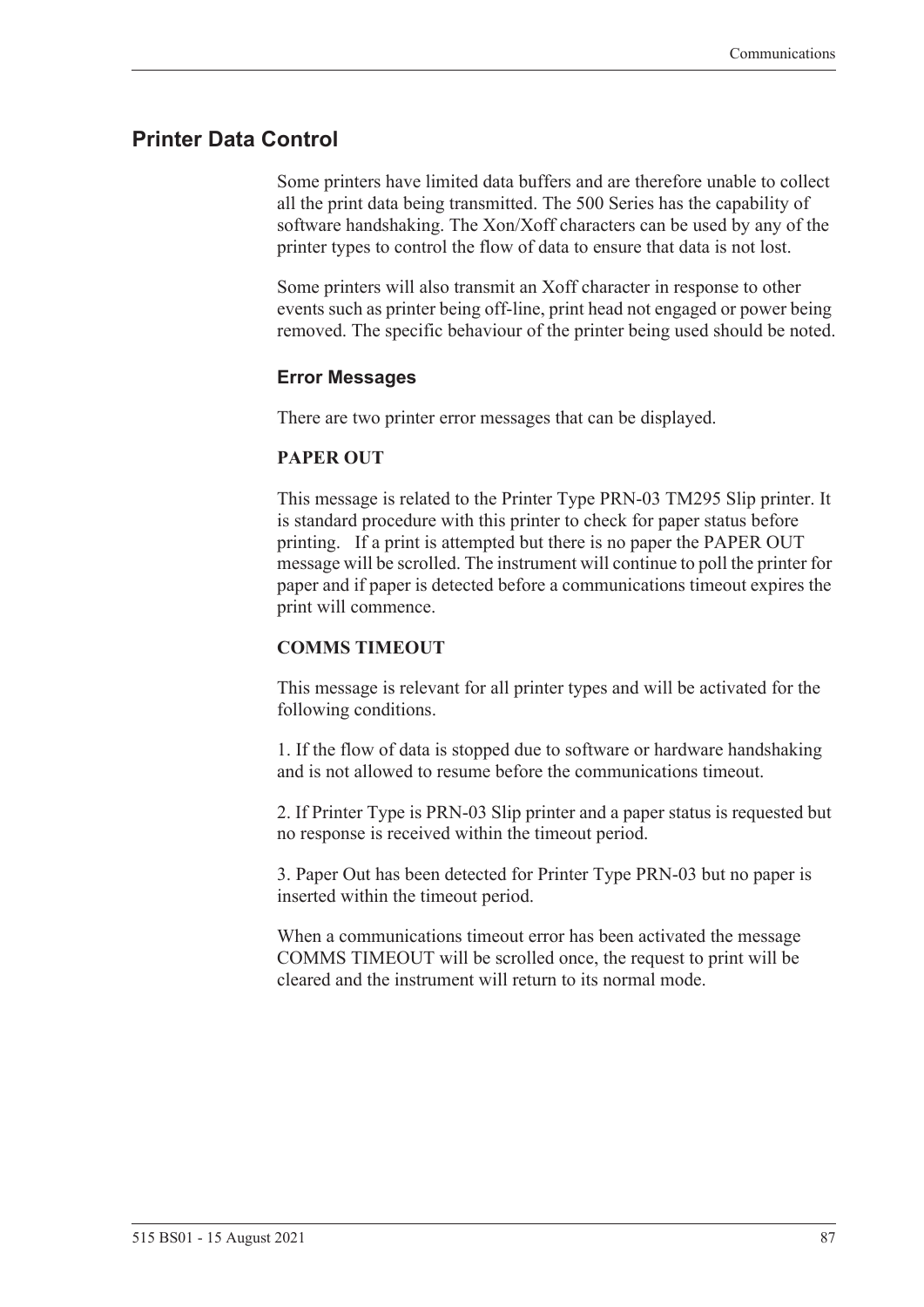## Printer Data Control

Some printers have limited data buffers and are therefore unable to collect all the print data being transmitted. The 500 Series has the capability of software handshaking. The Xon/Xoff characters can be used by any of the printer types to control the flow of data to ensure that data is not lost.

Some printers will also transmit an Xoff character in response to other events such as printer being off-line, print head not engaged or power being removed. The specific behaviour of the printer being used should be noted.

### Error Messages

There are two printer error messages that can be displayed.

**PAPER OUT**

This message is related to the Printer Type PRN-03 TM295 Slip printer. It is standard procedure with this printer to check for paper status before printing. If a print is attempted but there is no paper the PAPER OUT message will be scrolled. The instrument will continue to poll the printer for paper and if paper is detected before a communications timeout expires the print will commence.

**COMMS TIMEOUT**

This message is relevant for all printer types and will be activated for the following conditions.

1. If the flow of data is stopped due to software or hardware handshaking and is not allowed to resume before the communications timeout.

2. If Printer Type is PRN-03 Slip printer and a paper status is requested but no response is received within the timeout period.

3. Paper Out has been detected for Printer Type PRN-03 but no paper is inserted within the timeout period.

When a communications timeout error has been activated the message COMMS TIMEOUT will be scrolled once, the request to print will be cleared and the instrument will return to its normal mode.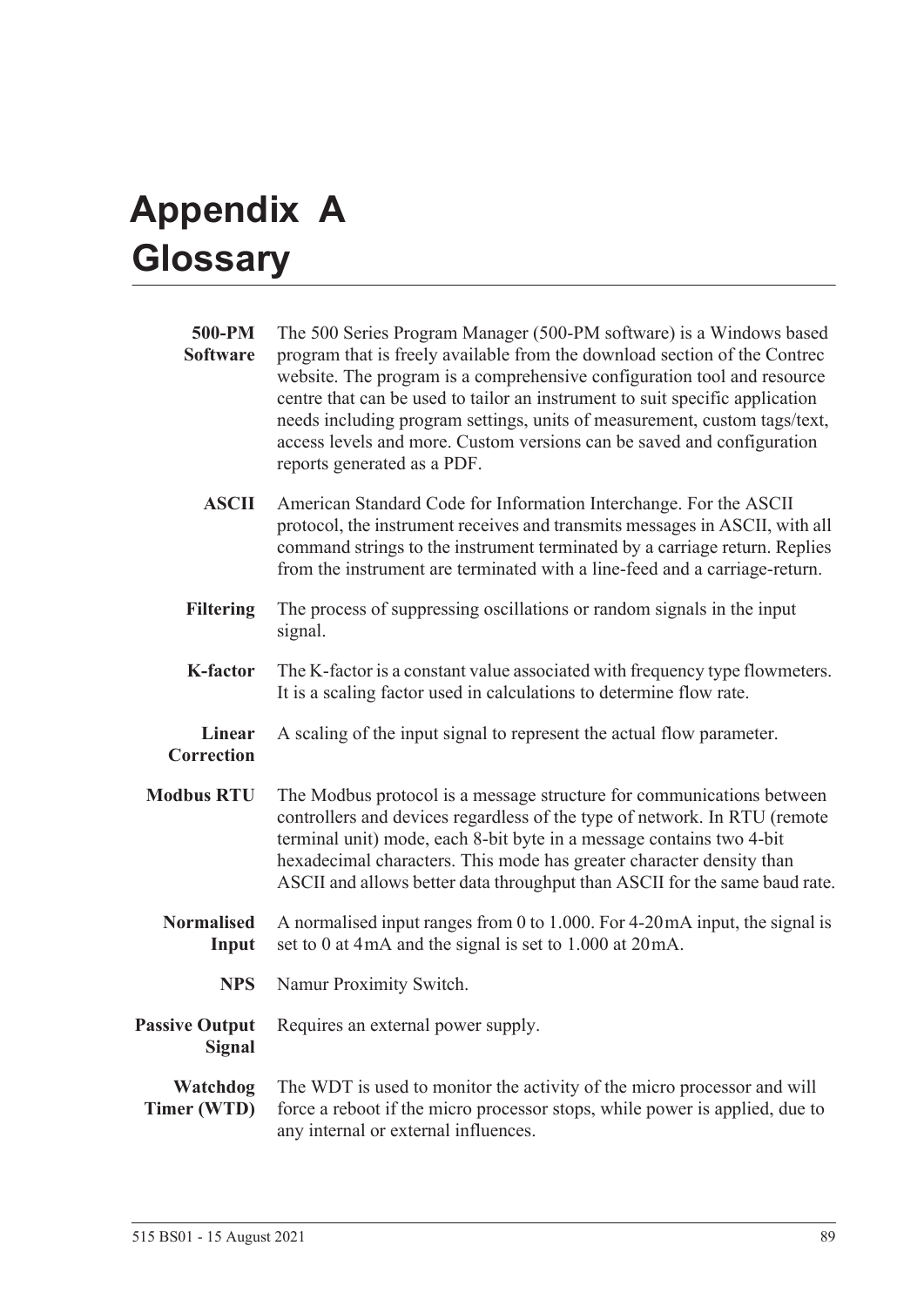# Appendix A Glossary

**500-PM Software** The 500 Series Program Manager (500-PM software) is a Windows based program that is freely available from the download section of the Contrec website. The program is a comprehensive configuration tool and resource centre that can be used to tailor an instrument to suit specific application needs including program settings, units of measurement, custom tags/text, access levels and more. Custom versions can be saved and configuration reports generated as a PDF.

**ASCII** American Standard Code for Information Interchange. For the ASCII protocol, the instrument receives and transmits messages in ASCII, with all command strings to the instrument terminated by a carriage return. Replies from the instrument are terminated with a line-feed and a carriage-return.

**Filtering** The process of suppressing oscillations or random signals in the input signal.

**K-factor** The K-factor is a constant value associated with frequency type flowmeters. It is a scaling factor used in calculations to determine flow rate.

**Linear Correction** A scaling of the input signal to represent the actual flow parameter.

**Modbus RTU** The Modbus protocol is a message structure for communications between controllers and devices regardless of the type of network. In RTU (remote terminal unit) mode, each 8-bit byte in a message contains two 4-bit hexadecimal characters. This mode has greater character density than ASCII and allows better data throughput than ASCII for the same baud rate.

**Normalised Input** A normalised input ranges from 0 to 1.000. For 4-20 mA input, the signal is set to 0 at 4 mA and the signal is set to 1.000 at 20 mA.

**NPS** Namur Proximity Switch.

**Passive Output Signal** Requires an external power supply.

**Watchdog Timer (WTD)** The WDT is used to monitor the activity of the micro processor and will force a reboot if the micro processor stops, while power is applied, due to any internal or external influences.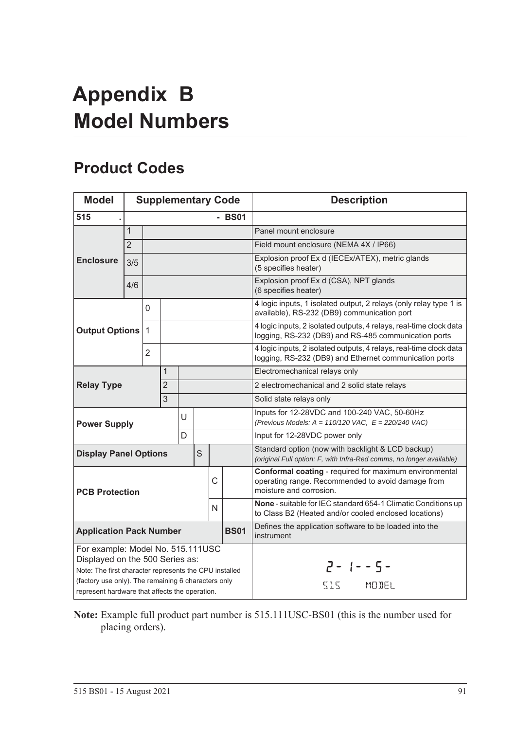# Appendix B
# Model Numbers

## Product Codes

| Model | Supplementary Code | | | | | | | Description |
|---|---|---|---|---|---|---|---|---|
| **515** | **.** | | | | | | **- BS01** | |
| **Enclosure** | 1 | | | | | | | Panel mount enclosure |
| | 2 | | | | | | | Field mount enclosure (NEMA 4X / IP66) |
| | 3/5 | | | | | | | Explosion proof Ex d (IECEx/ATEX), metric glands (5 specifies heater) |
| | 4/6 | | | | | | | Explosion proof Ex d (CSA), NPT glands (6 specifies heater) |
| **Output Options** | | 0 | | | | | | 4 logic inputs, 1 isolated output, 2 relays (only relay type 1 is available), RS-232 (DB9) communication port |
| | | 1 | | | | | | 4 logic inputs, 2 isolated outputs, 4 relays, real-time clock data logging, RS-232 (DB9) and RS-485 communication ports |
| | | 2 | | | | | | 4 logic inputs, 2 isolated outputs, 4 relays, real-time clock data logging, RS-232 (DB9) and Ethernet communication ports |
| **Relay Type** | | | 1 | | | | | Electromechanical relays only |
| | | | 2 | | | | | 2 electromechanical and 2 solid state relays |
| | | | 3 | | | | | Solid state relays only |
| **Power Supply** | | | | U | | | | Inputs for 12-28VDC and 100-240 VAC, 50-60Hz *(Previous Models: A = 110/120 VAC, E = 220/240 VAC)* |
| | | | | D | | | | Input for 12-28VDC power only |
| **Display Panel Options** | | | | | S | | | Standard option (now with backlight & LCD backup) *(original Full option: F, with Infra-Red comms, no longer available)* |
| **PCB Protection** | | | | | | C | | **Conformal coating** - required for maximum environmental operating range. Recommended to avoid damage from moisture and corrosion. |
| | | | | | | N | | **None** - suitable for IEC standard 654-1 Climatic Conditions up to Class B2 (Heated and/or cooled enclosed locations) |
| **Application Pack Number** | | | | | | | **BS01** | Defines the application software to be loaded into the instrument |
| For example: Model No. 515.111USC Displayed on the 500 Series as: Note: The first character represents the CPU installed (factory use only). The remaining 6 characters only represent hardware that affects the operation. | | | | | | | | 2 - 1 - - 5 - 515 MODEL |

**Note:** Example full product part number is 515.111USC-BS01 (this is the number used for placing orders).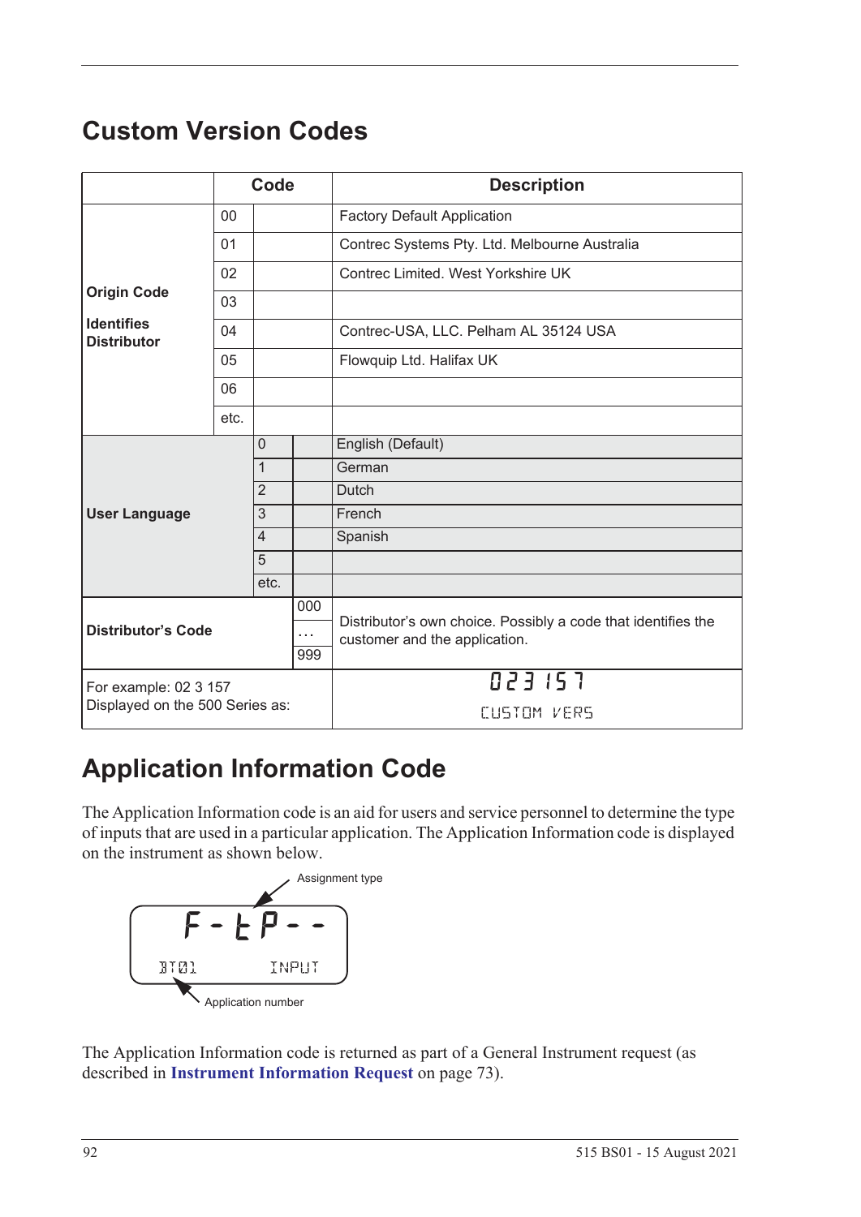## Custom Version Codes

| | Code | | | Description |
|---|---|---|---|---|
| **Origin Code**<br><br>**Identifies Distributor** | 00 | | | Factory Default Application |
| | 01 | | | Contrec Systems Pty. Ltd. Melbourne Australia |
| | 02 | | | Contrec Limited. West Yorkshire UK |
| | 03 | | | |
| | 04 | | | Contrec-USA, LLC. Pelham AL 35124 USA |
| | 05 | | | Flowquip Ltd. Halifax UK |
| | 06 | | | |
| | etc. | | | |
| **User Language** | | 0 | | English (Default) |
| | | 1 | | German |
| | | 2 | | Dutch |
| | | 3 | | French |
| | | 4 | | Spanish |
| | | 5 | | |
| | | etc. | | |
| **Distributor's Code** | | | 000<br>…<br>999 | Distributor's own choice. Possibly a code that identifies the customer and the application. |
| For example: 02 3 157<br>Displayed on the 500 Series as: | | | | 023 157<br>CUSTOM VERS |

## Application Information Code

The Application Information code is an aid for users and service personnel to determine the type of inputs that are used in a particular application. The Application Information code is displayed on the instrument as shown below.

Assignment type

F - t P - -

BT01 INPUT

Application number

The Application Information code is returned as part of a General Instrument request (as described in **Instrument Information Request** on page 73).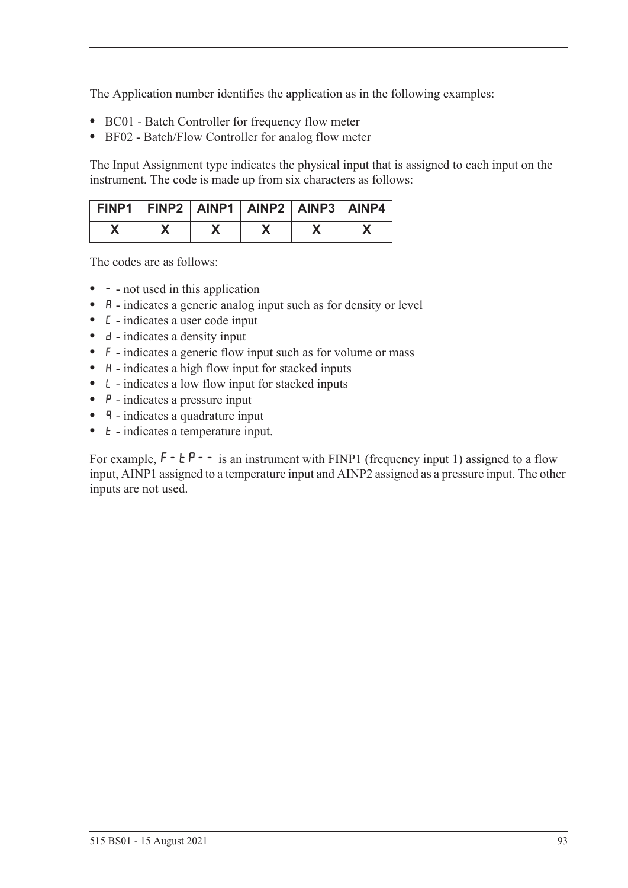The Application number identifies the application as in the following examples:

- BC01 - Batch Controller for frequency flow meter
- BF02 - Batch/Flow Controller for analog flow meter

The Input Assignment type indicates the physical input that is assigned to each input on the instrument. The code is made up from six characters as follows:

| FINP1 | FINP2 | AINP1 | AINP2 | AINP3 | AINP4 |
|---|---|---|---|---|---|
| X | X | X | X | X | X |

The codes are as follows:

- `-` - not used in this application
- `A` - indicates a generic analog input such as for density or level
- `C` - indicates a user code input
- `d` - indicates a density input
- `F` - indicates a generic flow input such as for volume or mass
- `H` - indicates a high flow input for stacked inputs
- `L` - indicates a low flow input for stacked inputs
- `P` - indicates a pressure input
- `q` - indicates a quadrature input
- `t` - indicates a temperature input.

For example, `F-tP--` is an instrument with FINP1 (frequency input 1) assigned to a flow input, AINP1 assigned to a temperature input and AINP2 assigned as a pressure input. The other inputs are not used.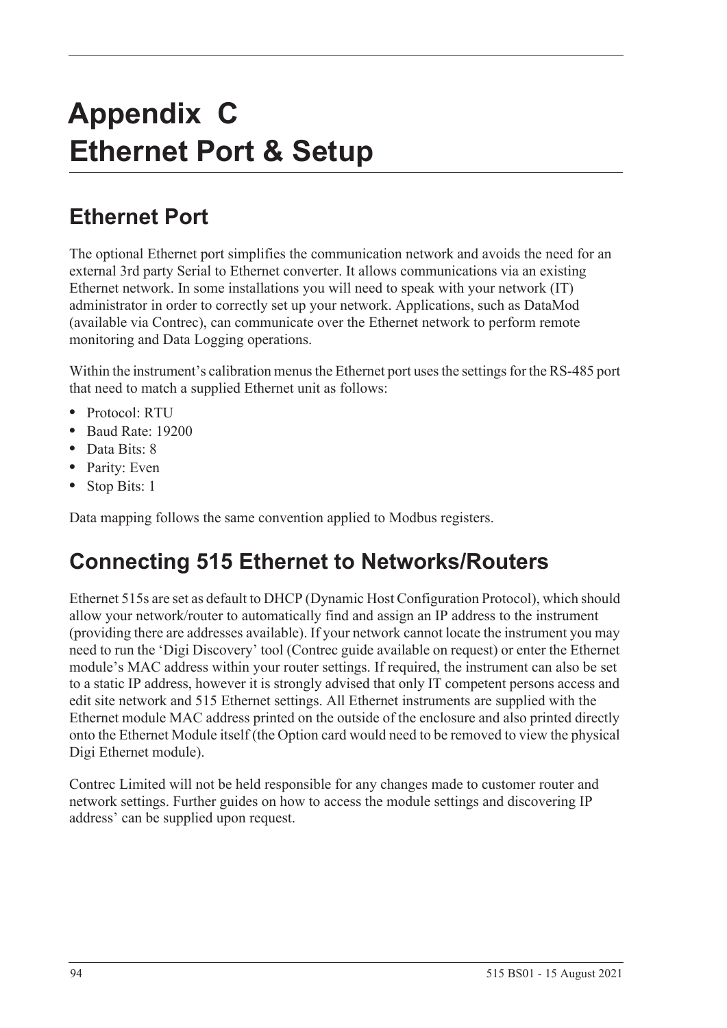# Appendix C
# Ethernet Port & Setup

## Ethernet Port

The optional Ethernet port simplifies the communication network and avoids the need for an external 3rd party Serial to Ethernet converter. It allows communications via an existing Ethernet network. In some installations you will need to speak with your network (IT) administrator in order to correctly set up your network. Applications, such as DataMod (available via Contrec), can communicate over the Ethernet network to perform remote monitoring and Data Logging operations.

Within the instrument's calibration menus the Ethernet port uses the settings for the RS-485 port that need to match a supplied Ethernet unit as follows:

- Protocol: RTU
- Baud Rate: 19200
- Data Bits: 8
- Parity: Even
- Stop Bits: 1

Data mapping follows the same convention applied to Modbus registers.

## Connecting 515 Ethernet to Networks/Routers

Ethernet 515s are set as default to DHCP (Dynamic Host Configuration Protocol), which should allow your network/router to automatically find and assign an IP address to the instrument (providing there are addresses available). If your network cannot locate the instrument you may need to run the 'Digi Discovery' tool (Contrec guide available on request) or enter the Ethernet module's MAC address within your router settings. If required, the instrument can also be set to a static IP address, however it is strongly advised that only IT competent persons access and edit site network and 515 Ethernet settings. All Ethernet instruments are supplied with the Ethernet module MAC address printed on the outside of the enclosure and also printed directly onto the Ethernet Module itself (the Option card would need to be removed to view the physical Digi Ethernet module).

Contrec Limited will not be held responsible for any changes made to customer router and network settings. Further guides on how to access the module settings and discovering IP address' can be supplied upon request.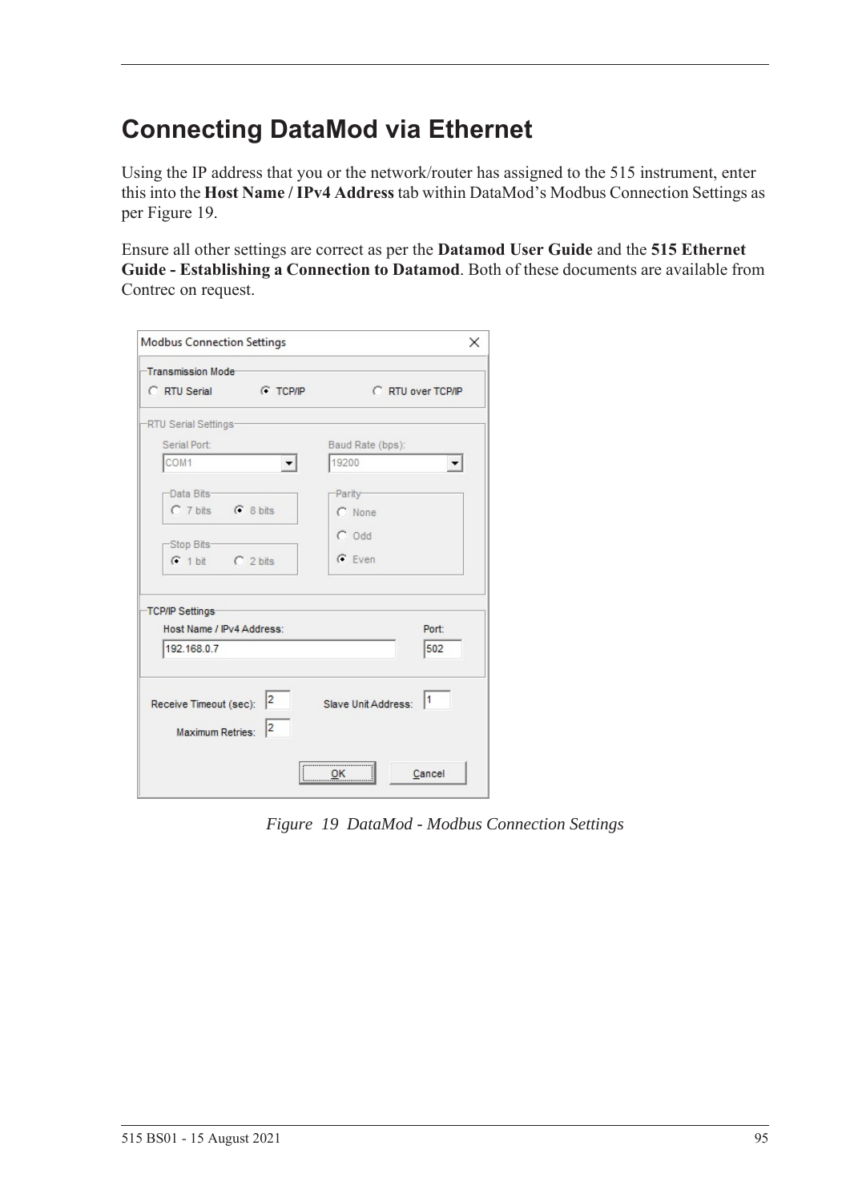# Connecting DataMod via Ethernet

Using the IP address that you or the network/router has assigned to the 515 instrument, enter this into the **Host Name / IPv4 Address** tab within DataMod's Modbus Connection Settings as per Figure 19.

Ensure all other settings are correct as per the **Datamod User Guide** and the **515 Ethernet Guide - Establishing a Connection to Datamod**. Both of these documents are available from Contrec on request.

*Figure 19 DataMod - Modbus Connection Settings*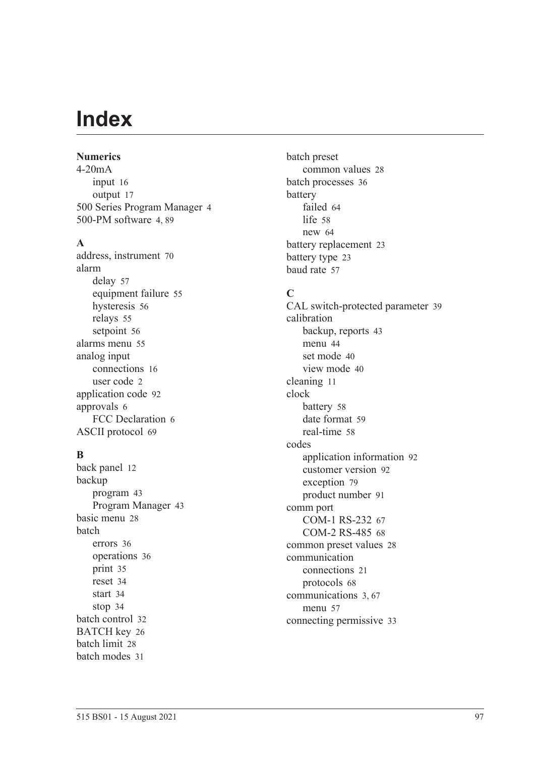# Index

**Numerics**

4-20mA
- input 16
- output 17

500 Series Program Manager 4
500-PM software 4, 89

**A**

address, instrument 70
alarm
- delay 57
- equipment failure 55
- hysteresis 56
- relays 55
- setpoint 56

alarms menu 55
analog input
- connections 16
- user code 2

application code 92
approvals 6
- FCC Declaration 6

ASCII protocol 69

**B**

back panel 12
backup
- program 43
- Program Manager 43

basic menu 28
batch
- errors 36
- operations 36
- print 35
- reset 34
- start 34
- stop 34

batch control 32
BATCH key 26
batch limit 28
batch modes 31
batch preset
- common values 28

batch processes 36
battery
- failed 64
- life 58
- new 64

battery replacement 23
battery type 23
baud rate 57

**C**

CAL switch-protected parameter 39
calibration
- backup, reports 43
- menu 44
- set mode 40
- view mode 40

cleaning 11
clock
- battery 58
- date format 59
- real-time 58

codes
- application information 92
- customer version 92
- exception 79
- product number 91

comm port
- COM-1 RS-232 67
- COM-2 RS-485 68

common preset values 28
communication
- connections 21
- protocols 68

communications 3, 67
- menu 57

connecting permissive 33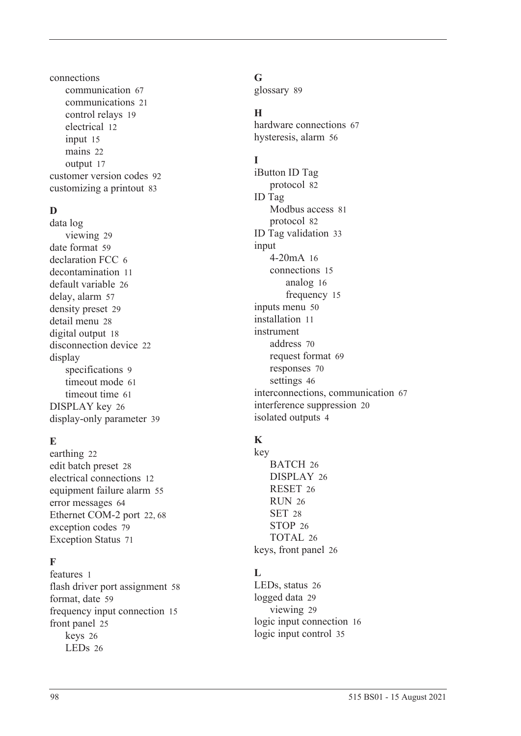connections
- communication 67
- communications 21
- control relays 19
- electrical 12
- input 15
- mains 22
- output 17

customer version codes 92
customizing a printout 83

**D**

data log
- viewing 29

date format 59
declaration FCC 6
decontamination 11
default variable 26
delay, alarm 57
density preset 29
detail menu 28
digital output 18
disconnection device 22
display
- specifications 9
- timeout mode 61
- timeout time 61

DISPLAY key 26
display-only parameter 39

**E**

earthing 22
edit batch preset 28
electrical connections 12
equipment failure alarm 55
error messages 64
Ethernet COM-2 port 22, 68
exception codes 79
Exception Status 71

**F**

features 1
flash driver port assignment 58
format, date 59
frequency input connection 15
front panel 25
- keys 26
- LEDs 26

**G**

glossary 89

**H**

hardware connections 67
hysteresis, alarm 56

**I**

iButton ID Tag
- protocol 82

ID Tag
- Modbus access 81
- protocol 82

ID Tag validation 33
input
- 4-20mA 16
- connections 15
  - analog 16
  - frequency 15

inputs menu 50
installation 11
instrument
- address 70
- request format 69
- responses 70
- settings 46

interconnections, communication 67
interference suppression 20
isolated outputs 4

**K**

key
- BATCH 26
- DISPLAY 26
- RESET 26
- RUN 26
- SET 28
- STOP 26
- TOTAL 26

keys, front panel 26

**L**

LEDs, status 26
logged data 29
- viewing 29

logic input connection 16
logic input control 35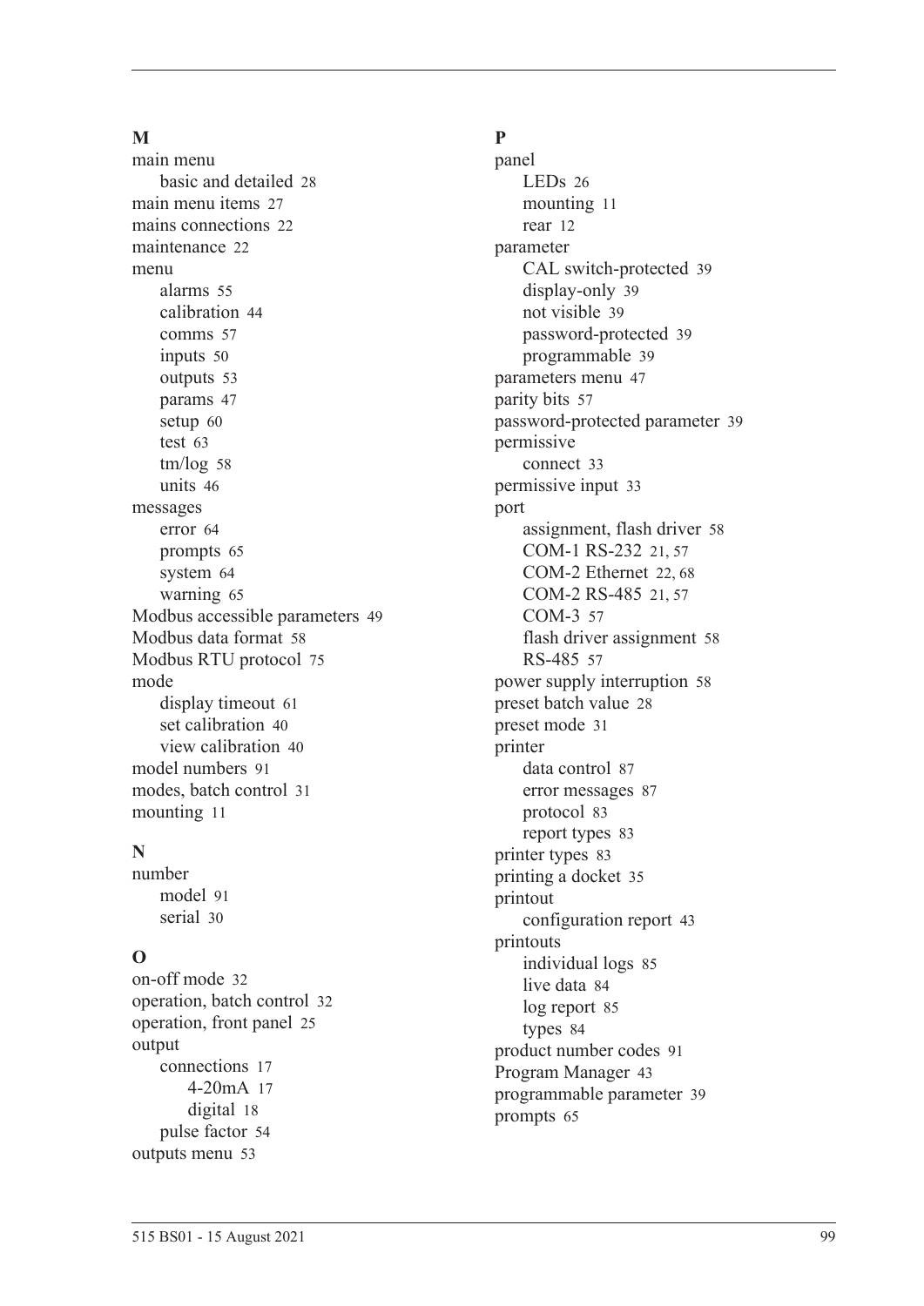**M**

main menu
- basic and detailed 28

main menu items 27
mains connections 22
maintenance 22
menu
- alarms 55
- calibration 44
- comms 57
- inputs 50
- outputs 53
- params 47
- setup 60
- test 63
- tm/log 58
- units 46

messages
- error 64
- prompts 65
- system 64
- warning 65

Modbus accessible parameters 49
Modbus data format 58
Modbus RTU protocol 75
mode
- display timeout 61
- set calibration 40
- view calibration 40

model numbers 91
modes, batch control 31
mounting 11

**N**

number
- model 91
- serial 30

**O**

on-off mode 32
operation, batch control 32
operation, front panel 25
output
- connections 17
    - 4-20mA 17
    - digital 18
- pulse factor 54

outputs menu 53

**P**

panel
- LEDs 26
- mounting 11
- rear 12

parameter
- CAL switch-protected 39
- display-only 39
- not visible 39
- password-protected 39
- programmable 39

parameters menu 47
parity bits 57
password-protected parameter 39
permissive
- connect 33

permissive input 33
port
- assignment, flash driver 58
- COM-1 RS-232 21, 57
- COM-2 Ethernet 22, 68
- COM-2 RS-485 21, 57
- COM-3 57
- flash driver assignment 58
- RS-485 57

power supply interruption 58
preset batch value 28
preset mode 31
printer
- data control 87
- error messages 87
- protocol 83
- report types 83

printer types 83
printing a docket 35
printout
- configuration report 43

printouts
- individual logs 85
- live data 84
- log report 85
- types 84

product number codes 91
Program Manager 43
programmable parameter 39
prompts 65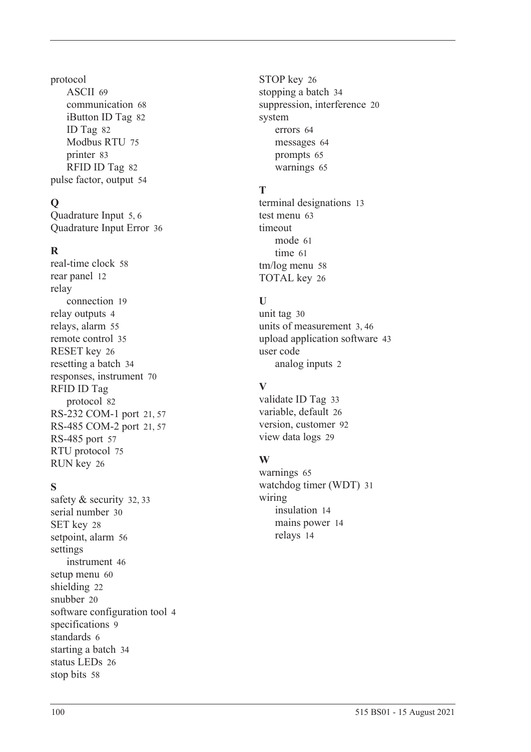protocol
- ASCII 69
- communication 68
- iButton ID Tag 82
- ID Tag 82
- Modbus RTU 75
- printer 83
- RFID ID Tag 82

pulse factor, output 54

### Q

Quadrature Input 5, 6
Quadrature Input Error 36

### R

real-time clock 58
rear panel 12
relay
- connection 19

relay outputs 4
relays, alarm 55
remote control 35
RESET key 26
resetting a batch 34
responses, instrument 70
RFID ID Tag
- protocol 82

RS-232 COM-1 port 21, 57
RS-485 COM-2 port 21, 57
RS-485 port 57
RTU protocol 75
RUN key 26

### S

safety & security 32, 33
serial number 30
SET key 28
setpoint, alarm 56
settings
- instrument 46

setup menu 60
shielding 22
snubber 20
software configuration tool 4
specifications 9
standards 6
starting a batch 34
status LEDs 26
stop bits 58
STOP key 26
stopping a batch 34
suppression, interference 20
system
- errors 64
- messages 64
- prompts 65
- warnings 65

### T

terminal designations 13
test menu 63
timeout
- mode 61
- time 61

tm/log menu 58
TOTAL key 26

### U

unit tag 30
units of measurement 3, 46
upload application software 43
user code
- analog inputs 2

### V

validate ID Tag 33
variable, default 26
version, customer 92
view data logs 29

### W

warnings 65
watchdog timer (WDT) 31
wiring
- insulation 14
- mains power 14
- relays 14